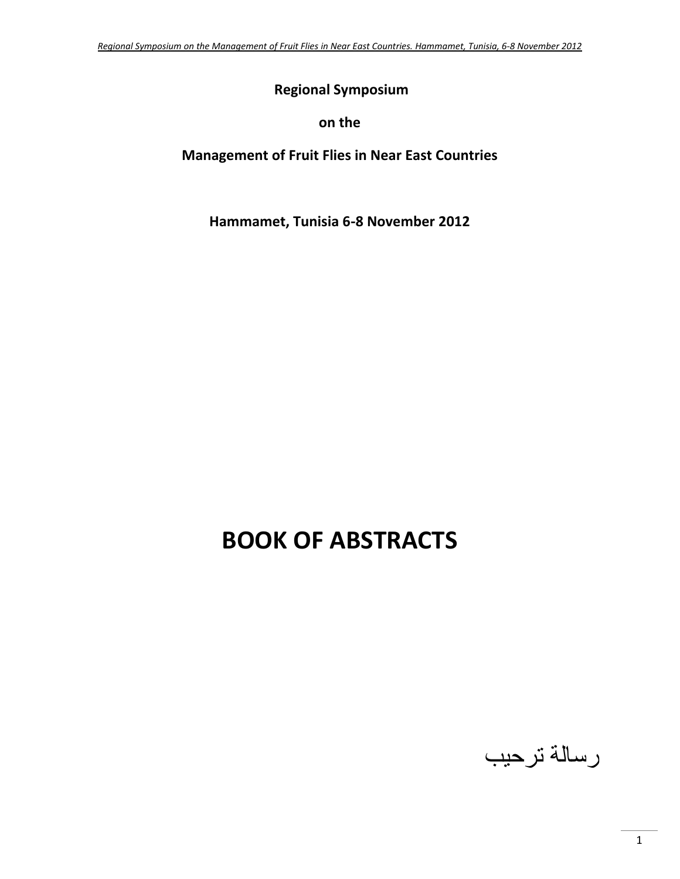**Regional Symposium**

**on the**

**Management of Fruit Flies in Near East Countries**

**Hammamet, Tunisia 6-8 November 2012**

# BOOK OF ABSTRACTS

رسالة ترحيب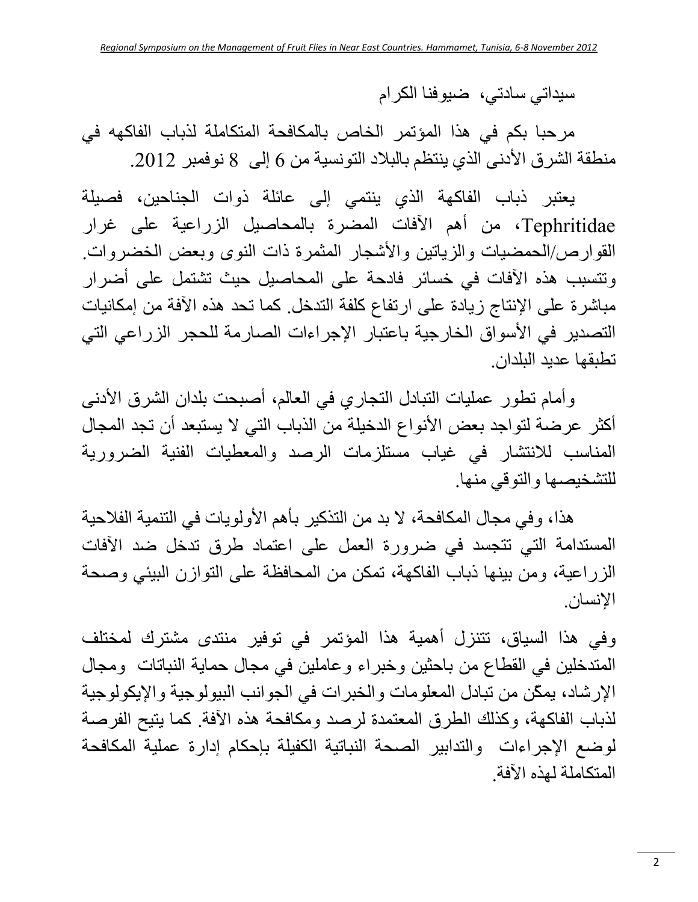سيداتي سادتي، ضيوفنا الكرام

مرحبا بكم في هذا المؤتمر الخاص بالمكافحة المتكاملة لذباب الفاكهه في منطقة الشرق الأدنى الذي ينتظم بالبلاد التونسية من 6 إلى 8 نوفمبر 2012.

يعتبر ذباب الفاكهة الذي ينتمي إلى عائلة ذوات الجناحين، فصيلة Tephritidae، من أهم الآفات المضرة بالمحاصيل الزراعية على غرار القوارص/الحمضيات والزياتين والأشجار المثمرة ذات النوى وبعض الخضروات. وتتسبب هذه الآفات في خسائر فادحة على المحاصيل حيث تشتمل على أضرار مباشرة على الإنتاج زيادة على ارتفاع كلفة التدخل. كما تحد هذه الآفة من إمكانيات التصدير في الأسواق الخارجية باعتبار الإجراءات الصارمة للحجر الزراعي التي تطبقها عديد البلدان.

وأمام تطور عمليات التبادل التجاري في العالم، أصبحت بلدان الشرق الأدنى أكثر عرضة لتواجد بعض الأنواع الدخيلة من الذباب التي لا يستبعد أن تجد المجال المناسب للانتشار في غياب مستلزمات الرصد والمعطيات الفنية الضرورية للتشخيصها والتوقي منها.

هذا، وفي مجال المكافحة، لا بد من التذكير بأهم الأولويات في التنمية الفلاحية المستدامة التي تتجسد في ضرورة العمل على اعتماد طرق تدخل ضد الآفات الزراعية، ومن بينها ذباب الفاكهة، تمكن من المحافظة على التوازن البيئي وصحة الإنسان.

وفي هذا السياق، تتنزل أهمية هذا المؤتمر في توفير منتدى مشترك لمختلف المتدخلين في القطاع من باحثين وخبراء وعاملين في مجال حماية النباتات ومجال الإرشاد، يمكن من تبادل المعلومات والخبرات في الجوانب البيولوجية والإيكولوجية لذباب الفاكهة، وكذلك الطرق المعتمدة لرصد ومكافحة هذه الآفة. كما يتيح الفرصة لوضع الإجراءات والتدابير الصحة النباتية الكفيلة بإحكام إدارة عملية المكافحة المتكاملة لهذه الآفة.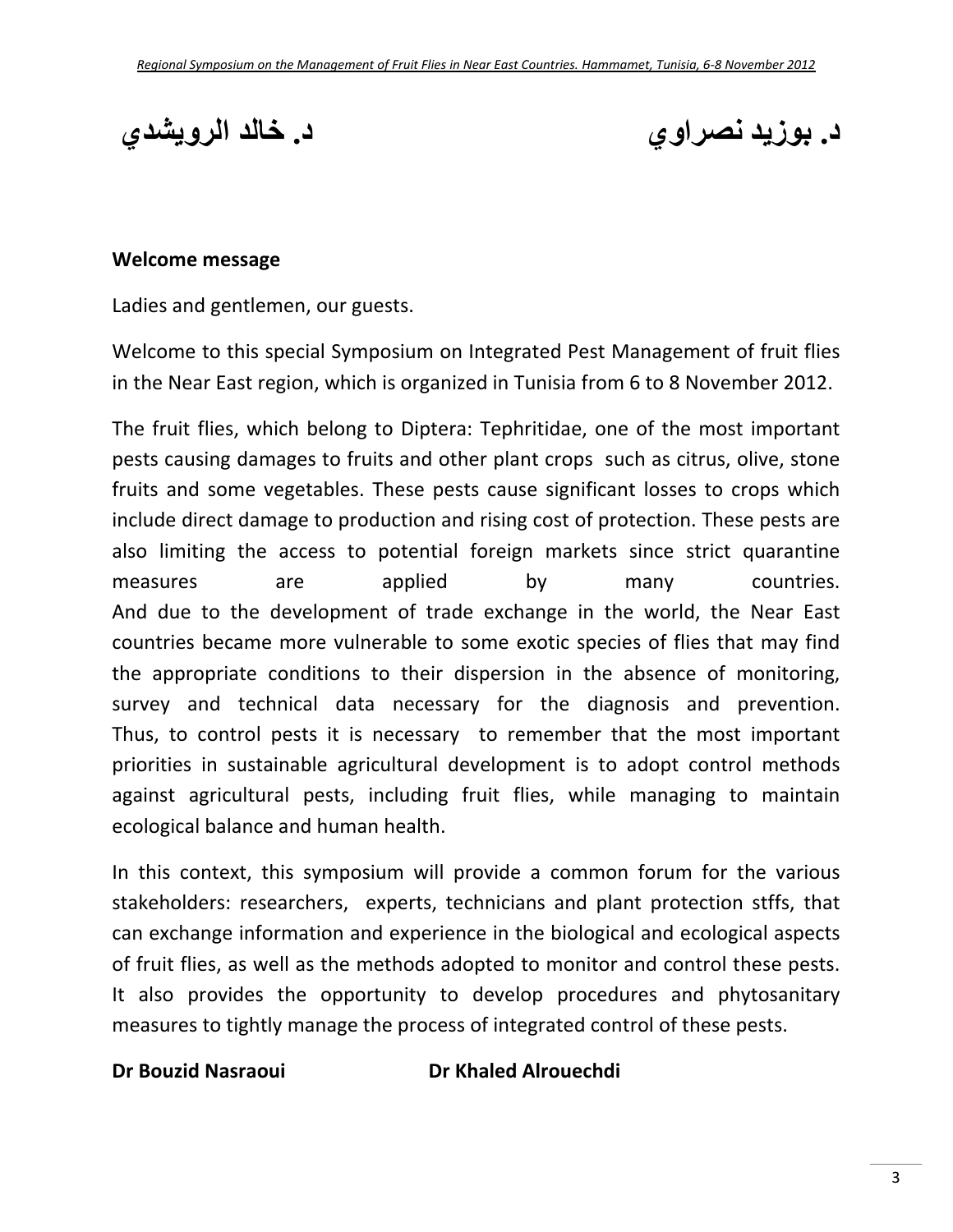د. بوزيد نصراوي د. خالد الرويشدي

**Welcome message**

Ladies and gentlemen, our guests.

Welcome to this special Symposium on Integrated Pest Management of fruit flies in the Near East region, which is organized in Tunisia from 6 to 8 November 2012.

The fruit flies, which belong to Diptera: Tephritidae, one of the most important pests causing damages to fruits and other plant crops such as citrus, olive, stone fruits and some vegetables. These pests cause significant losses to crops which include direct damage to production and rising cost of protection. These pests are also limiting the access to potential foreign markets since strict quarantine measures are applied by many countries.
And due to the development of trade exchange in the world, the Near East countries became more vulnerable to some exotic species of flies that may find the appropriate conditions to their dispersion in the absence of monitoring, survey and technical data necessary for the diagnosis and prevention. Thus, to control pests it is necessary to remember that the most important priorities in sustainable agricultural development is to adopt control methods against agricultural pests, including fruit flies, while managing to maintain ecological balance and human health.

In this context, this symposium will provide a common forum for the various stakeholders: researchers, experts, technicians and plant protection stffs, that can exchange information and experience in the biological and ecological aspects of fruit flies, as well as the methods adopted to monitor and control these pests. It also provides the opportunity to develop procedures and phytosanitary measures to tightly manage the process of integrated control of these pests.

**Dr Bouzid Nasraoui** **Dr Khaled Alrouechdi**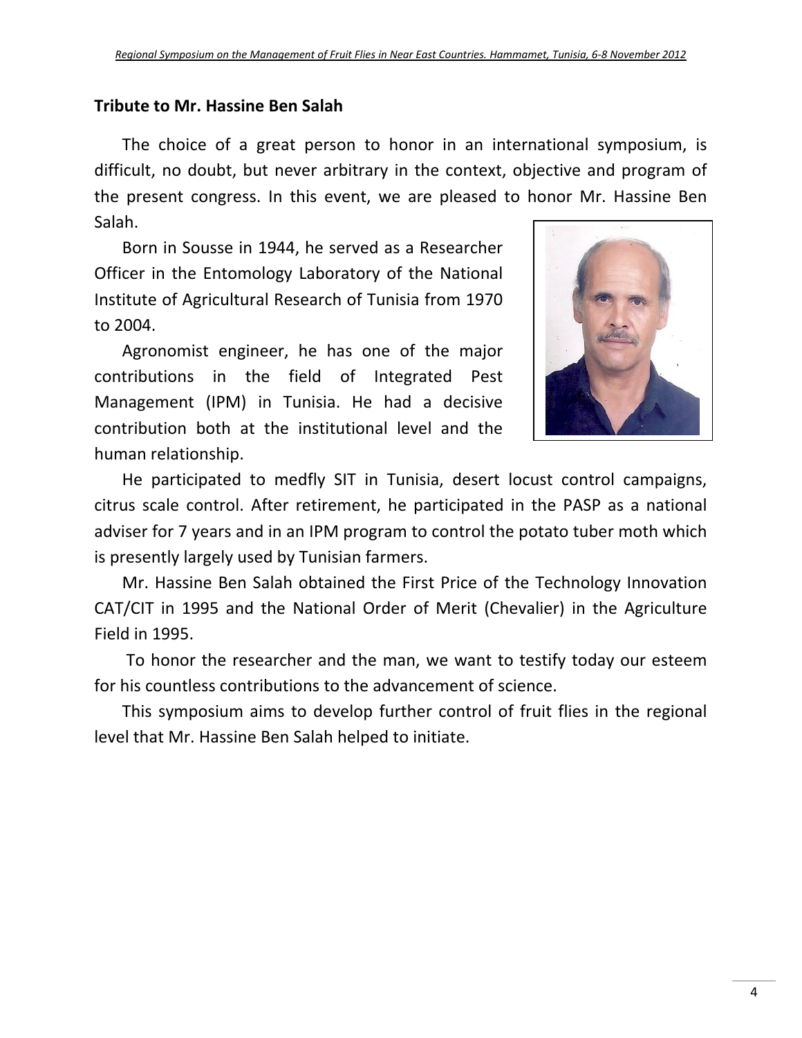## Tribute to Mr. Hassine Ben Salah

The choice of a great person to honor in an international symposium, is difficult, no doubt, but never arbitrary in the context, objective and program of the present congress. In this event, we are pleased to honor Mr. Hassine Ben Salah.

Born in Sousse in 1944, he served as a Researcher Officer in the Entomology Laboratory of the National Institute of Agricultural Research of Tunisia from 1970 to 2004.

Agronomist engineer, he has one of the major contributions in the field of Integrated Pest Management (IPM) in Tunisia. He had a decisive contribution both at the institutional level and the human relationship.

He participated to medfly SIT in Tunisia, desert locust control campaigns, citrus scale control. After retirement, he participated in the PASP as a national adviser for 7 years and in an IPM program to control the potato tuber moth which is presently largely used by Tunisian farmers.

Mr. Hassine Ben Salah obtained the First Price of the Technology Innovation CAT/CIT in 1995 and the National Order of Merit (Chevalier) in the Agriculture Field in 1995.

To honor the researcher and the man, we want to testify today our esteem for his countless contributions to the advancement of science.

This symposium aims to develop further control of fruit flies in the regional level that Mr. Hassine Ben Salah helped to initiate.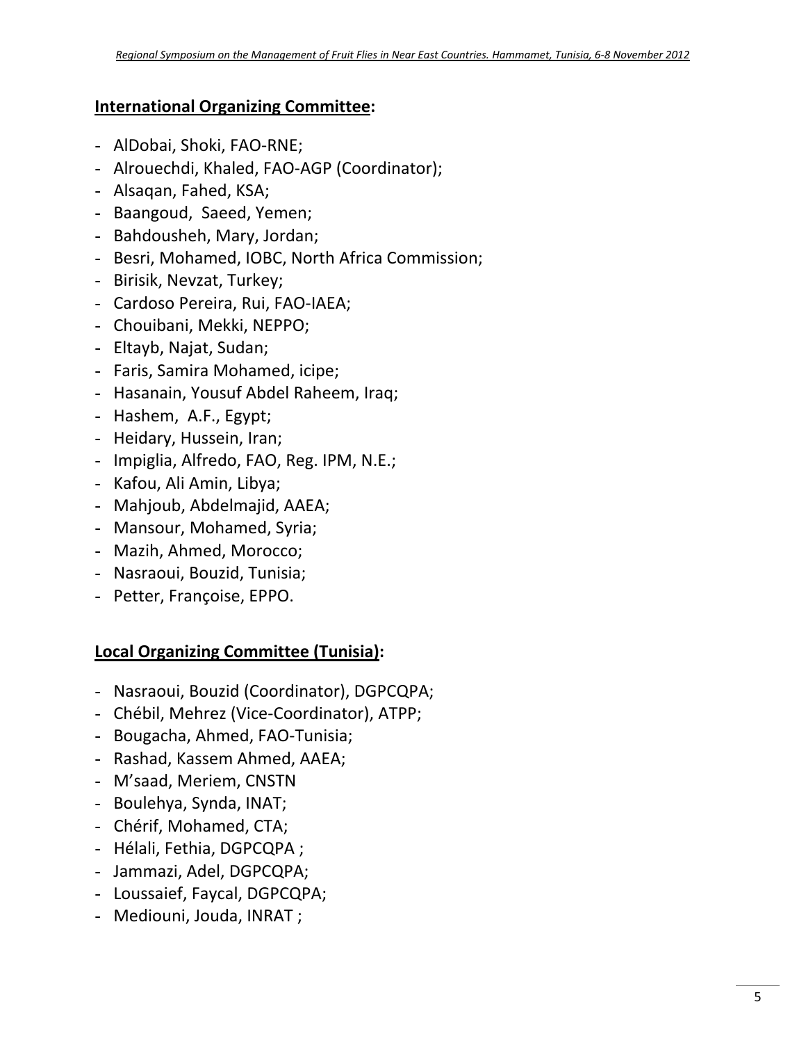## **<u>International Organizing Committee</u>:**

- AlDobai, Shoki, FAO-RNE;
- Alrouechdi, Khaled, FAO-AGP (Coordinator);
- Alsaqan, Fahed, KSA;
- Baangoud, Saeed, Yemen;
- Bahdousheh, Mary, Jordan;
- Besri, Mohamed, IOBC, North Africa Commission;
- Birisik, Nevzat, Turkey;
- Cardoso Pereira, Rui, FAO-IAEA;
- Chouibani, Mekki, NEPPO;
- Eltayb, Najat, Sudan;
- Faris, Samira Mohamed, icipe;
- Hasanain, Yousuf Abdel Raheem, Iraq;
- Hashem, A.F., Egypt;
- Heidary, Hussein, Iran;
- Impiglia, Alfredo, FAO, Reg. IPM, N.E.;
- Kafou, Ali Amin, Libya;
- Mahjoub, Abdelmajid, AAEA;
- Mansour, Mohamed, Syria;
- Mazih, Ahmed, Morocco;
- Nasraoui, Bouzid, Tunisia;
- Petter, Françoise, EPPO.

## **<u>Local Organizing Committee (Tunisia)</u>:**

- Nasraoui, Bouzid (Coordinator), DGPCQPA;
- Chébil, Mehrez (Vice-Coordinator), ATPP;
- Bougacha, Ahmed, FAO-Tunisia;
- Rashad, Kassem Ahmed, AAEA;
- M'saad, Meriem, CNSTN
- Boulehya, Synda, INAT;
- Chérif, Mohamed, CTA;
- Hélali, Fethia, DGPCQPA ;
- Jammazi, Adel, DGPCQPA;
- Loussaief, Faycal, DGPCQPA;
- Mediouni, Jouda, INRAT ;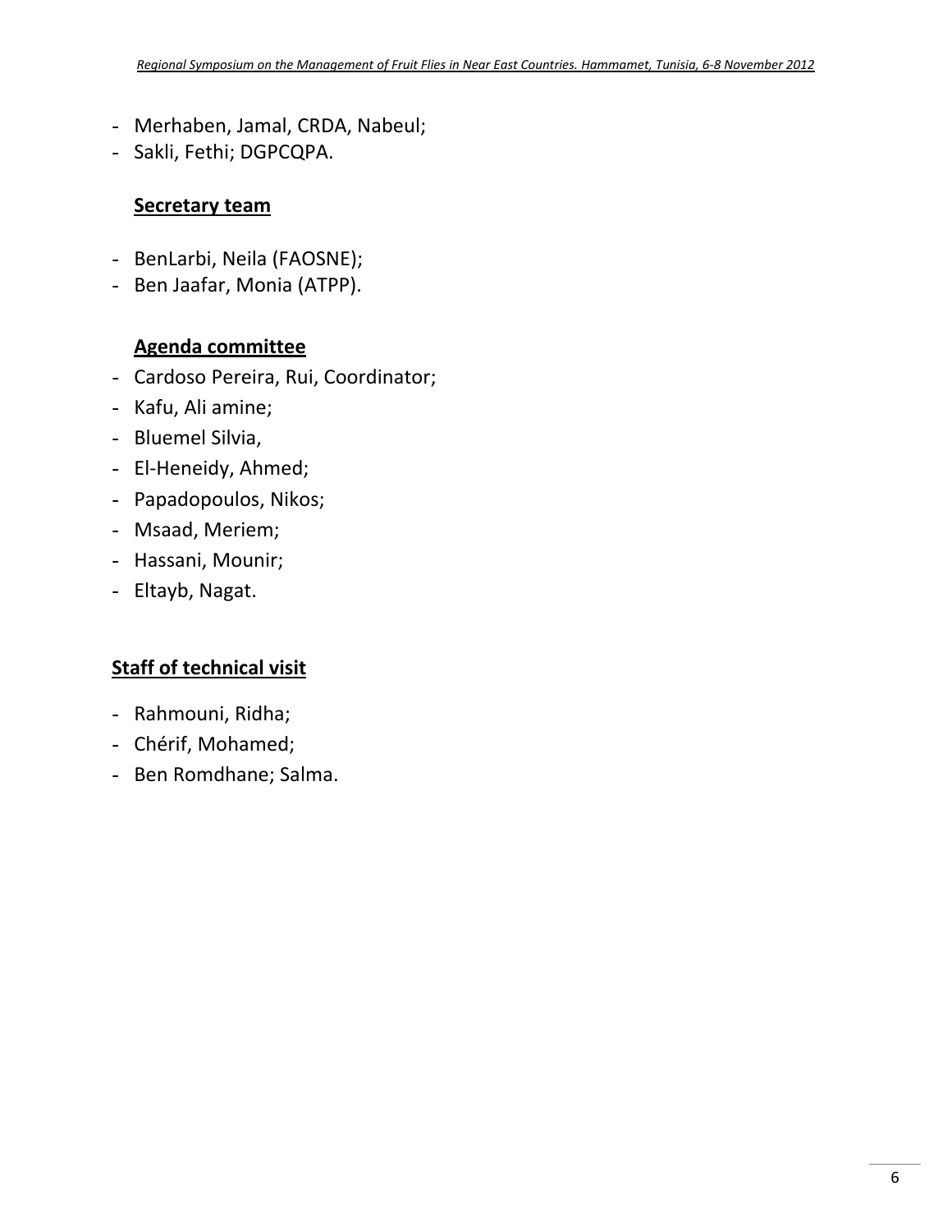- Merhaben, Jamal, CRDA, Nabeul;
- Sakli, Fethi; DGPCQPA.

### Secretary team

- BenLarbi, Neila (FAOSNE);
- Ben Jaafar, Monia (ATPP).

### Agenda committee

- Cardoso Pereira, Rui, Coordinator;
- Kafu, Ali amine;
- Bluemel Silvia,
- El-Heneidy, Ahmed;
- Papadopoulos, Nikos;
- Msaad, Meriem;
- Hassani, Mounir;
- Eltayb, Nagat.

## Staff of technical visit

- Rahmouni, Ridha;
- Chérif, Mohamed;
- Ben Romdhane; Salma.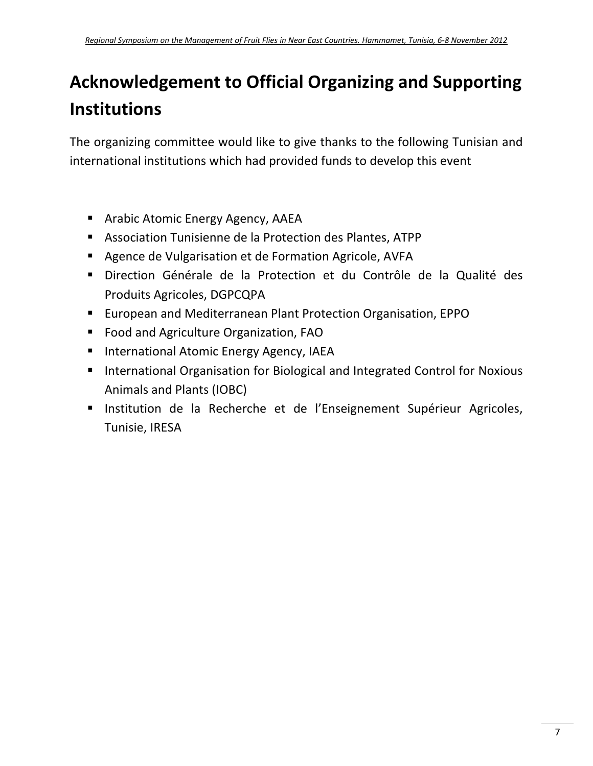# Acknowledgement to Official Organizing and Supporting Institutions

The organizing committee would like to give thanks to the following Tunisian and international institutions which had provided funds to develop this event

- Arabic Atomic Energy Agency, AAEA
- Association Tunisienne de la Protection des Plantes, ATPP
- Agence de Vulgarisation et de Formation Agricole, AVFA
- Direction Générale de la Protection et du Contrôle de la Qualité des Produits Agricoles, DGPCQPA
- European and Mediterranean Plant Protection Organisation, EPPO
- Food and Agriculture Organization, FAO
- International Atomic Energy Agency, IAEA
- International Organisation for Biological and Integrated Control for Noxious Animals and Plants (IOBC)
- Institution de la Recherche et de l'Enseignement Supérieur Agricoles, Tunisie, IRESA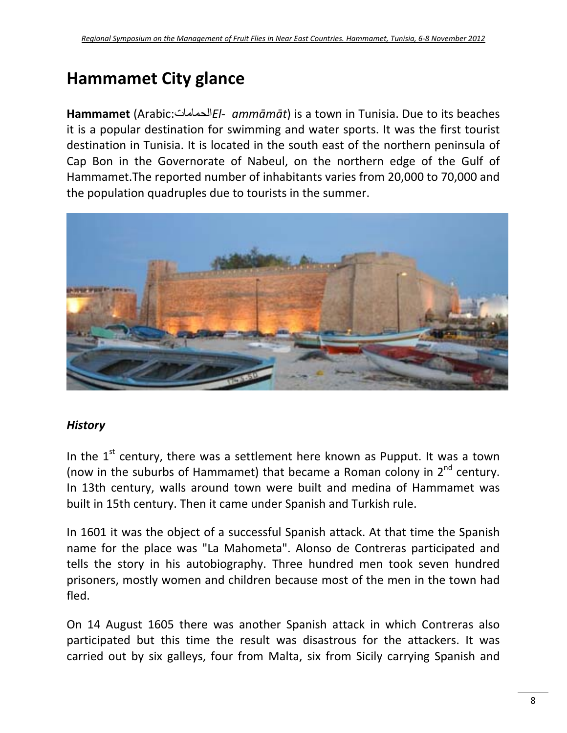# Hammamet City glance

**Hammamet** (Arabic:الحماماتEl- ammāmāt) is a town in Tunisia. Due to its beaches it is a popular destination for swimming and water sports. It was the first tourist destination in Tunisia. It is located in the south east of the northern peninsula of Cap Bon in the Governorate of Nabeul, on the northern edge of the Gulf of Hammamet.The reported number of inhabitants varies from 20,000 to 70,000 and the population quadruples due to tourists in the summer.

### *History*

In the 1st century, there was a settlement here known as Pupput. It was a town (now in the suburbs of Hammamet) that became a Roman colony in 2nd century. In 13th century, walls around town were built and medina of Hammamet was built in 15th century. Then it came under Spanish and Turkish rule.

In 1601 it was the object of a successful Spanish attack. At that time the Spanish name for the place was "La Mahometa". Alonso de Contreras participated and tells the story in his autobiography. Three hundred men took seven hundred prisoners, mostly women and children because most of the men in the town had fled.

On 14 August 1605 there was another Spanish attack in which Contreras also participated but this time the result was disastrous for the attackers. It was carried out by six galleys, four from Malta, six from Sicily carrying Spanish and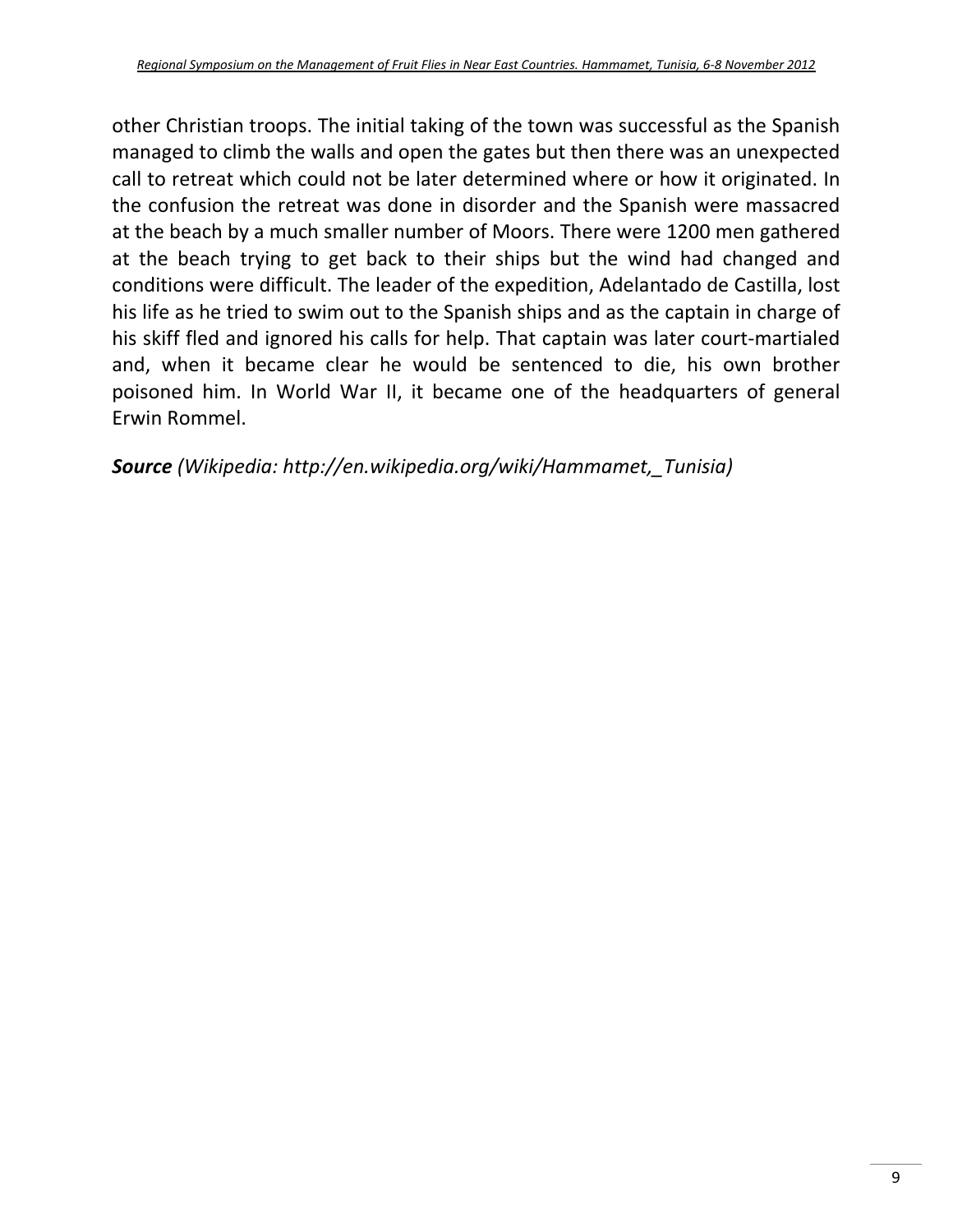other Christian troops. The initial taking of the town was successful as the Spanish managed to climb the walls and open the gates but then there was an unexpected call to retreat which could not be later determined where or how it originated. In the confusion the retreat was done in disorder and the Spanish were massacred at the beach by a much smaller number of Moors. There were 1200 men gathered at the beach trying to get back to their ships but the wind had changed and conditions were difficult. The leader of the expedition, Adelantado de Castilla, lost his life as he tried to swim out to the Spanish ships and as the captain in charge of his skiff fled and ignored his calls for help. That captain was later court-martialed and, when it became clear he would be sentenced to die, his own brother poisoned him. In World War II, it became one of the headquarters of general Erwin Rommel.

***Source** (Wikipedia: http://en.wikipedia.org/wiki/Hammamet,_Tunisia)*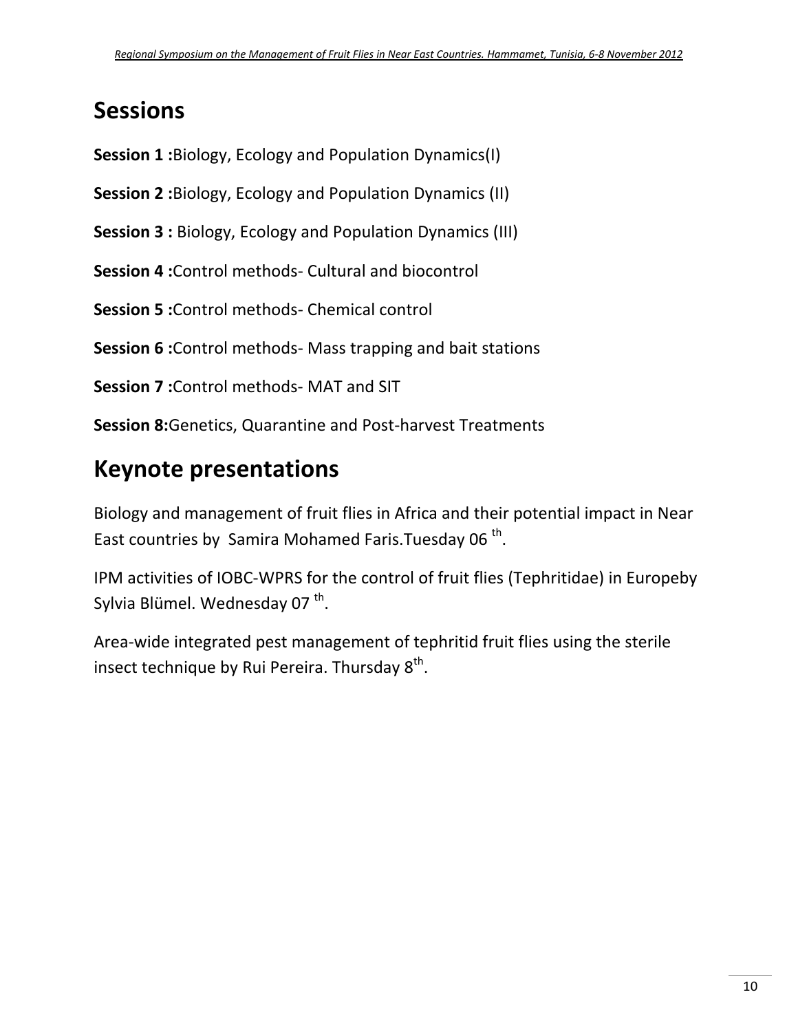# Sessions

**Session 1 :**Biology, Ecology and Population Dynamics(I)

**Session 2 :**Biology, Ecology and Population Dynamics (II)

**Session 3 :** Biology, Ecology and Population Dynamics (III)

**Session 4 :**Control methods- Cultural and biocontrol

**Session 5 :**Control methods- Chemical control

**Session 6 :**Control methods- Mass trapping and bait stations

**Session 7 :**Control methods- MAT and SIT

**Session 8:**Genetics, Quarantine and Post-harvest Treatments

# Keynote presentations

Biology and management of fruit flies in Africa and their potential impact in Near East countries by Samira Mohamed Faris.Tuesday 06 th.

IPM activities of IOBC-WPRS for the control of fruit flies (Tephritidae) in Europeby Sylvia Blümel. Wednesday 07 th.

Area-wide integrated pest management of tephritid fruit flies using the sterile insect technique by Rui Pereira. Thursday 8th.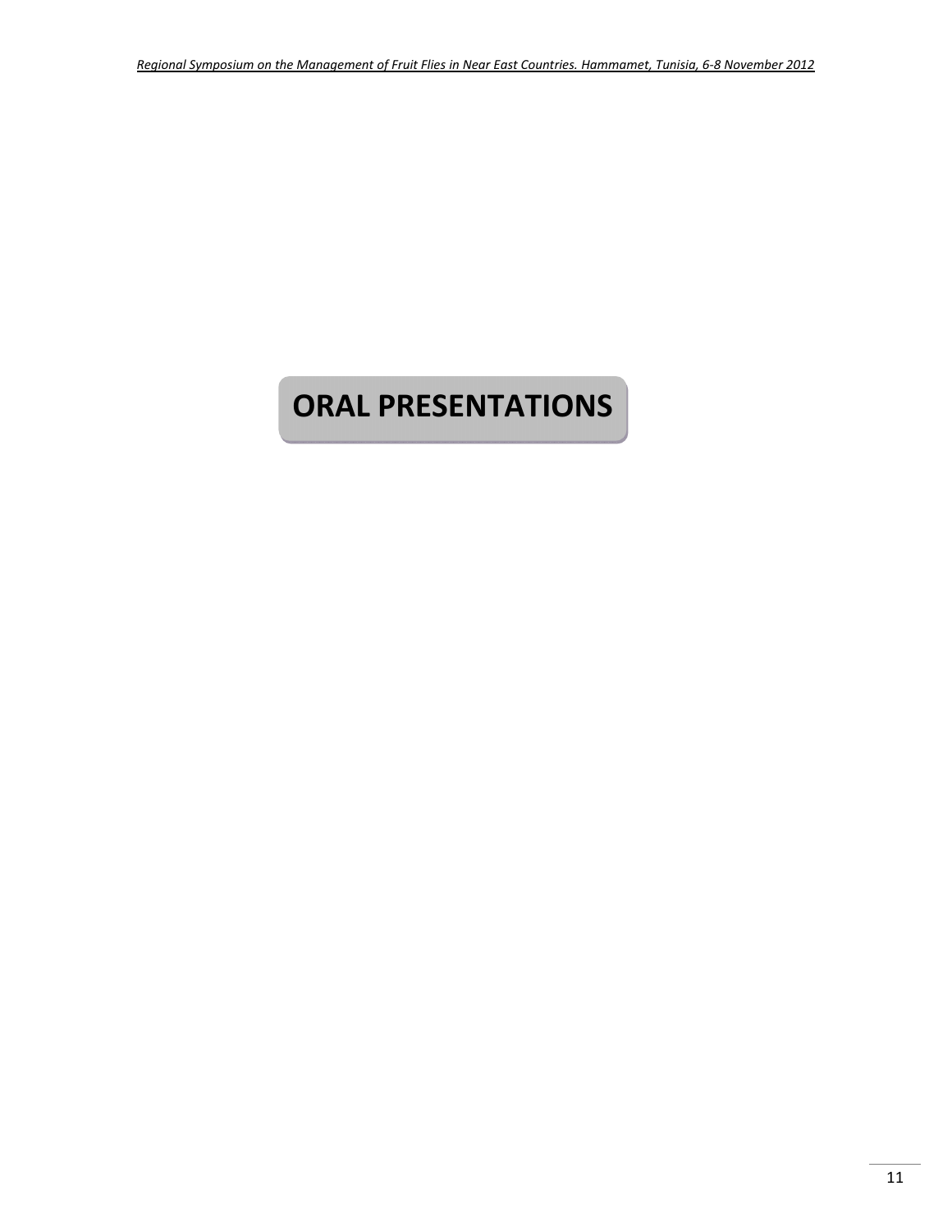# ORAL PRESENTATIONS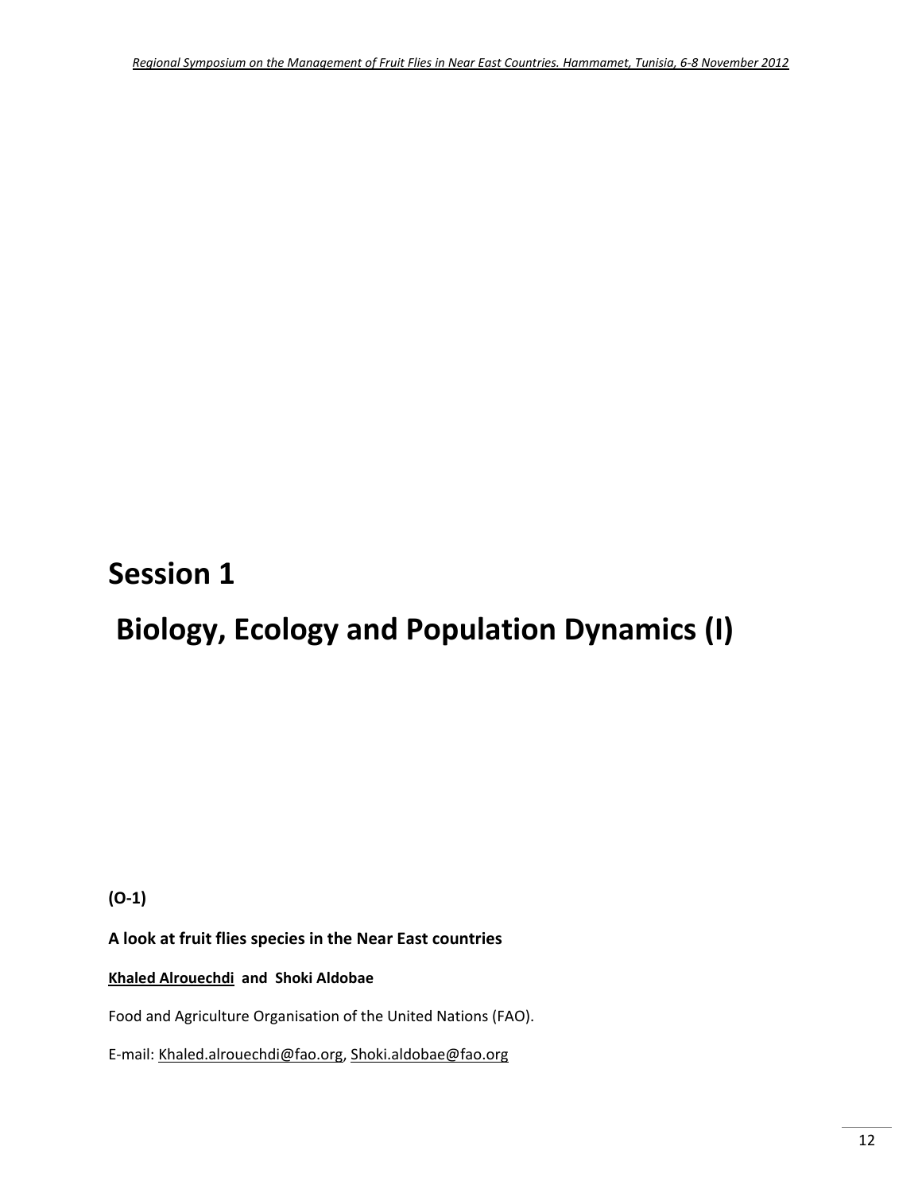# Session 1

# Biology, Ecology and Population Dynamics (I)

**(O-1)**

**A look at fruit flies species in the Near East countries**

**Khaled Alrouechdi and Shoki Aldobae**

Food and Agriculture Organisation of the United Nations (FAO).

E-mail: Khaled.alrouechdi@fao.org, Shoki.aldobae@fao.org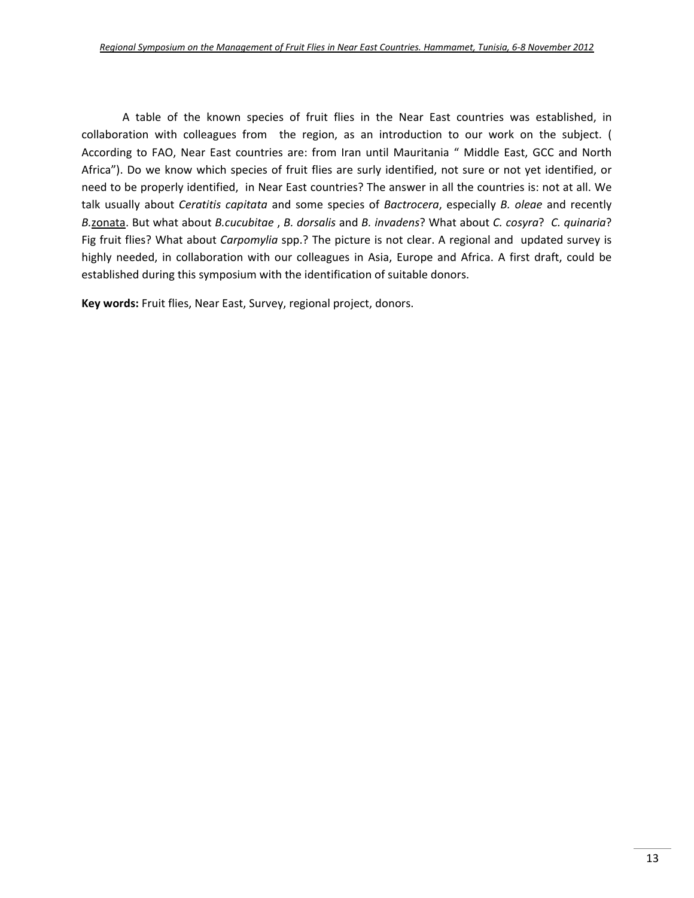A table of the known species of fruit flies in the Near East countries was established, in collaboration with colleagues from the region, as an introduction to our work on the subject. ( According to FAO, Near East countries are: from Iran until Mauritania " Middle East, GCC and North Africa"). Do we know which species of fruit flies are surly identified, not sure or not yet identified, or need to be properly identified, in Near East countries? The answer in all the countries is: not at all. We talk usually about *Ceratitis capitata* and some species of *Bactrocera*, especially *B. oleae* and recently *B.*zonata. But what about *B.cucubitae* , *B. dorsalis* and *B. invadens*? What about *C. cosyra*? *C. quinaria*? Fig fruit flies? What about *Carpomylia* spp.? The picture is not clear. A regional and updated survey is highly needed, in collaboration with our colleagues in Asia, Europe and Africa. A first draft, could be established during this symposium with the identification of suitable donors.

**Key words:** Fruit flies, Near East, Survey, regional project, donors.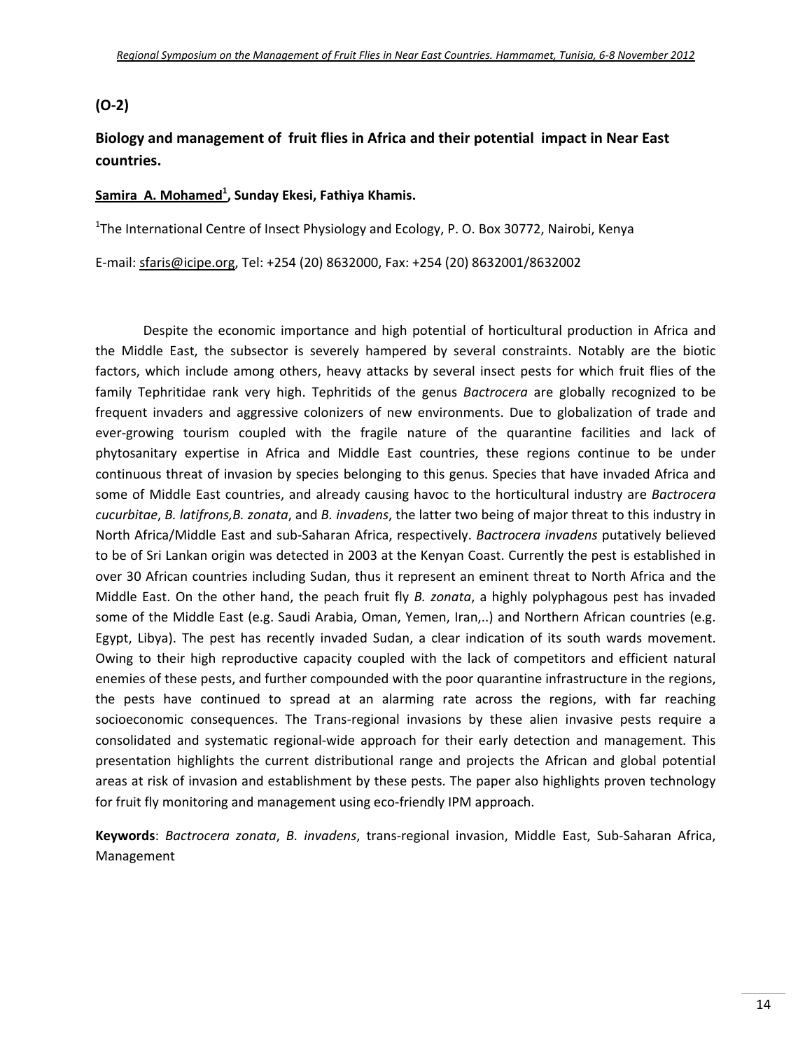**(O-2)**

## Biology and management of fruit flies in Africa and their potential impact in Near East countries.

**Samira A. Mohamed[1], Sunday Ekesi, Fathiya Khamis.**

[1]The International Centre of Insect Physiology and Ecology, P. O. Box 30772, Nairobi, Kenya

E-mail: sfaris@icipe.org, Tel: +254 (20) 8632000, Fax: +254 (20) 8632001/8632002

Despite the economic importance and high potential of horticultural production in Africa and the Middle East, the subsector is severely hampered by several constraints. Notably are the biotic factors, which include among others, heavy attacks by several insect pests for which fruit flies of the family Tephritidae rank very high. Tephritids of the genus *Bactrocera* are globally recognized to be frequent invaders and aggressive colonizers of new environments. Due to globalization of trade and ever-growing tourism coupled with the fragile nature of the quarantine facilities and lack of phytosanitary expertise in Africa and Middle East countries, these regions continue to be under continuous threat of invasion by species belonging to this genus. Species that have invaded Africa and some of Middle East countries, and already causing havoc to the horticultural industry are *Bactrocera cucurbitae*, *B. latifrons,B. zonata*, and *B. invadens*, the latter two being of major threat to this industry in North Africa/Middle East and sub-Saharan Africa, respectively. *Bactrocera invadens* putatively believed to be of Sri Lankan origin was detected in 2003 at the Kenyan Coast. Currently the pest is established in over 30 African countries including Sudan, thus it represent an eminent threat to North Africa and the Middle East. On the other hand, the peach fruit fly *B. zonata*, a highly polyphagous pest has invaded some of the Middle East (e.g. Saudi Arabia, Oman, Yemen, Iran,..) and Northern African countries (e.g. Egypt, Libya). The pest has recently invaded Sudan, a clear indication of its south wards movement. Owing to their high reproductive capacity coupled with the lack of competitors and efficient natural enemies of these pests, and further compounded with the poor quarantine infrastructure in the regions, the pests have continued to spread at an alarming rate across the regions, with far reaching socioeconomic consequences. The Trans-regional invasions by these alien invasive pests require a consolidated and systematic regional-wide approach for their early detection and management. This presentation highlights the current distributional range and projects the African and global potential areas at risk of invasion and establishment by these pests. The paper also highlights proven technology for fruit fly monitoring and management using eco-friendly IPM approach.

**Keywords**: *Bactrocera zonata*, *B. invadens*, trans-regional invasion, Middle East, Sub-Saharan Africa, Management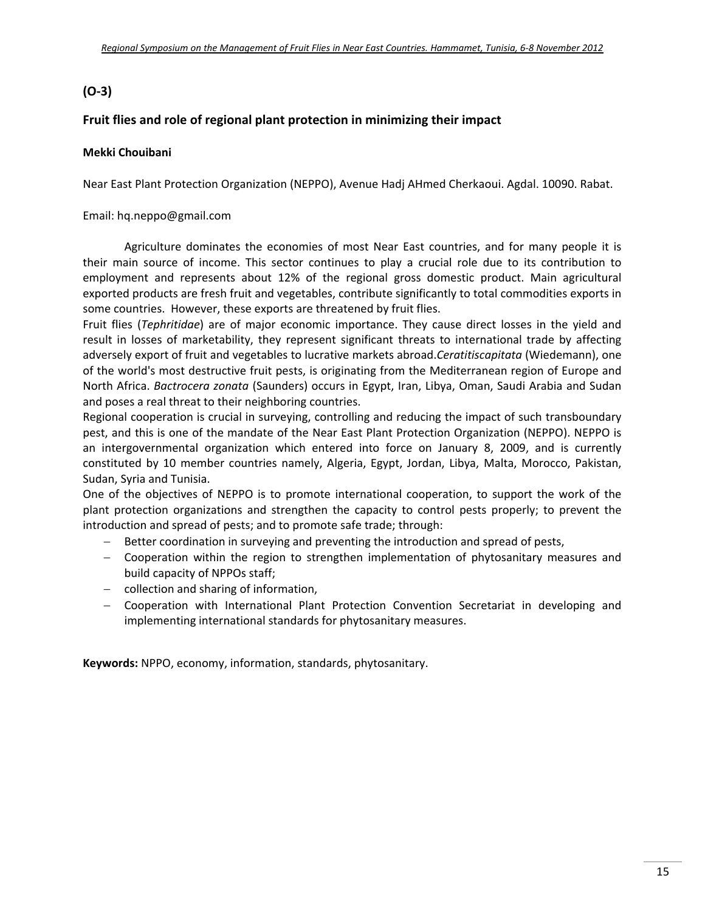## (O-3)

### Fruit flies and role of regional plant protection in minimizing their impact

**Mekki Chouibani**

Near East Plant Protection Organization (NEPPO), Avenue Hadj AHmed Cherkaoui. Agdal. 10090. Rabat.

Email: hq.neppo@gmail.com

Agriculture dominates the economies of most Near East countries, and for many people it is their main source of income. This sector continues to play a crucial role due to its contribution to employment and represents about 12% of the regional gross domestic product. Main agricultural exported products are fresh fruit and vegetables, contribute significantly to total commodities exports in some countries. However, these exports are threatened by fruit flies.

Fruit flies (*Tephritidae*) are of major economic importance. They cause direct losses in the yield and result in losses of marketability, they represent significant threats to international trade by affecting adversely export of fruit and vegetables to lucrative markets abroad.*Ceratitiscapitata* (Wiedemann), one of the world's most destructive fruit pests, is originating from the Mediterranean region of Europe and North Africa. *Bactrocera zonata* (Saunders) occurs in Egypt, Iran, Libya, Oman, Saudi Arabia and Sudan and poses a real threat to their neighboring countries.

Regional cooperation is crucial in surveying, controlling and reducing the impact of such transboundary pest, and this is one of the mandate of the Near East Plant Protection Organization (NEPPO). NEPPO is an intergovernmental organization which entered into force on January 8, 2009, and is currently constituted by 10 member countries namely, Algeria, Egypt, Jordan, Libya, Malta, Morocco, Pakistan, Sudan, Syria and Tunisia.

One of the objectives of NEPPO is to promote international cooperation, to support the work of the plant protection organizations and strengthen the capacity to control pests properly; to prevent the introduction and spread of pests; and to promote safe trade; through:

- Better coordination in surveying and preventing the introduction and spread of pests,
- Cooperation within the region to strengthen implementation of phytosanitary measures and build capacity of NPPOs staff;
- collection and sharing of information,
- Cooperation with International Plant Protection Convention Secretariat in developing and implementing international standards for phytosanitary measures.

**Keywords:** NPPO, economy, information, standards, phytosanitary.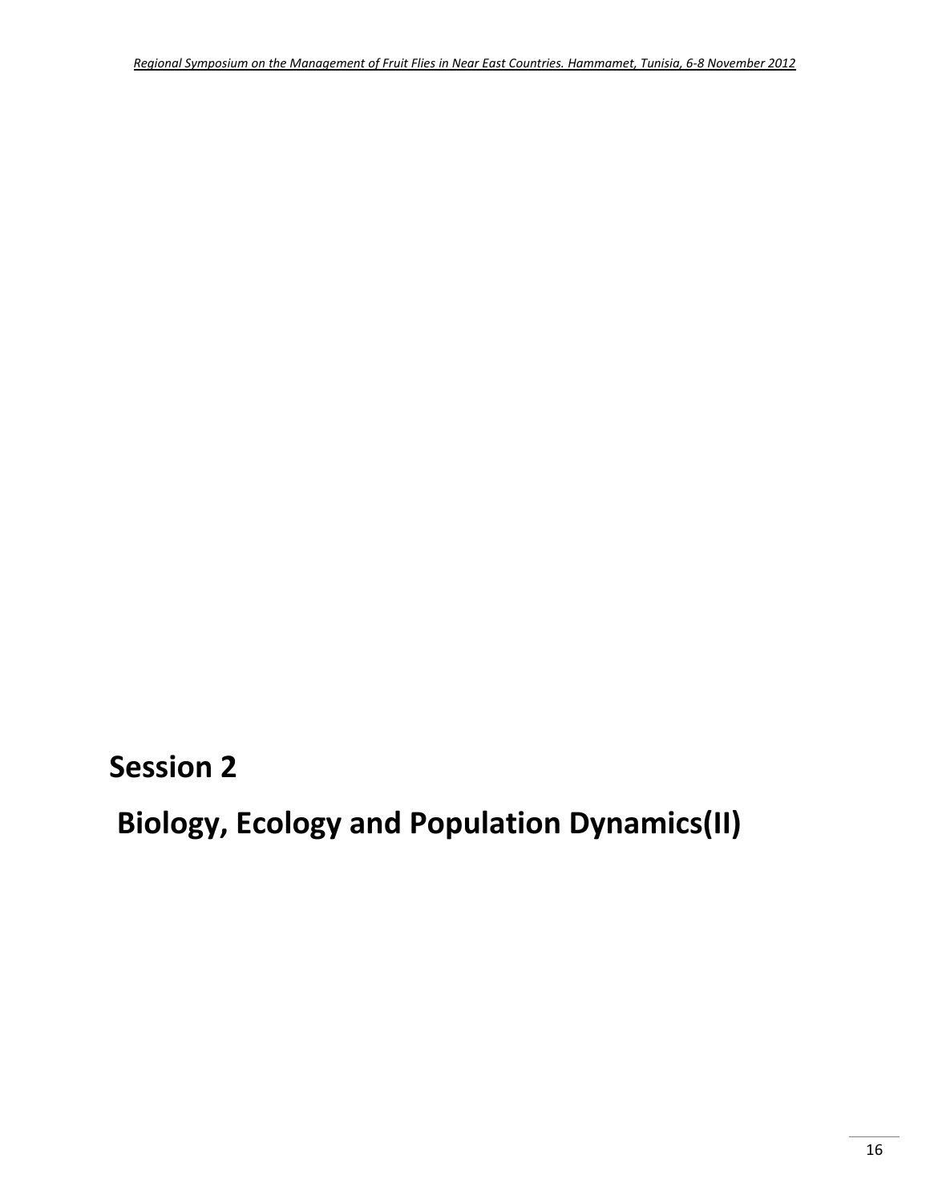# Session 2

# Biology, Ecology and Population Dynamics(II)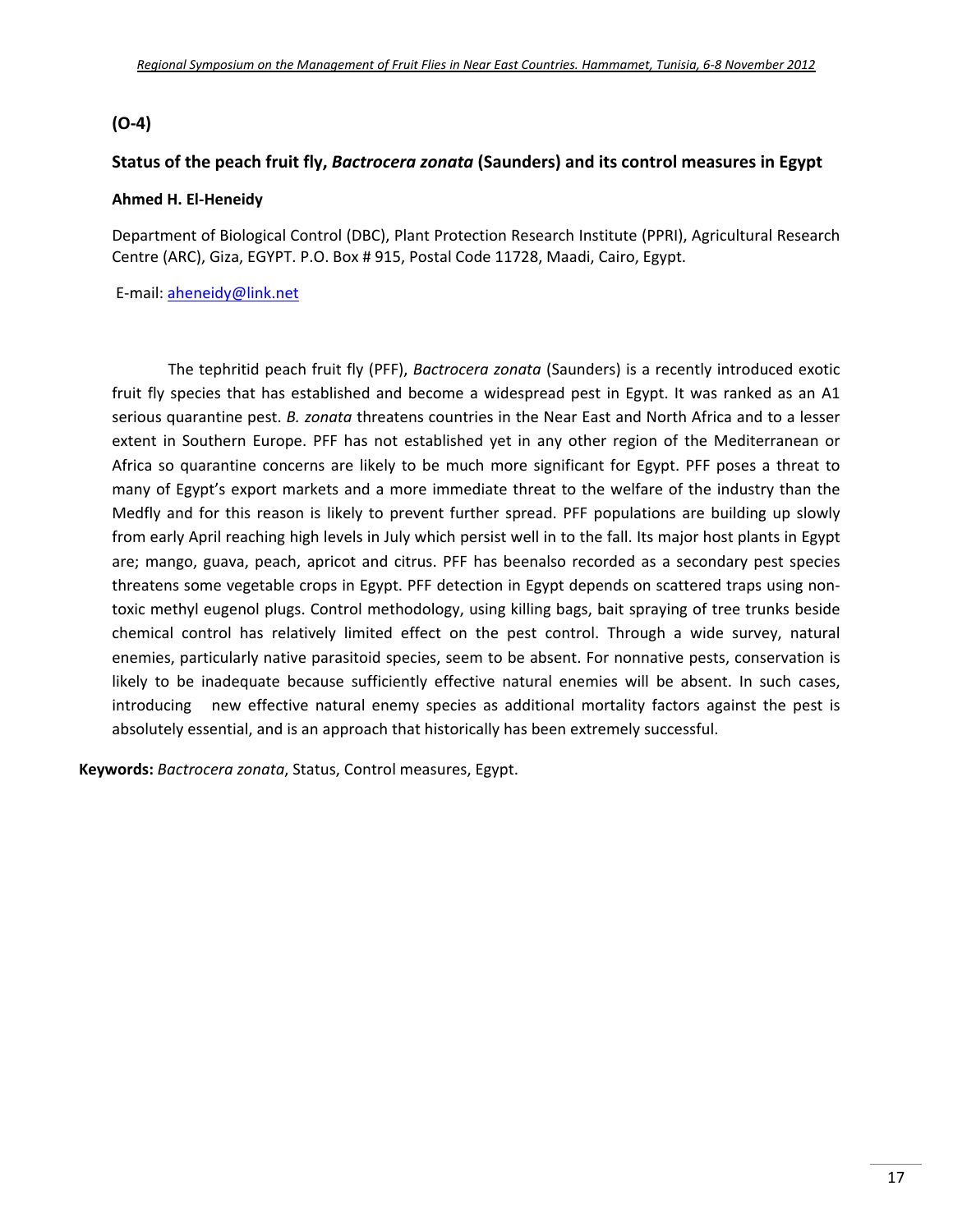**(O-4)**

## Status of the peach fruit fly, *Bactrocera zonata* (Saunders) and its control measures in Egypt

**Ahmed H. El-Heneidy**

Department of Biological Control (DBC), Plant Protection Research Institute (PPRI), Agricultural Research Centre (ARC), Giza, EGYPT. P.O. Box # 915, Postal Code 11728, Maadi, Cairo, Egypt.

E-mail: aheneidy@link.net

The tephritid peach fruit fly (PFF), *Bactrocera zonata* (Saunders) is a recently introduced exotic fruit fly species that has established and become a widespread pest in Egypt. It was ranked as an A1 serious quarantine pest. *B. zonata* threatens countries in the Near East and North Africa and to a lesser extent in Southern Europe. PFF has not established yet in any other region of the Mediterranean or Africa so quarantine concerns are likely to be much more significant for Egypt. PFF poses a threat to many of Egypt's export markets and a more immediate threat to the welfare of the industry than the Medfly and for this reason is likely to prevent further spread. PFF populations are building up slowly from early April reaching high levels in July which persist well in to the fall. Its major host plants in Egypt are; mango, guava, peach, apricot and citrus. PFF has beenalso recorded as a secondary pest species threatens some vegetable crops in Egypt. PFF detection in Egypt depends on scattered traps using non-toxic methyl eugenol plugs. Control methodology, using killing bags, bait spraying of tree trunks beside chemical control has relatively limited effect on the pest control. Through a wide survey, natural enemies, particularly native parasitoid species, seem to be absent. For nonnative pests, conservation is likely to be inadequate because sufficiently effective natural enemies will be absent. In such cases, introducing new effective natural enemy species as additional mortality factors against the pest is absolutely essential, and is an approach that historically has been extremely successful.

**Keywords:** *Bactrocera zonata*, Status, Control measures, Egypt.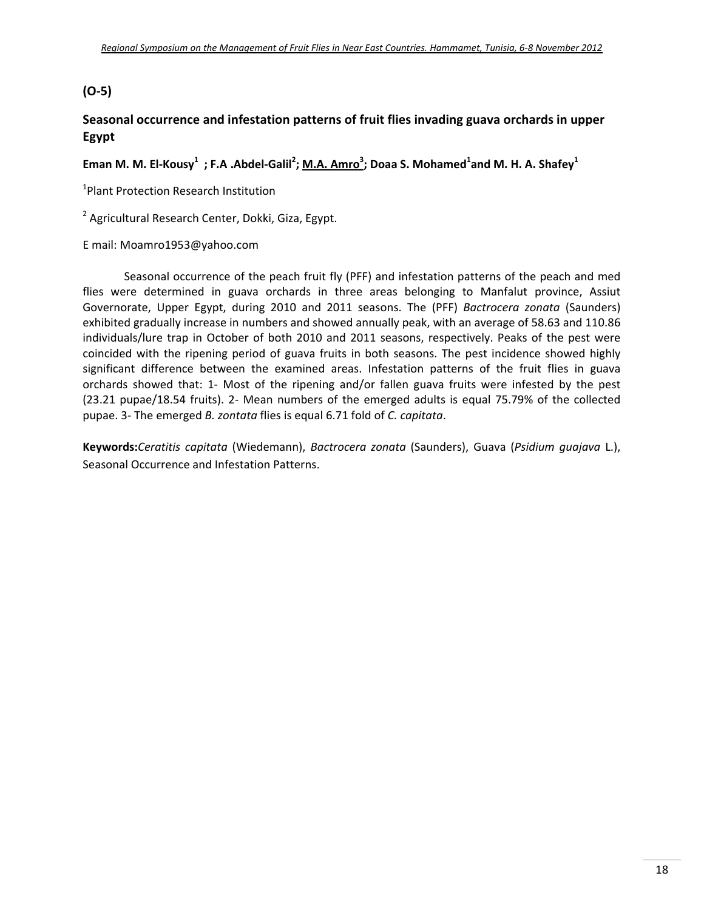**(O-5)**

## Seasonal occurrence and infestation patterns of fruit flies invading guava orchards in upper Egypt

**Eman M. M. El-Kousy[1] ; F.A .Abdel-Galil[2]; M.A. Amro[3]; Doaa S. Mohamed[1] and M. H. A. Shafey[1]**

[1]Plant Protection Research Institution

[2] Agricultural Research Center, Dokki, Giza, Egypt.

E mail: Moamro1953@yahoo.com

Seasonal occurrence of the peach fruit fly (PFF) and infestation patterns of the peach and med flies were determined in guava orchards in three areas belonging to Manfalut province, Assiut Governorate, Upper Egypt, during 2010 and 2011 seasons. The (PFF) *Bactrocera zonata* (Saunders) exhibited gradually increase in numbers and showed annually peak, with an average of 58.63 and 110.86 individuals/lure trap in October of both 2010 and 2011 seasons, respectively. Peaks of the pest were coincided with the ripening period of guava fruits in both seasons. The pest incidence showed highly significant difference between the examined areas. Infestation patterns of the fruit flies in guava orchards showed that: 1- Most of the ripening and/or fallen guava fruits were infested by the pest (23.21 pupae/18.54 fruits). 2- Mean numbers of the emerged adults is equal 75.79% of the collected pupae. 3- The emerged *B. zontata* flies is equal 6.71 fold of *C. capitata*.

**Keywords:** *Ceratitis capitata* (Wiedemann), *Bactrocera zonata* (Saunders), Guava (*Psidium guajava* L.), Seasonal Occurrence and Infestation Patterns.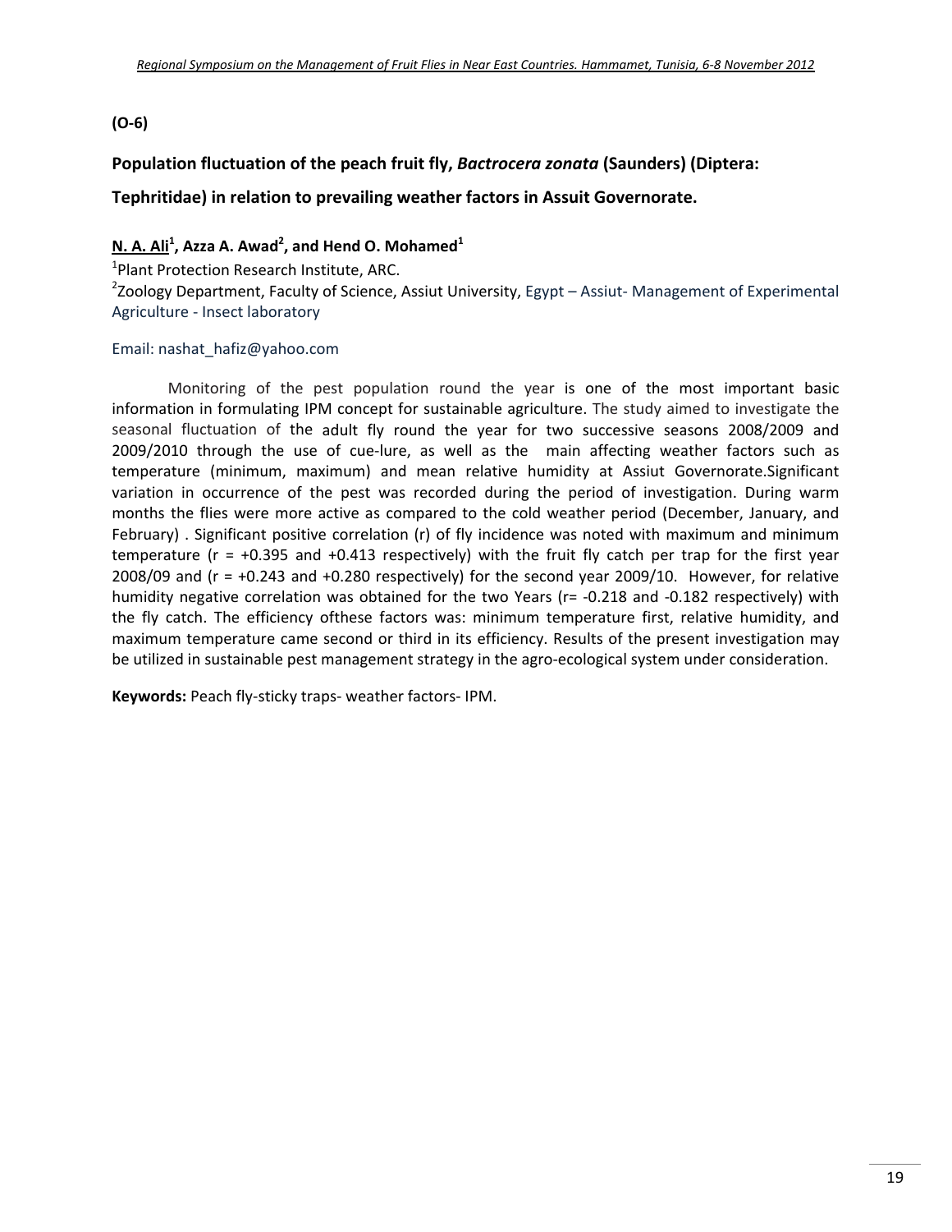**(O-6)**

## Population fluctuation of the peach fruit fly, *Bactrocera zonata* (Saunders) (Diptera: Tephritidae) in relation to prevailing weather factors in Assuit Governorate.

**<u>N. A. Ali</u>[1], Azza A. Awad[2], and Hend O. Mohamed[1]**

[1]Plant Protection Research Institute, ARC.

[2]Zoology Department, Faculty of Science, Assiut University, Egypt – Assiut- Management of Experimental Agriculture - Insect laboratory

Email: nashat_hafiz@yahoo.com

Monitoring of the pest population round the year is one of the most important basic information in formulating IPM concept for sustainable agriculture. The study aimed to investigate the seasonal fluctuation of the adult fly round the year for two successive seasons 2008/2009 and 2009/2010 through the use of cue-lure, as well as the main affecting weather factors such as temperature (minimum, maximum) and mean relative humidity at Assiut Governorate.Significant variation in occurrence of the pest was recorded during the period of investigation. During warm months the flies were more active as compared to the cold weather period (December, January, and February) . Significant positive correlation (r) of fly incidence was noted with maximum and minimum temperature (r = +0.395 and +0.413 respectively) with the fruit fly catch per trap for the first year 2008/09 and (r = +0.243 and +0.280 respectively) for the second year 2009/10. However, for relative humidity negative correlation was obtained for the two Years (r= -0.218 and -0.182 respectively) with the fly catch. The efficiency ofthese factors was: minimum temperature first, relative humidity, and maximum temperature came second or third in its efficiency. Results of the present investigation may be utilized in sustainable pest management strategy in the agro-ecological system under consideration.

**Keywords:** Peach fly-sticky traps- weather factors- IPM.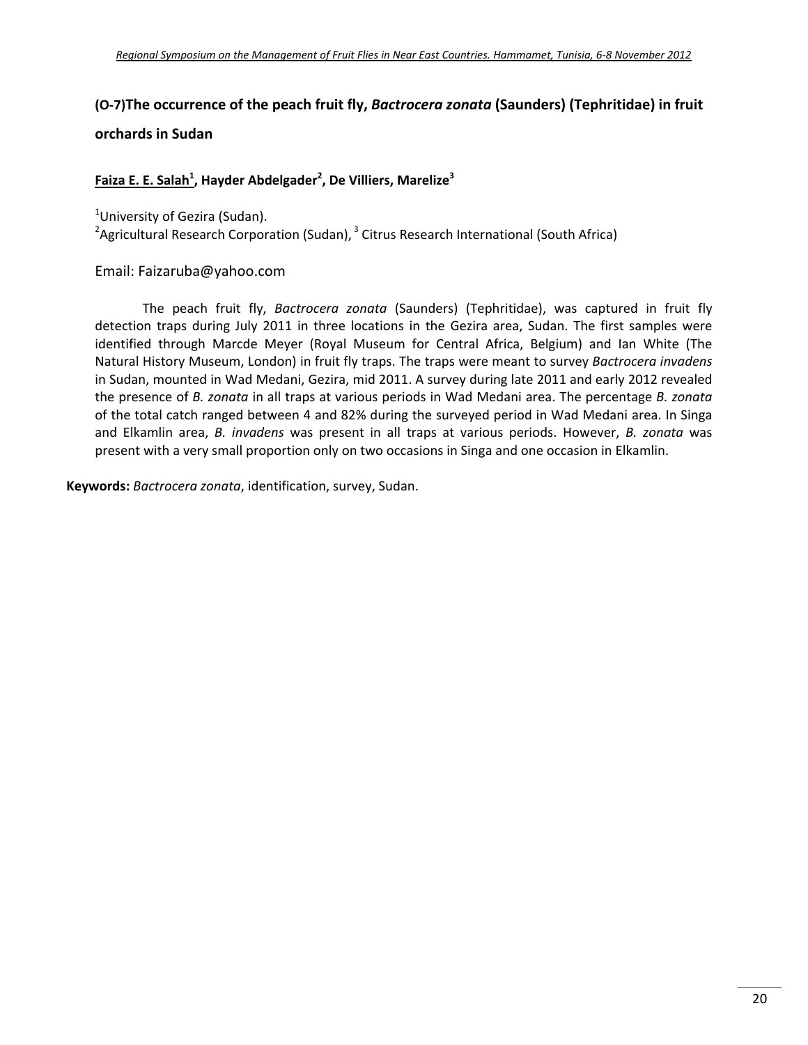## (O-7)The occurrence of the peach fruit fly, *Bactrocera zonata* (Saunders) (Tephritidae) in fruit orchards in Sudan

**Faiza E. E. Salah[1], Hayder Abdelgader[2], De Villiers, Marelize[3]**

[1]University of Gezira (Sudan).
[2]Agricultural Research Corporation (Sudan), [3] Citrus Research International (South Africa)

Email: Faizaruba@yahoo.com

The peach fruit fly, *Bactrocera zonata* (Saunders) (Tephritidae), was captured in fruit fly detection traps during July 2011 in three locations in the Gezira area, Sudan. The first samples were identified through Marcde Meyer (Royal Museum for Central Africa, Belgium) and Ian White (The Natural History Museum, London) in fruit fly traps. The traps were meant to survey *Bactrocera invadens* in Sudan, mounted in Wad Medani, Gezira, mid 2011. A survey during late 2011 and early 2012 revealed the presence of *B. zonata* in all traps at various periods in Wad Medani area. The percentage *B. zonata* of the total catch ranged between 4 and 82% during the surveyed period in Wad Medani area. In Singa and Elkamlin area, *B. invadens* was present in all traps at various periods. However, *B. zonata* was present with a very small proportion only on two occasions in Singa and one occasion in Elkamlin.

**Keywords:** *Bactrocera zonata*, identification, survey, Sudan.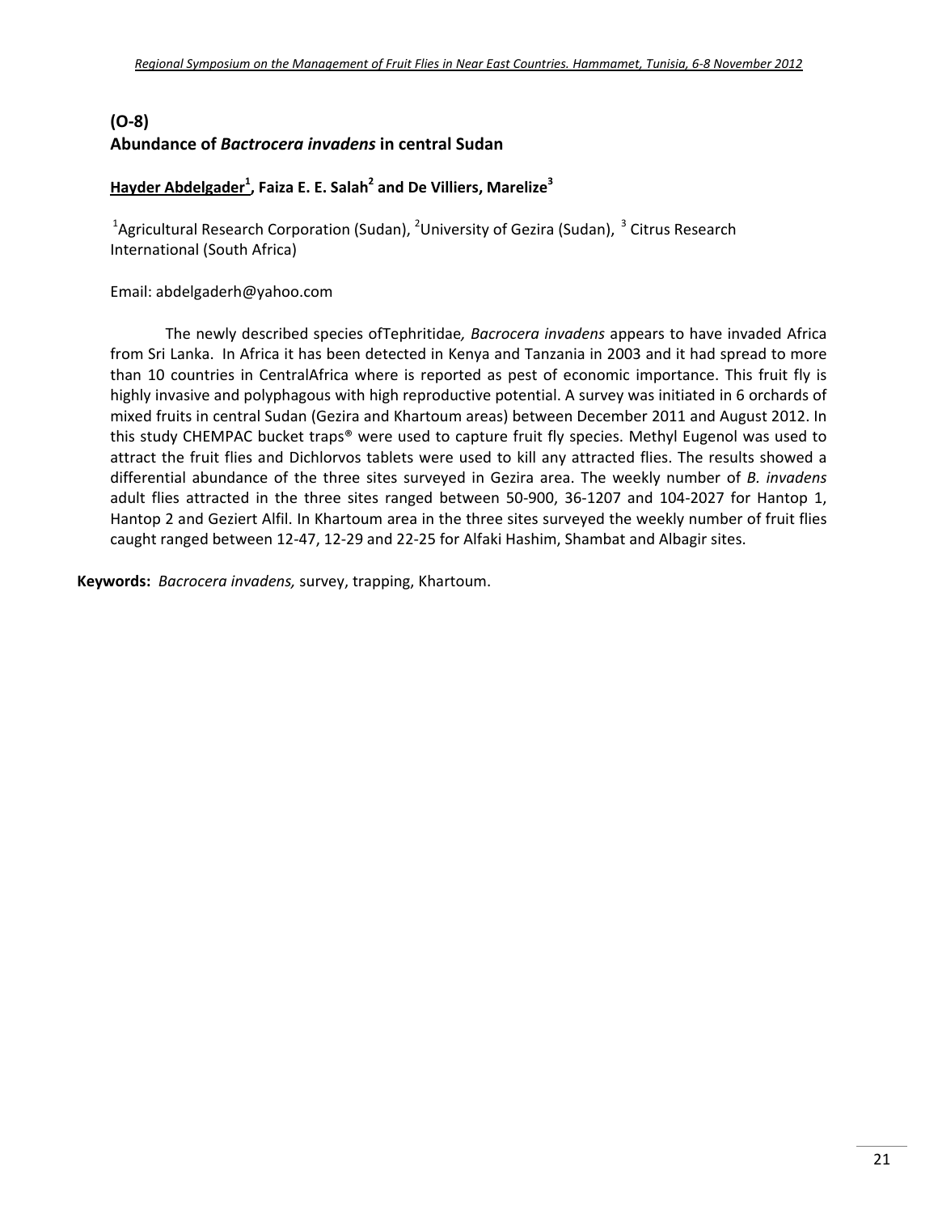## (O-8)
## Abundance of *Bactrocera invadens* in central Sudan

**<u>Hayder Abdelgader[1]</u>, Faiza E. E. Salah[2] and De Villiers, Marelize[3]**

[1]Agricultural Research Corporation (Sudan), [2]University of Gezira (Sudan), [3] Citrus Research International (South Africa)

Email: abdelgaderh@yahoo.com

The newly described species ofTephritidae*, Bacrocera invadens* appears to have invaded Africa from Sri Lanka. In Africa it has been detected in Kenya and Tanzania in 2003 and it had spread to more than 10 countries in CentralAfrica where is reported as pest of economic importance. This fruit fly is highly invasive and polyphagous with high reproductive potential. A survey was initiated in 6 orchards of mixed fruits in central Sudan (Gezira and Khartoum areas) between December 2011 and August 2012. In this study CHEMPAC bucket traps® were used to capture fruit fly species. Methyl Eugenol was used to attract the fruit flies and Dichlorvos tablets were used to kill any attracted flies. The results showed a differential abundance of the three sites surveyed in Gezira area. The weekly number of *B. invadens* adult flies attracted in the three sites ranged between 50-900, 36-1207 and 104-2027 for Hantop 1, Hantop 2 and Geziert Alfil. In Khartoum area in the three sites surveyed the weekly number of fruit flies caught ranged between 12-47, 12-29 and 22-25 for Alfaki Hashim, Shambat and Albagir sites.

**Keywords:** *Bacrocera invadens,* survey, trapping, Khartoum.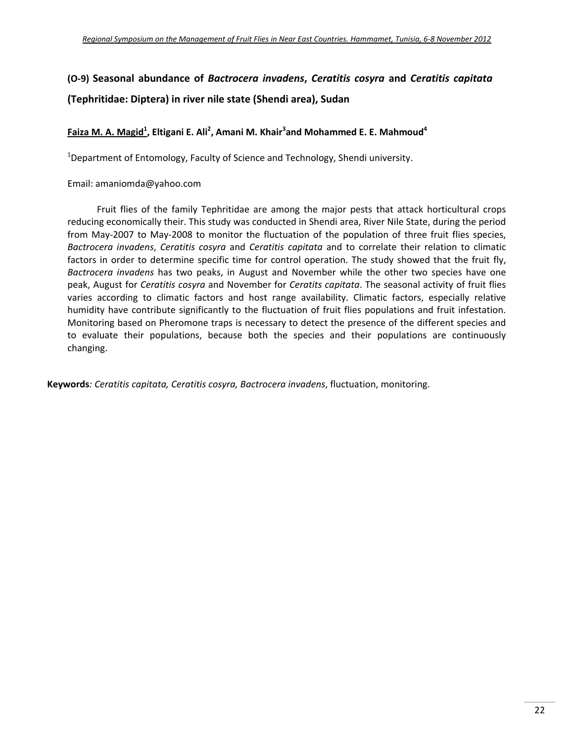## (O-9) Seasonal abundance of *Bactrocera invadens*, *Ceratitis cosyra* and *Ceratitis capitata* (Tephritidae: Diptera) in river nile state (Shendi area), Sudan

**Faiza M. A. Magid[1], Eltigani E. Ali[2], Amani M. Khair[3] and Mohammed E. E. Mahmoud[4]**

[1]Department of Entomology, Faculty of Science and Technology, Shendi university.

Email: amaniomda@yahoo.com

Fruit flies of the family Tephritidae are among the major pests that attack horticultural crops reducing economically their. This study was conducted in Shendi area, River Nile State, during the period from May-2007 to May-2008 to monitor the fluctuation of the population of three fruit flies species, *Bactrocera invadens*, *Ceratitis cosyra* and *Ceratitis capitata* and to correlate their relation to climatic factors in order to determine specific time for control operation. The study showed that the fruit fly, *Bactrocera invadens* has two peaks, in August and November while the other two species have one peak, August for *Ceratitis cosyra* and November for *Ceratits capitata*. The seasonal activity of fruit flies varies according to climatic factors and host range availability. Climatic factors, especially relative humidity have contribute significantly to the fluctuation of fruit flies populations and fruit infestation. Monitoring based on Pheromone traps is necessary to detect the presence of the different species and to evaluate their populations, because both the species and their populations are continuously changing.

**Keywords***: Ceratitis capitata, Ceratitis cosyra, Bactrocera invadens*, fluctuation, monitoring.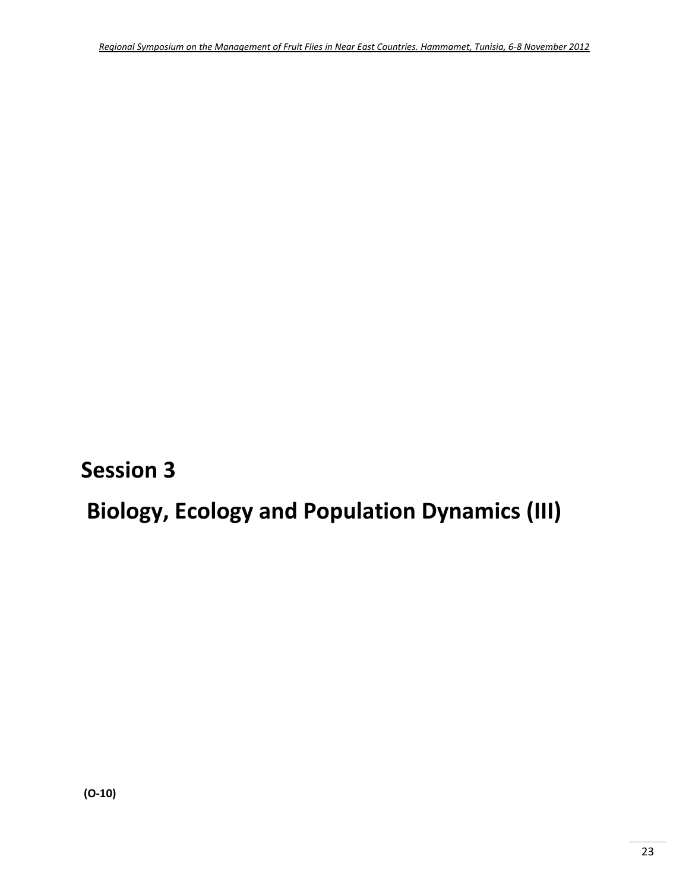# Session 3

# Biology, Ecology and Population Dynamics (III)

**(O-10)**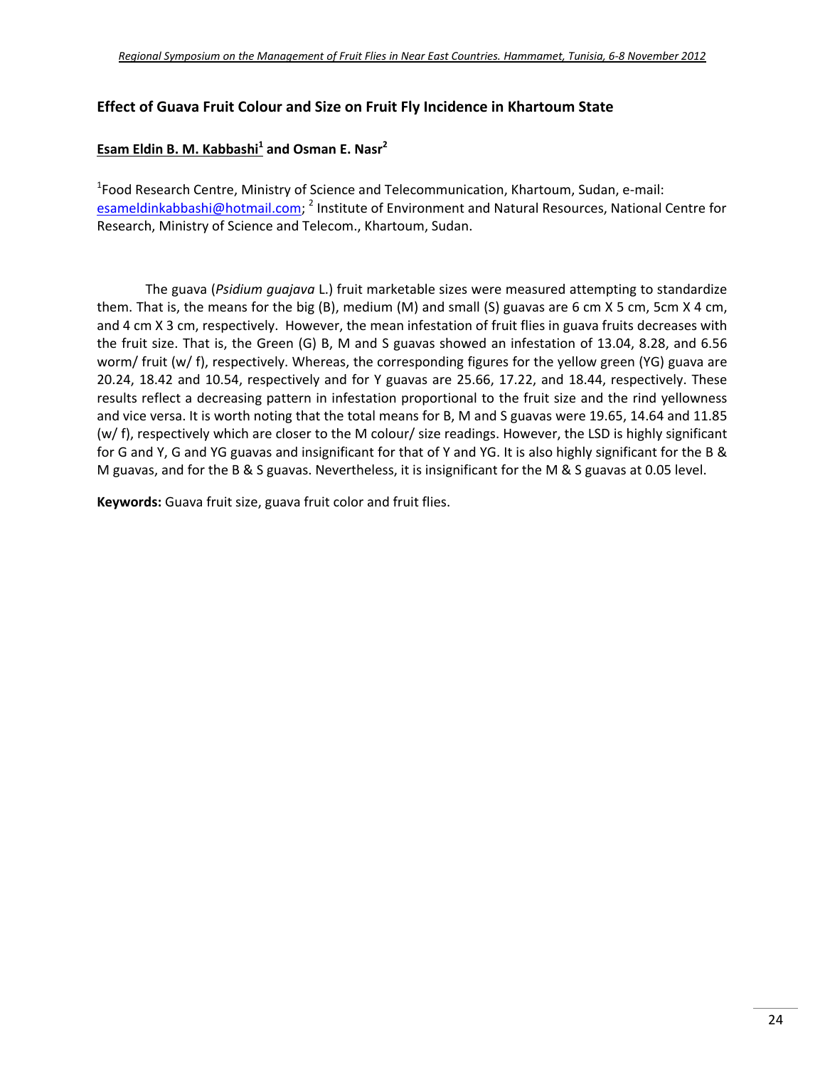## Effect of Guava Fruit Colour and Size on Fruit Fly Incidence in Khartoum State

**Esam Eldin B. M. Kabbashi[1] and Osman E. Nasr[2]**

[1]Food Research Centre, Ministry of Science and Telecommunication, Khartoum, Sudan, e-mail: esameldinkabbashi@hotmail.com; [2] Institute of Environment and Natural Resources, National Centre for Research, Ministry of Science and Telecom., Khartoum, Sudan.

The guava (*Psidium guajava* L.) fruit marketable sizes were measured attempting to standardize them. That is, the means for the big (B), medium (M) and small (S) guavas are 6 cm X 5 cm, 5cm X 4 cm, and 4 cm X 3 cm, respectively. However, the mean infestation of fruit flies in guava fruits decreases with the fruit size. That is, the Green (G) B, M and S guavas showed an infestation of 13.04, 8.28, and 6.56 worm/ fruit (w/ f), respectively. Whereas, the corresponding figures for the yellow green (YG) guava are 20.24, 18.42 and 10.54, respectively and for Y guavas are 25.66, 17.22, and 18.44, respectively. These results reflect a decreasing pattern in infestation proportional to the fruit size and the rind yellowness and vice versa. It is worth noting that the total means for B, M and S guavas were 19.65, 14.64 and 11.85 (w/ f), respectively which are closer to the M colour/ size readings. However, the LSD is highly significant for G and Y, G and YG guavas and insignificant for that of Y and YG. It is also highly significant for the B & M guavas, and for the B & S guavas. Nevertheless, it is insignificant for the M & S guavas at 0.05 level.

**Keywords:** Guava fruit size, guava fruit color and fruit flies.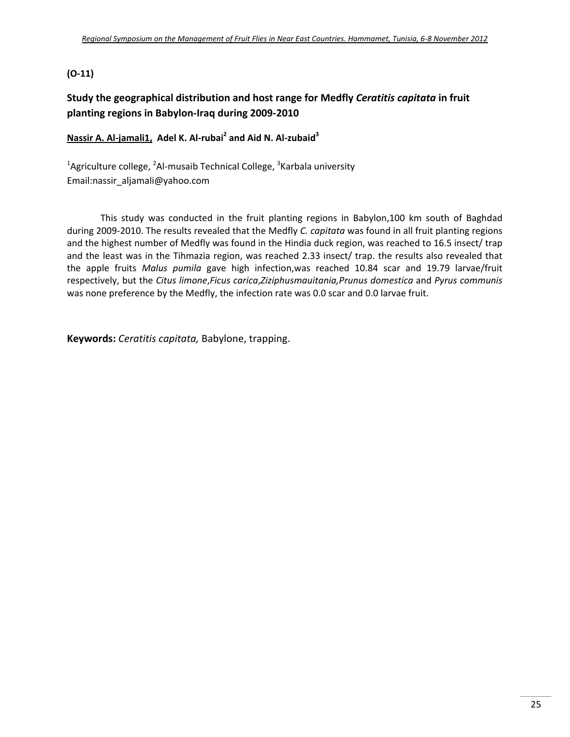**(O-11)**

## Study the geographical distribution and host range for Medfly *Ceratitis capitata* in fruit planting regions in Babylon-Iraq during 2009-2010

**Nassir A. Al-jamali1, Adel K. Al-rubai[2] and Aid N. Al-zubaid[3]**

[1]Agriculture college, [2]Al-musaib Technical College, [3]Karbala university
Email:nassir_aljamali@yahoo.com

This study was conducted in the fruit planting regions in Babylon,100 km south of Baghdad during 2009-2010. The results revealed that the Medfly *C. capitata* was found in all fruit planting regions and the highest number of Medfly was found in the Hindia duck region, was reached to 16.5 insect/ trap and the least was in the Tihmazia region, was reached 2.33 insect/ trap. the results also revealed that the apple fruits *Malus pumila* gave high infection,was reached 10.84 scar and 19.79 larvae/fruit respectively, but the *Citus limone*,*Ficus carica*,*Ziziphusmauitania,Prunus domestica* and *Pyrus communis* was none preference by the Medfly, the infection rate was 0.0 scar and 0.0 larvae fruit.

**Keywords:** *Ceratitis capitata,* Babylone, trapping.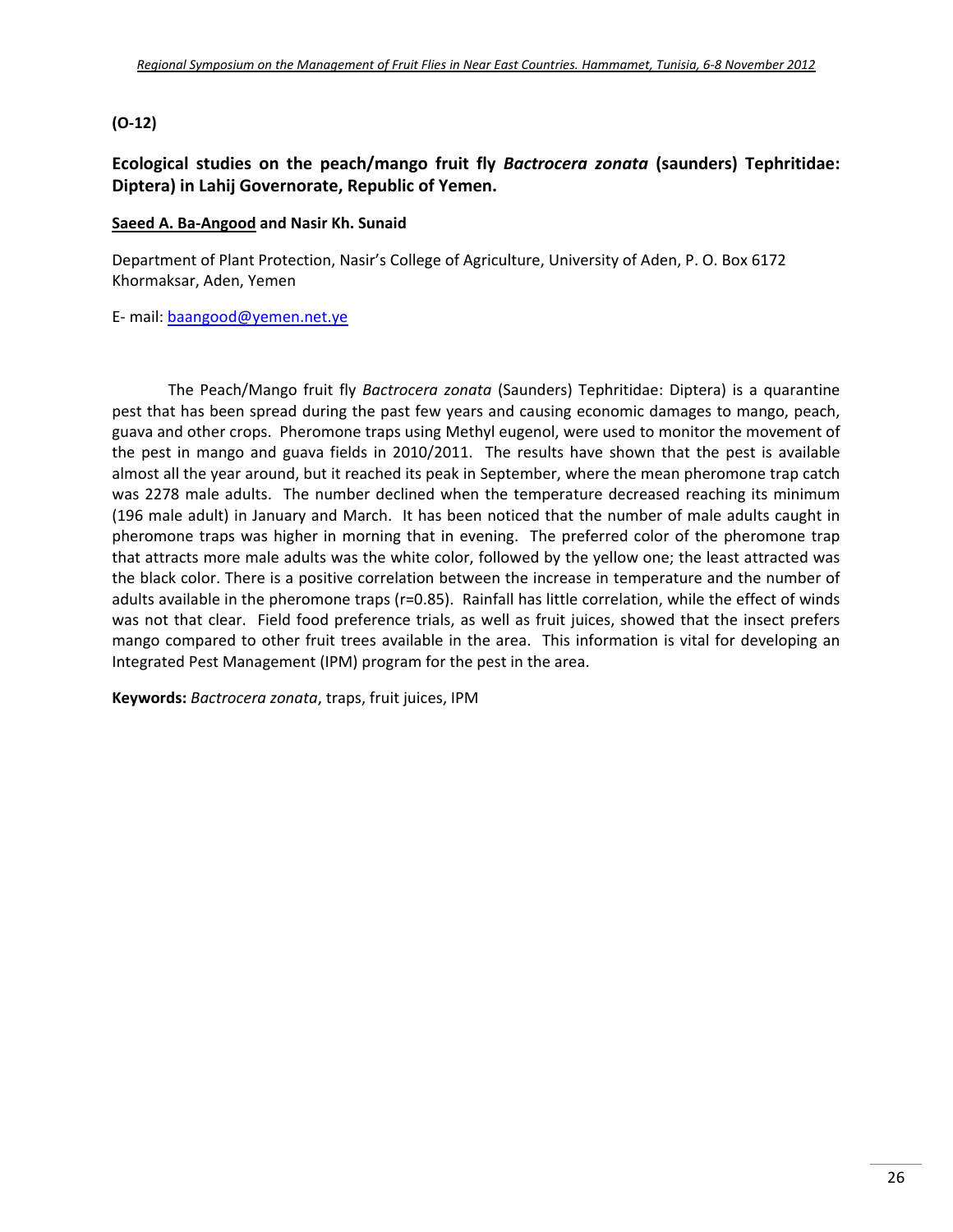**(O-12)**

## Ecological studies on the peach/mango fruit fly *Bactrocera zonata* (saunders) Tephritidae: Diptera) in Lahij Governorate, Republic of Yemen.

**Saeed A. Ba-Angood and Nasir Kh. Sunaid**

Department of Plant Protection, Nasir's College of Agriculture, University of Aden, P. O. Box 6172 Khormaksar, Aden, Yemen

E- mail: baangood@yemen.net.ye

The Peach/Mango fruit fly *Bactrocera zonata* (Saunders) Tephritidae: Diptera) is a quarantine pest that has been spread during the past few years and causing economic damages to mango, peach, guava and other crops. Pheromone traps using Methyl eugenol, were used to monitor the movement of the pest in mango and guava fields in 2010/2011. The results have shown that the pest is available almost all the year around, but it reached its peak in September, where the mean pheromone trap catch was 2278 male adults. The number declined when the temperature decreased reaching its minimum (196 male adult) in January and March. It has been noticed that the number of male adults caught in pheromone traps was higher in morning that in evening. The preferred color of the pheromone trap that attracts more male adults was the white color, followed by the yellow one; the least attracted was the black color. There is a positive correlation between the increase in temperature and the number of adults available in the pheromone traps (r=0.85). Rainfall has little correlation, while the effect of winds was not that clear. Field food preference trials, as well as fruit juices, showed that the insect prefers mango compared to other fruit trees available in the area. This information is vital for developing an Integrated Pest Management (IPM) program for the pest in the area.

**Keywords:** *Bactrocera zonata*, traps, fruit juices, IPM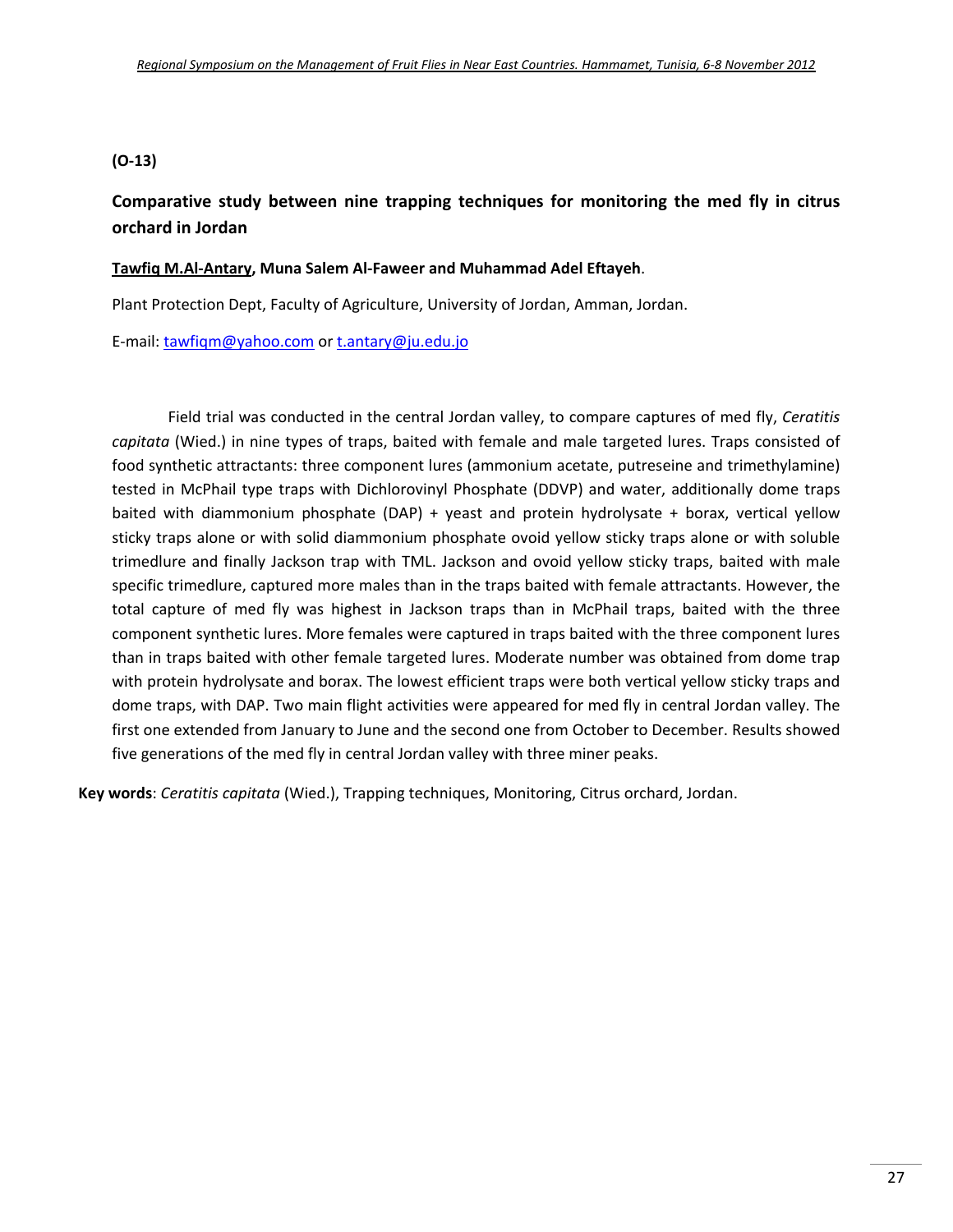**(O-13)**

## Comparative study between nine trapping techniques for monitoring the med fly in citrus orchard in Jordan

**Tawfiq M.Al-Antary, Muna Salem Al-Faweer and Muhammad Adel Eftayeh**.

Plant Protection Dept, Faculty of Agriculture, University of Jordan, Amman, Jordan.

E-mail: tawfiqm@yahoo.com or t.antary@ju.edu.jo

Field trial was conducted in the central Jordan valley, to compare captures of med fly, *Ceratitis capitata* (Wied.) in nine types of traps, baited with female and male targeted lures. Traps consisted of food synthetic attractants: three component lures (ammonium acetate, putreseine and trimethylamine) tested in McPhail type traps with Dichlorovinyl Phosphate (DDVP) and water, additionally dome traps baited with diammonium phosphate (DAP) + yeast and protein hydrolysate + borax, vertical yellow sticky traps alone or with solid diammonium phosphate ovoid yellow sticky traps alone or with soluble trimedlure and finally Jackson trap with TML. Jackson and ovoid yellow sticky traps, baited with male specific trimedlure, captured more males than in the traps baited with female attractants. However, the total capture of med fly was highest in Jackson traps than in McPhail traps, baited with the three component synthetic lures. More females were captured in traps baited with the three component lures than in traps baited with other female targeted lures. Moderate number was obtained from dome trap with protein hydrolysate and borax. The lowest efficient traps were both vertical yellow sticky traps and dome traps, with DAP. Two main flight activities were appeared for med fly in central Jordan valley. The first one extended from January to June and the second one from October to December. Results showed five generations of the med fly in central Jordan valley with three miner peaks.

**Key words**: *Ceratitis capitata* (Wied.), Trapping techniques, Monitoring, Citrus orchard, Jordan.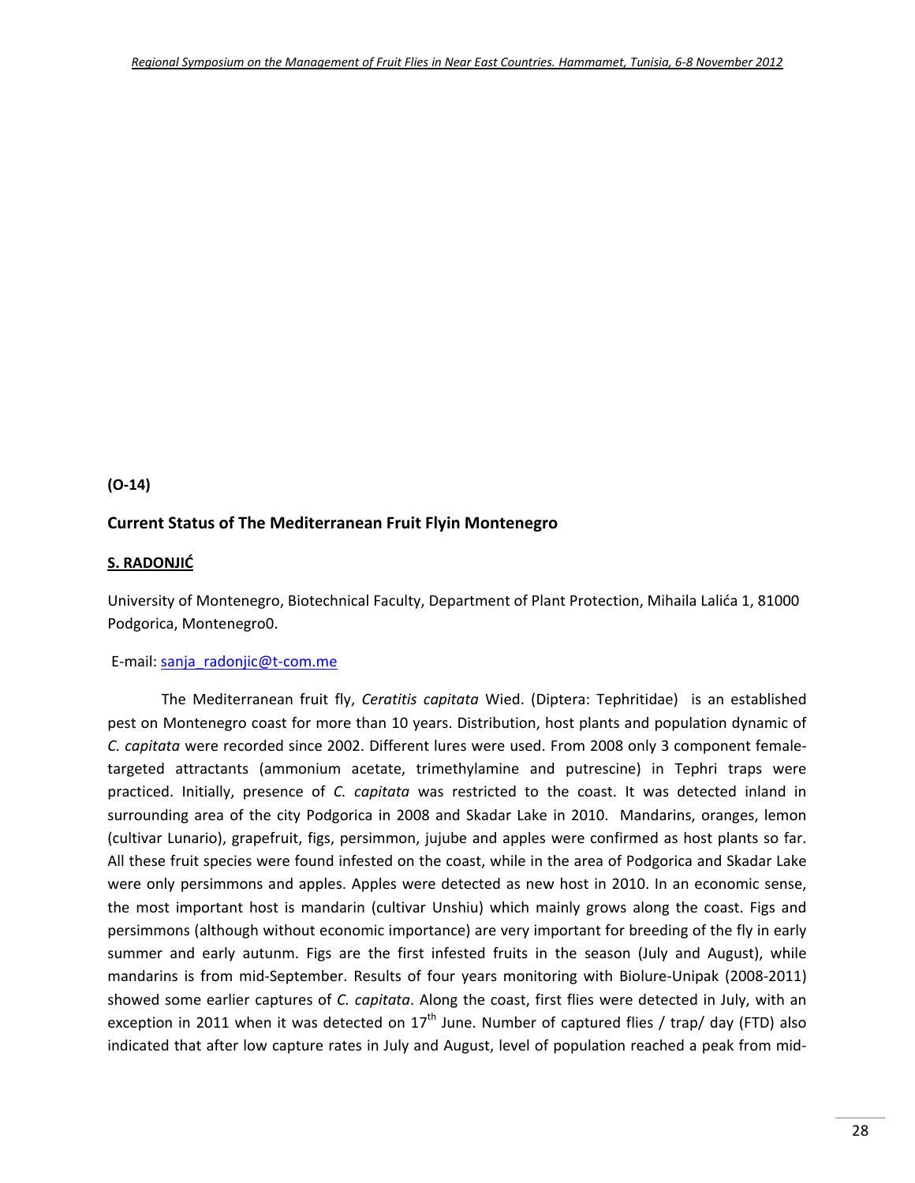**(O-14)**

## Current Status of The Mediterranean Fruit Flyin Montenegro

**S. RADONJIĆ**

University of Montenegro, Biotechnical Faculty, Department of Plant Protection, Mihaila Lalića 1, 81000 Podgorica, Montenegro0.

E-mail: sanja_radonjic@t-com.me

The Mediterranean fruit fly, *Ceratitis capitata* Wied. (Diptera: Tephritidae) is an established pest on Montenegro coast for more than 10 years. Distribution, host plants and population dynamic of *C. capitata* were recorded since 2002. Different lures were used. From 2008 only 3 component female-targeted attractants (ammonium acetate, trimethylamine and putrescine) in Tephri traps were practiced. Initially, presence of *C. capitata* was restricted to the coast. It was detected inland in surrounding area of the city Podgorica in 2008 and Skadar Lake in 2010. Mandarins, oranges, lemon (cultivar Lunario), grapefruit, figs, persimmon, jujube and apples were confirmed as host plants so far. All these fruit species were found infested on the coast, while in the area of Podgorica and Skadar Lake were only persimmons and apples. Apples were detected as new host in 2010. In an economic sense, the most important host is mandarin (cultivar Unshiu) which mainly grows along the coast. Figs and persimmons (although without economic importance) are very important for breeding of the fly in early summer and early autunm. Figs are the first infested fruits in the season (July and August), while mandarins is from mid-September. Results of four years monitoring with Biolure-Unipak (2008-2011) showed some earlier captures of *C. capitata*. Along the coast, first flies were detected in July, with an exception in 2011 when it was detected on 17th June. Number of captured flies / trap/ day (FTD) also indicated that after low capture rates in July and August, level of population reached a peak from mid-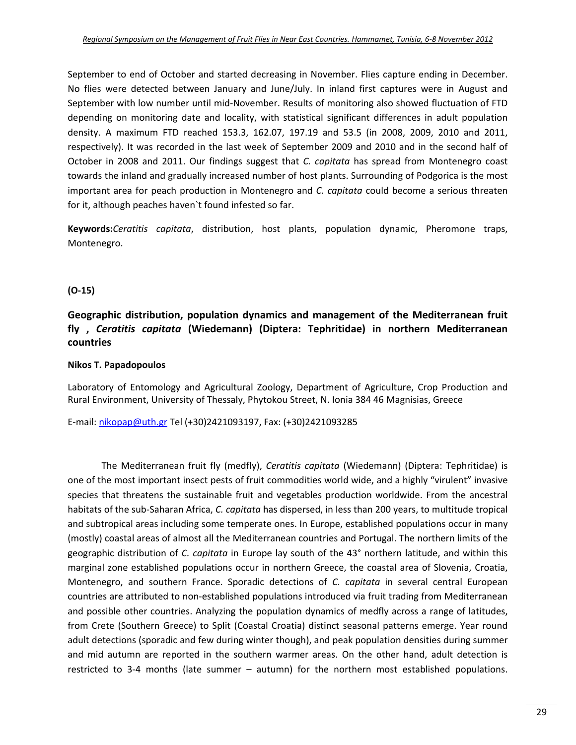September to end of October and started decreasing in November. Flies capture ending in December. No flies were detected between January and June/July. In inland first captures were in August and September with low number until mid-November. Results of monitoring also showed fluctuation of FTD depending on monitoring date and locality, with statistical significant differences in adult population density. A maximum FTD reached 153.3, 162.07, 197.19 and 53.5 (in 2008, 2009, 2010 and 2011, respectively). It was recorded in the last week of September 2009 and 2010 and in the second half of October in 2008 and 2011. Our findings suggest that *C. capitata* has spread from Montenegro coast towards the inland and gradually increased number of host plants. Surrounding of Podgorica is the most important area for peach production in Montenegro and *C. capitata* could become a serious threaten for it, although peaches haven`t found infested so far.

**Keywords:***Ceratitis capitata*, distribution, host plants, population dynamic, Pheromone traps, Montenegro.

**(O-15)**

## Geographic distribution, population dynamics and management of the Mediterranean fruit fly , *Ceratitis capitata* (Wiedemann) (Diptera: Tephritidae) in northern Mediterranean countries

**Nikos T. Papadopoulos**

Laboratory of Entomology and Agricultural Zoology, Department of Agriculture, Crop Production and Rural Environment, University of Thessaly, Phytokou Street, N. Ionia 384 46 Magnisias, Greece

E-mail: nikopap@uth.gr Tel (+30)2421093197, Fax: (+30)2421093285

The Mediterranean fruit fly (medfly), *Ceratitis capitata* (Wiedemann) (Diptera: Tephritidae) is one of the most important insect pests of fruit commodities world wide, and a highly "virulent" invasive species that threatens the sustainable fruit and vegetables production worldwide. From the ancestral habitats of the sub-Saharan Africa, *C. capitata* has dispersed, in less than 200 years, to multitude tropical and subtropical areas including some temperate ones. In Europe, established populations occur in many (mostly) coastal areas of almost all the Mediterranean countries and Portugal. The northern limits of the geographic distribution of *C. capitata* in Europe lay south of the 43° northern latitude, and within this marginal zone established populations occur in northern Greece, the coastal area of Slovenia, Croatia, Montenegro, and southern France. Sporadic detections of *C. capitata* in several central European countries are attributed to non-established populations introduced via fruit trading from Mediterranean and possible other countries. Analyzing the population dynamics of medfly across a range of latitudes, from Crete (Southern Greece) to Split (Coastal Croatia) distinct seasonal patterns emerge. Year round adult detections (sporadic and few during winter though), and peak population densities during summer and mid autumn are reported in the southern warmer areas. On the other hand, adult detection is restricted to 3-4 months (late summer – autumn) for the northern most established populations.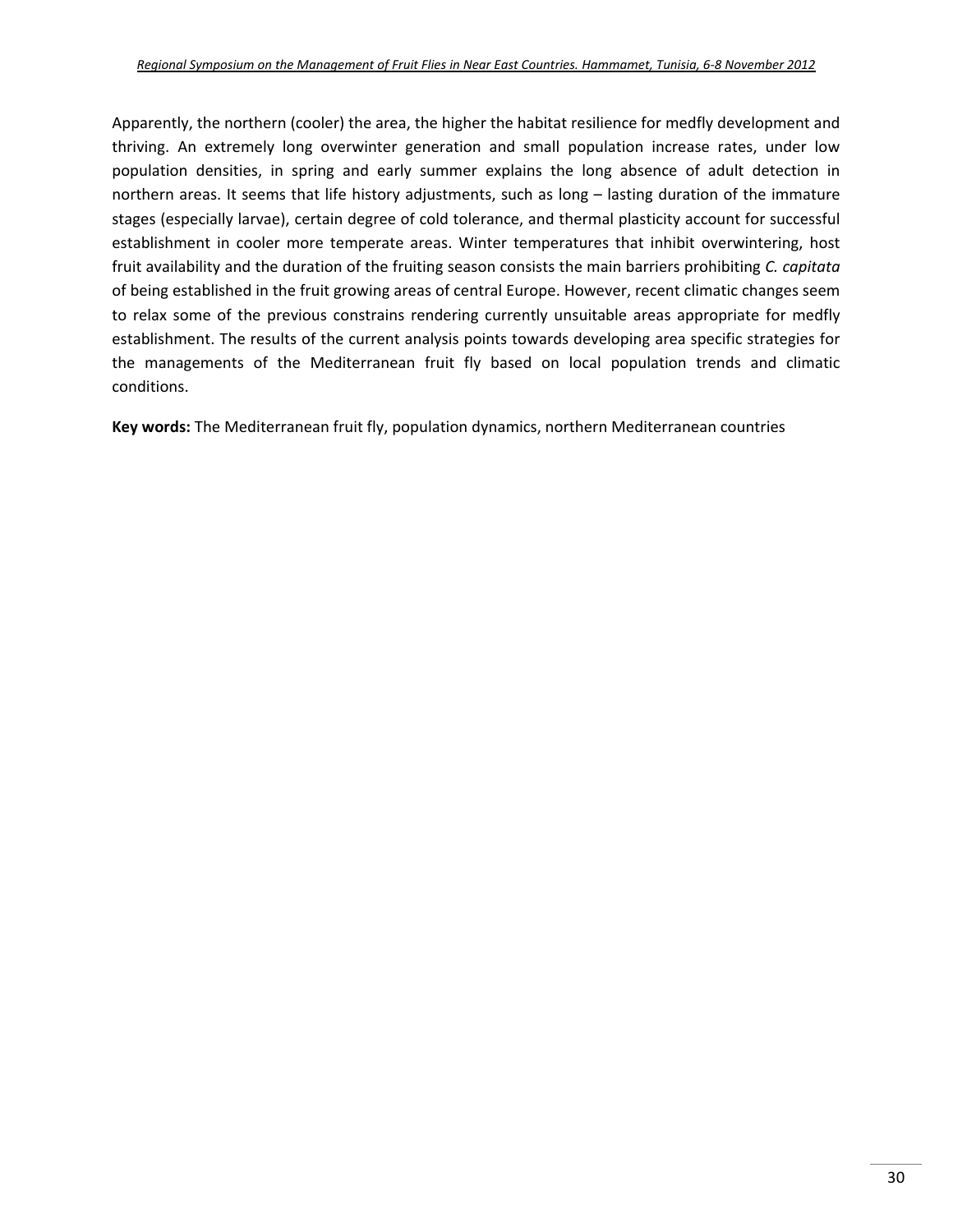Apparently, the northern (cooler) the area, the higher the habitat resilience for medfly development and thriving. An extremely long overwinter generation and small population increase rates, under low population densities, in spring and early summer explains the long absence of adult detection in northern areas. It seems that life history adjustments, such as long – lasting duration of the immature stages (especially larvae), certain degree of cold tolerance, and thermal plasticity account for successful establishment in cooler more temperate areas. Winter temperatures that inhibit overwintering, host fruit availability and the duration of the fruiting season consists the main barriers prohibiting *C. capitata* of being established in the fruit growing areas of central Europe. However, recent climatic changes seem to relax some of the previous constrains rendering currently unsuitable areas appropriate for medfly establishment. The results of the current analysis points towards developing area specific strategies for the managements of the Mediterranean fruit fly based on local population trends and climatic conditions.

**Key words:** The Mediterranean fruit fly, population dynamics, northern Mediterranean countries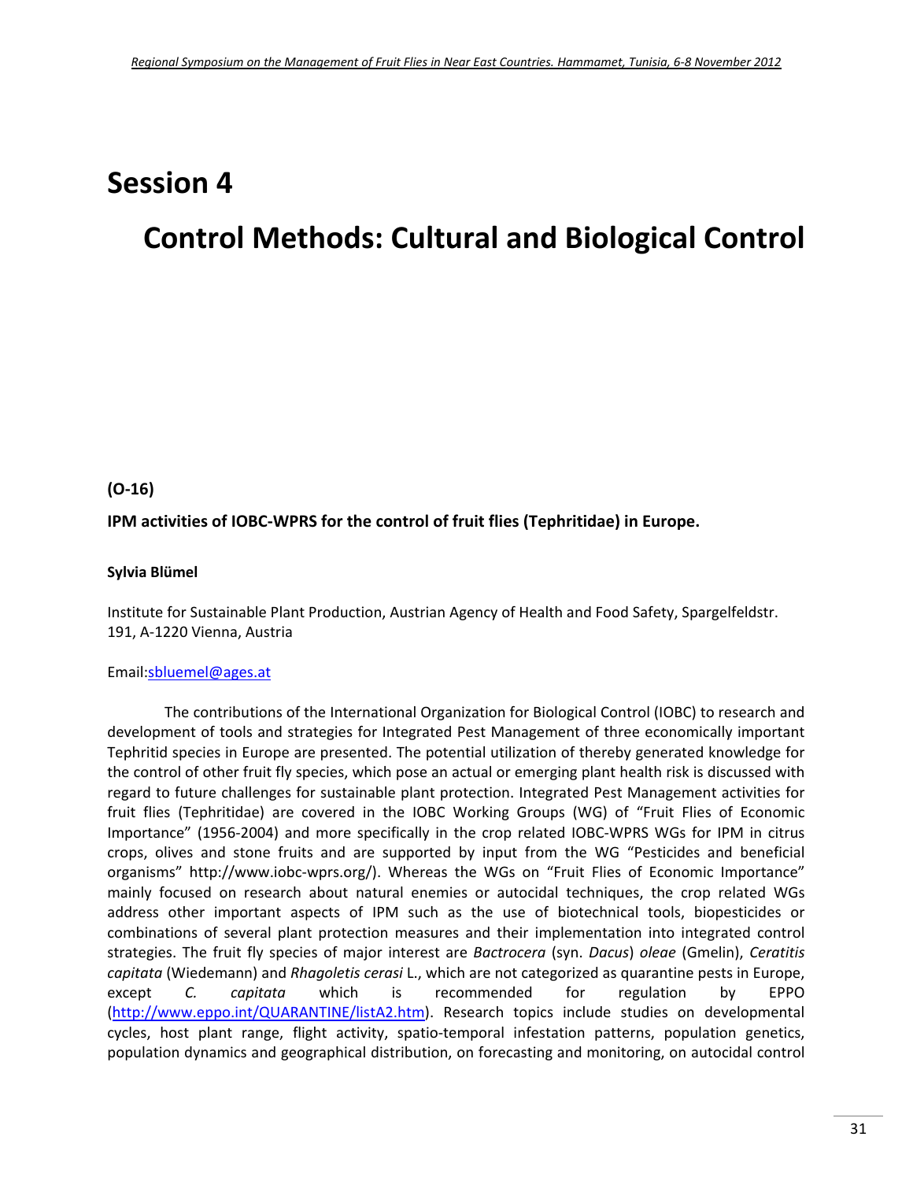# Session 4

# Control Methods: Cultural and Biological Control

**(O-16)**

**IPM activities of IOBC-WPRS for the control of fruit flies (Tephritidae) in Europe.**

**Sylvia Blümel**

Institute for Sustainable Plant Production, Austrian Agency of Health and Food Safety, Spargelfeldstr. 191, A-1220 Vienna, Austria

Email:sbluemel@ages.at

The contributions of the International Organization for Biological Control (IOBC) to research and development of tools and strategies for Integrated Pest Management of three economically important Tephritid species in Europe are presented. The potential utilization of thereby generated knowledge for the control of other fruit fly species, which pose an actual or emerging plant health risk is discussed with regard to future challenges for sustainable plant protection. Integrated Pest Management activities for fruit flies (Tephritidae) are covered in the IOBC Working Groups (WG) of "Fruit Flies of Economic Importance" (1956-2004) and more specifically in the crop related IOBC-WPRS WGs for IPM in citrus crops, olives and stone fruits and are supported by input from the WG "Pesticides and beneficial organisms" http://www.iobc-wprs.org/). Whereas the WGs on "Fruit Flies of Economic Importance" mainly focused on research about natural enemies or autocidal techniques, the crop related WGs address other important aspects of IPM such as the use of biotechnical tools, biopesticides or combinations of several plant protection measures and their implementation into integrated control strategies. The fruit fly species of major interest are *Bactrocera* (syn. *Dacus*) *oleae* (Gmelin), *Ceratitis capitata* (Wiedemann) and *Rhagoletis cerasi* L., which are not categorized as quarantine pests in Europe, except *C. capitata* which is recommended for regulation by EPPO (http://www.eppo.int/QUARANTINE/listA2.htm). Research topics include studies on developmental cycles, host plant range, flight activity, spatio-temporal infestation patterns, population genetics, population dynamics and geographical distribution, on forecasting and monitoring, on autocidal control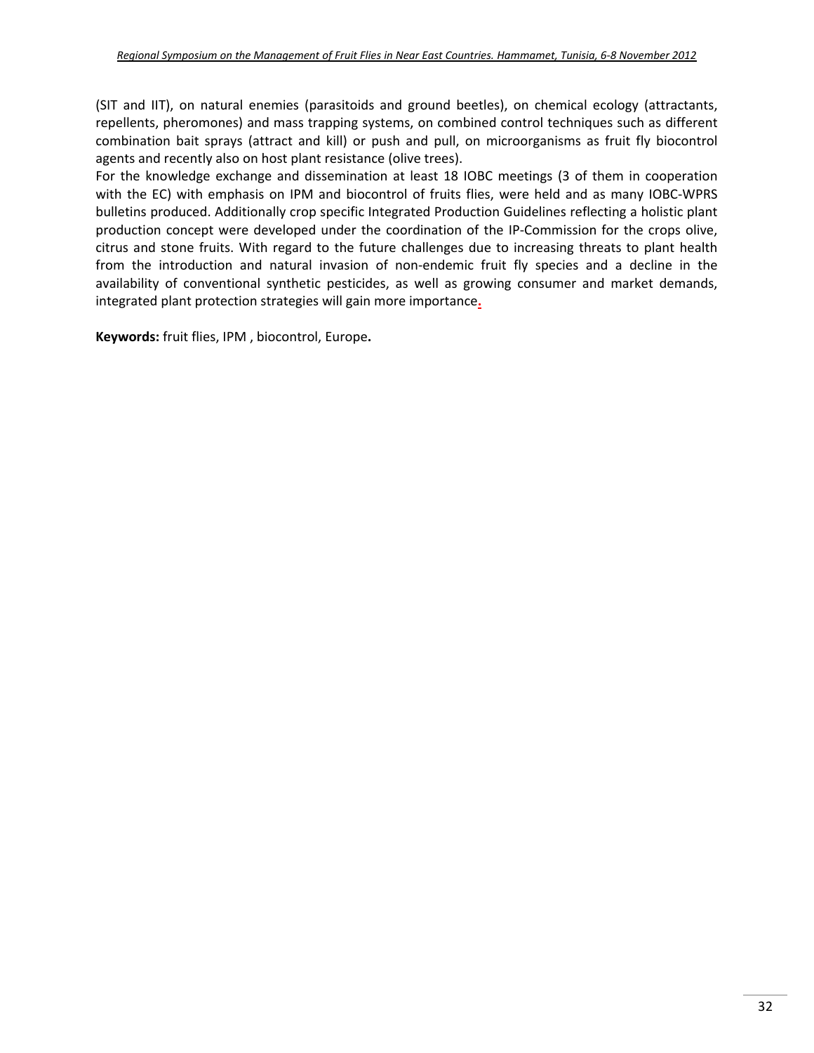(SIT and IIT), on natural enemies (parasitoids and ground beetles), on chemical ecology (attractants, repellents, pheromones) and mass trapping systems, on combined control techniques such as different combination bait sprays (attract and kill) or push and pull, on microorganisms as fruit fly biocontrol agents and recently also on host plant resistance (olive trees).

For the knowledge exchange and dissemination at least 18 IOBC meetings (3 of them in cooperation with the EC) with emphasis on IPM and biocontrol of fruits flies, were held and as many IOBC-WPRS bulletins produced. Additionally crop specific Integrated Production Guidelines reflecting a holistic plant production concept were developed under the coordination of the IP-Commission for the crops olive, citrus and stone fruits. With regard to the future challenges due to increasing threats to plant health from the introduction and natural invasion of non-endemic fruit fly species and a decline in the availability of conventional synthetic pesticides, as well as growing consumer and market demands, integrated plant protection strategies will gain more importance.

**Keywords:** fruit flies, IPM , biocontrol, Europe**.**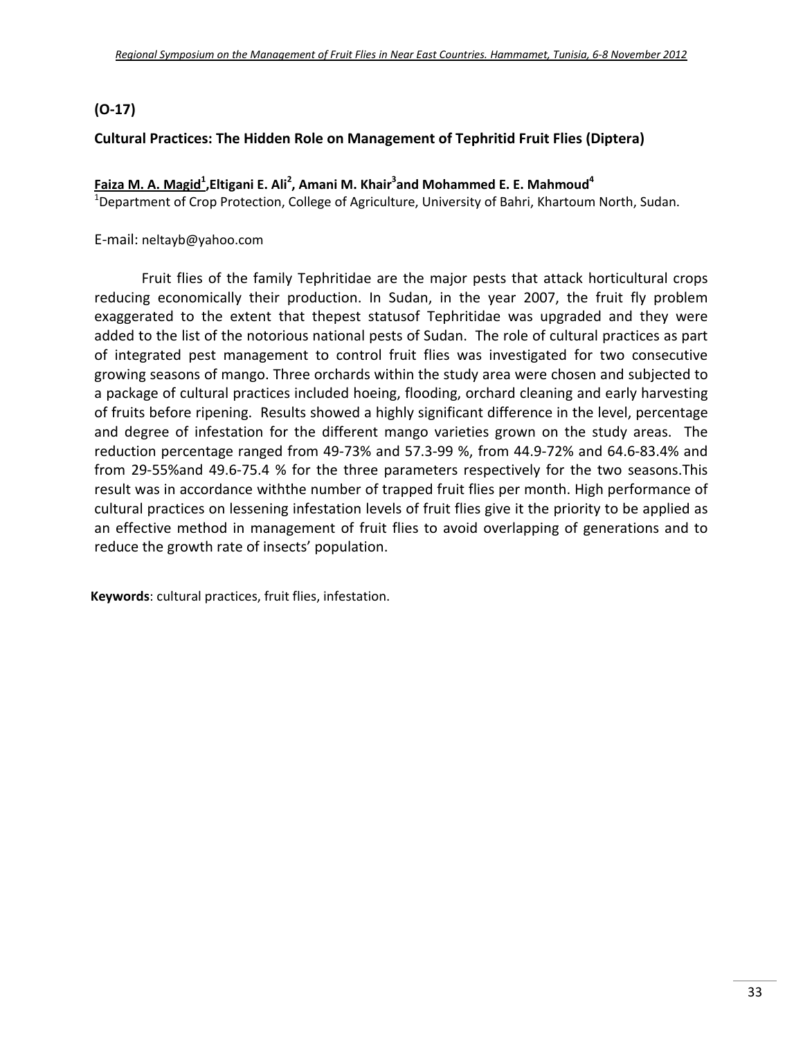**(O-17)**

## Cultural Practices: The Hidden Role on Management of Tephritid Fruit Flies (Diptera)

**Faiza M. A. Magid[1], Eltigani E. Ali[2], Amani M. Khair[3] and Mohammed E. E. Mahmoud[4]**

[1]Department of Crop Protection, College of Agriculture, University of Bahri, Khartoum North, Sudan.

E-mail: neltayb@yahoo.com

Fruit flies of the family Tephritidae are the major pests that attack horticultural crops reducing economically their production. In Sudan, in the year 2007, the fruit fly problem exaggerated to the extent that thepest statusof Tephritidae was upgraded and they were added to the list of the notorious national pests of Sudan. The role of cultural practices as part of integrated pest management to control fruit flies was investigated for two consecutive growing seasons of mango. Three orchards within the study area were chosen and subjected to a package of cultural practices included hoeing, flooding, orchard cleaning and early harvesting of fruits before ripening. Results showed a highly significant difference in the level, percentage and degree of infestation for the different mango varieties grown on the study areas. The reduction percentage ranged from 49-73% and 57.3-99 %, from 44.9-72% and 64.6-83.4% and from 29-55%and 49.6-75.4 % for the three parameters respectively for the two seasons.This result was in accordance withthe number of trapped fruit flies per month. High performance of cultural practices on lessening infestation levels of fruit flies give it the priority to be applied as an effective method in management of fruit flies to avoid overlapping of generations and to reduce the growth rate of insects' population.

**Keywords**: cultural practices, fruit flies, infestation.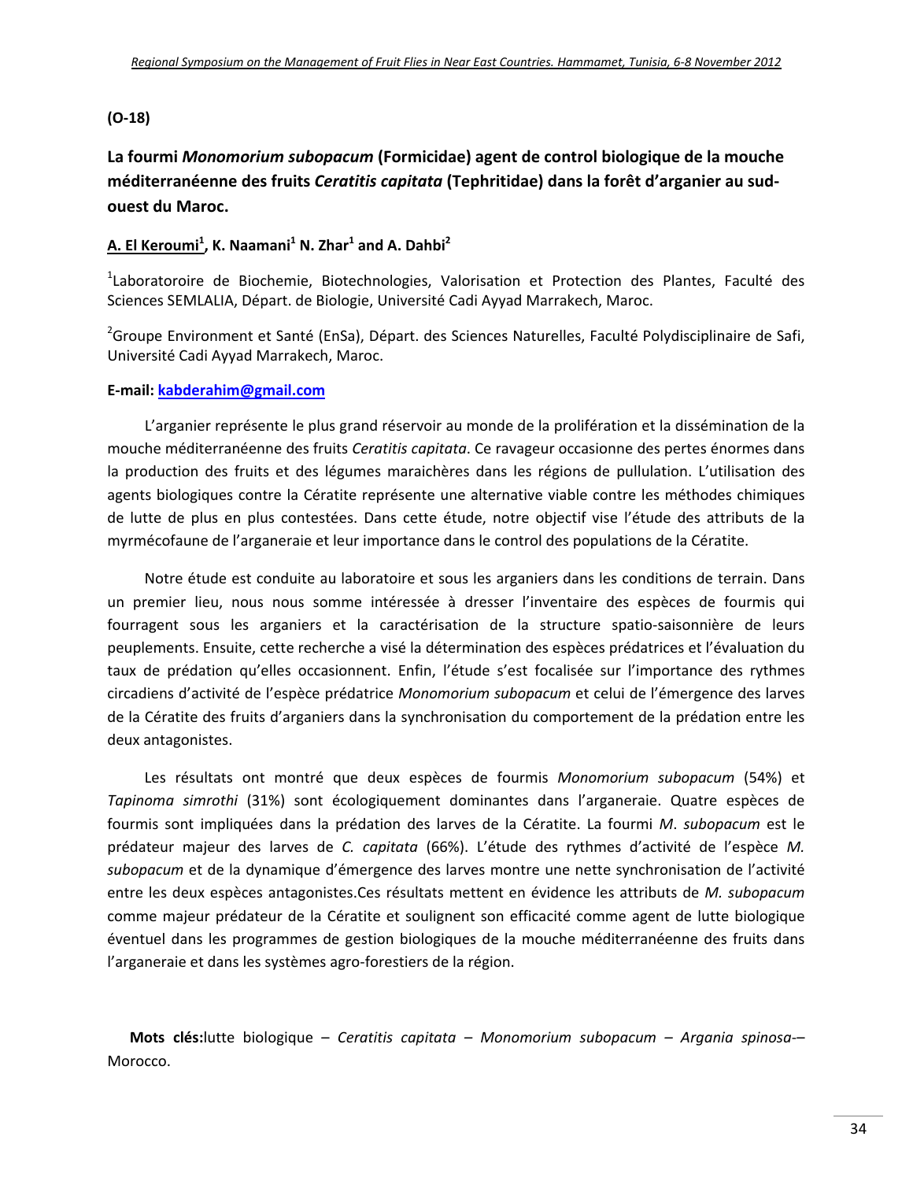**(O-18)**

## La fourmi *Monomorium subopacum* (Formicidae) agent de control biologique de la mouche méditerranéenne des fruits *Ceratitis capitata* (Tephritidae) dans la forêt d'arganier au sud-ouest du Maroc.

**A. El Keroumi[1], K. Naamani[1] N. Zhar[1] and A. Dahbi[2]**

[1]Laboratoroire de Biochemie, Biotechnologies, Valorisation et Protection des Plantes, Faculté des Sciences SEMLALIA, Départ. de Biologie, Université Cadi Ayyad Marrakech, Maroc.

[2]Groupe Environment et Santé (EnSa), Départ. des Sciences Naturelles, Faculté Polydisciplinaire de Safi, Université Cadi Ayyad Marrakech, Maroc.

**E-mail: kabderahim@gmail.com**

L'arganier représente le plus grand réservoir au monde de la prolifération et la dissémination de la mouche méditerranéenne des fruits *Ceratitis capitata*. Ce ravageur occasionne des pertes énormes dans la production des fruits et des légumes maraichères dans les régions de pullulation. L'utilisation des agents biologiques contre la Cératite représente une alternative viable contre les méthodes chimiques de lutte de plus en plus contestées. Dans cette étude, notre objectif vise l'étude des attributs de la myrmécofaune de l'arganeraie et leur importance dans le control des populations de la Cératite.

Notre étude est conduite au laboratoire et sous les arganiers dans les conditions de terrain. Dans un premier lieu, nous nous somme intéressée à dresser l'inventaire des espèces de fourmis qui fourragent sous les arganiers et la caractérisation de la structure spatio-saisonnière de leurs peuplements. Ensuite, cette recherche a visé la détermination des espèces prédatrices et l'évaluation du taux de prédation qu'elles occasionnent. Enfin, l'étude s'est focalisée sur l'importance des rythmes circadiens d'activité de l'espèce prédatrice *Monomorium subopacum* et celui de l'émergence des larves de la Cératite des fruits d'arganiers dans la synchronisation du comportement de la prédation entre les deux antagonistes.

Les résultats ont montré que deux espèces de fourmis *Monomorium subopacum* (54%) et *Tapinoma simrothi* (31%) sont écologiquement dominantes dans l'arganeraie. Quatre espèces de fourmis sont impliquées dans la prédation des larves de la Cératite. La fourmi *M. subopacum* est le prédateur majeur des larves de *C. capitata* (66%). L'étude des rythmes d'activité de l'espèce *M. subopacum* et de la dynamique d'émergence des larves montre une nette synchronisation de l'activité entre les deux espèces antagonistes.Ces résultats mettent en évidence les attributs de *M. subopacum* comme majeur prédateur de la Cératite et soulignent son efficacité comme agent de lutte biologique éventuel dans les programmes de gestion biologiques de la mouche méditerranéenne des fruits dans l'arganeraie et dans les systèmes agro-forestiers de la région.

**Mots clés:**lutte biologique – *Ceratitis capitata* – *Monomorium subopacum* – *Argania spinosa*-– Morocco.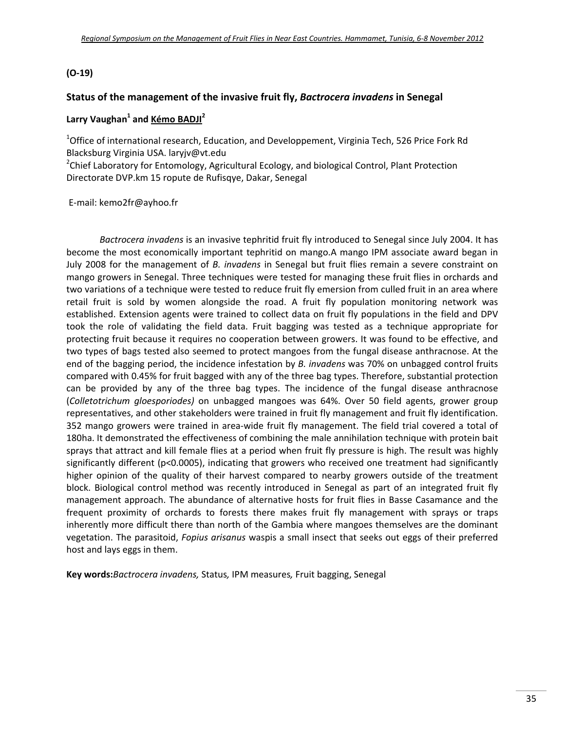**(O-19)**

## Status of the management of the invasive fruit fly, *Bactrocera invadens* in Senegal

**Larry Vaughan[1] and <u>Kémo BADJI</u>[2]**

[1]Office of international research, Education, and Developpement, Virginia Tech, 526 Price Fork Rd Blacksburg Virginia USA. laryjv@vt.edu

[2]Chief Laboratory for Entomology, Agricultural Ecology, and biological Control, Plant Protection Directorate DVP.km 15 ropute de Rufisqye, Dakar, Senegal

E-mail: kemo2fr@ayhoo.fr

*Bactrocera invadens* is an invasive tephritid fruit fly introduced to Senegal since July 2004. It has become the most economically important tephritid on mango.A mango IPM associate award began in July 2008 for the management of *B. invadens* in Senegal but fruit flies remain a severe constraint on mango growers in Senegal. Three techniques were tested for managing these fruit flies in orchards and two variations of a technique were tested to reduce fruit fly emersion from culled fruit in an area where retail fruit is sold by women alongside the road. A fruit fly population monitoring network was established. Extension agents were trained to collect data on fruit fly populations in the field and DPV took the role of validating the field data. Fruit bagging was tested as a technique appropriate for protecting fruit because it requires no cooperation between growers. It was found to be effective, and two types of bags tested also seemed to protect mangoes from the fungal disease anthracnose. At the end of the bagging period, the incidence infestation by *B. invadens* was 70% on unbagged control fruits compared with 0.45% for fruit bagged with any of the three bag types. Therefore, substantial protection can be provided by any of the three bag types. The incidence of the fungal disease anthracnose (*Colletotrichum gloesporiodes)* on unbagged mangoes was 64%. Over 50 field agents, grower group representatives, and other stakeholders were trained in fruit fly management and fruit fly identification. 352 mango growers were trained in area-wide fruit fly management. The field trial covered a total of 180ha. It demonstrated the effectiveness of combining the male annihilation technique with protein bait sprays that attract and kill female flies at a period when fruit fly pressure is high. The result was highly significantly different ($p<0.0005$), indicating that growers who received one treatment had significantly higher opinion of the quality of their harvest compared to nearby growers outside of the treatment block. Biological control method was recently introduced in Senegal as part of an integrated fruit fly management approach. The abundance of alternative hosts for fruit flies in Basse Casamance and the frequent proximity of orchards to forests there makes fruit fly management with sprays or traps inherently more difficult there than north of the Gambia where mangoes themselves are the dominant vegetation. The parasitoid, *Fopius arisanus* waspis a small insect that seeks out eggs of their preferred host and lays eggs in them.

**Key words:***Bactrocera invadens,* Status*,* IPM measures*,* Fruit bagging, Senegal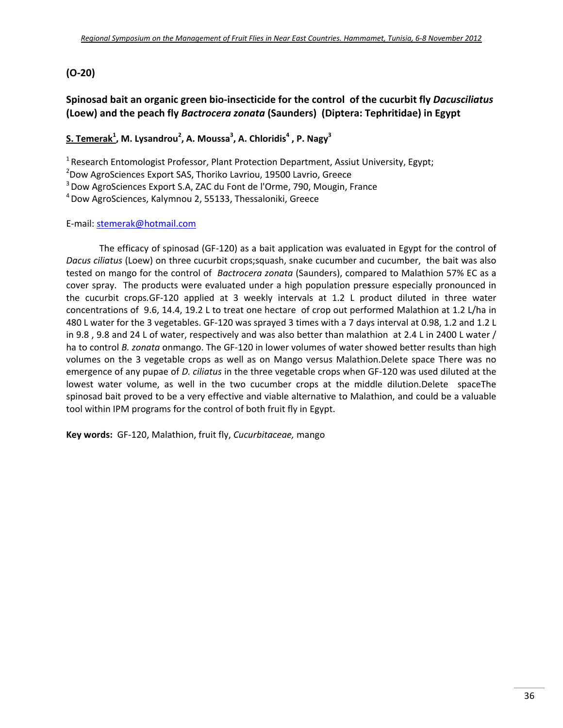**(O-20)**

## Spinosad bait an organic green bio-insecticide for the control of the cucurbit fly *Dacusciliatus* (Loew) and the peach fly *Bactrocera zonata* (Saunders) (Diptera: Tephritidae) in Egypt

**S. Temerak[1], M. Lysandrou[2], A. Moussa[3], A. Chloridis[4], P. Nagy[3]**

[1] Research Entomologist Professor, Plant Protection Department, Assiut University, Egypt;
[2] Dow AgroSciences Export SAS, Thoriko Lavriou, 19500 Lavrio, Greece
[3] Dow AgroSciences Export S.A, ZAC du Font de l'Orme, 790, Mougin, France
[4] Dow AgroSciences, Kalymnou 2, 55133, Thessaloniki, Greece

E-mail: stemerak@hotmail.com

The efficacy of spinosad (GF-120) as a bait application was evaluated in Egypt for the control of *Dacus ciliatus* (Loew) on three cucurbit crops;squash, snake cucumber and cucumber, the bait was also tested on mango for the control of *Bactrocera zonata* (Saunders), compared to Malathion 57% EC as a cover spray. The products were evaluated under a high population pre**s**sure especially pronounced in the cucurbit crops.GF-120 applied at 3 weekly intervals at 1.2 L product diluted in three water concentrations of 9.6, 14.4, 19.2 L to treat one hectare of crop out performed Malathion at 1.2 L/ha in 480 L water for the 3 vegetables. GF-120 was sprayed 3 times with a 7 days interval at 0.98, 1.2 and 1.2 L in 9.8 , 9.8 and 24 L of water, respectively and was also better than malathion at 2.4 L in 2400 L water / ha to control *B. zonata* onmango. The GF-120 in lower volumes of water showed better results than high volumes on the 3 vegetable crops as well as on Mango versus Malathion.Delete space There was no emergence of any pupae of *D. ciliatus* in the three vegetable crops when GF-120 was used diluted at the lowest water volume, as well in the two cucumber crops at the middle dilution.Delete spaceThe spinosad bait proved to be a very effective and viable alternative to Malathion, and could be a valuable tool within IPM programs for the control of both fruit fly in Egypt.

**Key words:** GF-120, Malathion, fruit fly, *Cucurbitaceae,* mango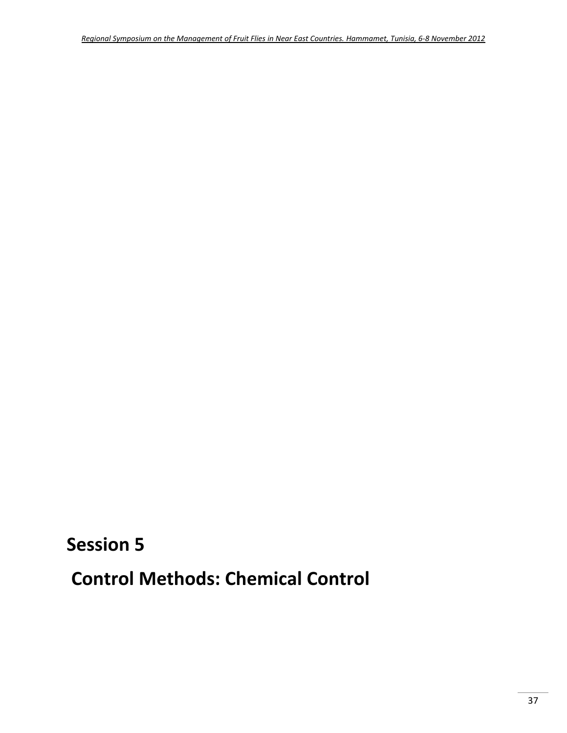# Session 5

# Control Methods: Chemical Control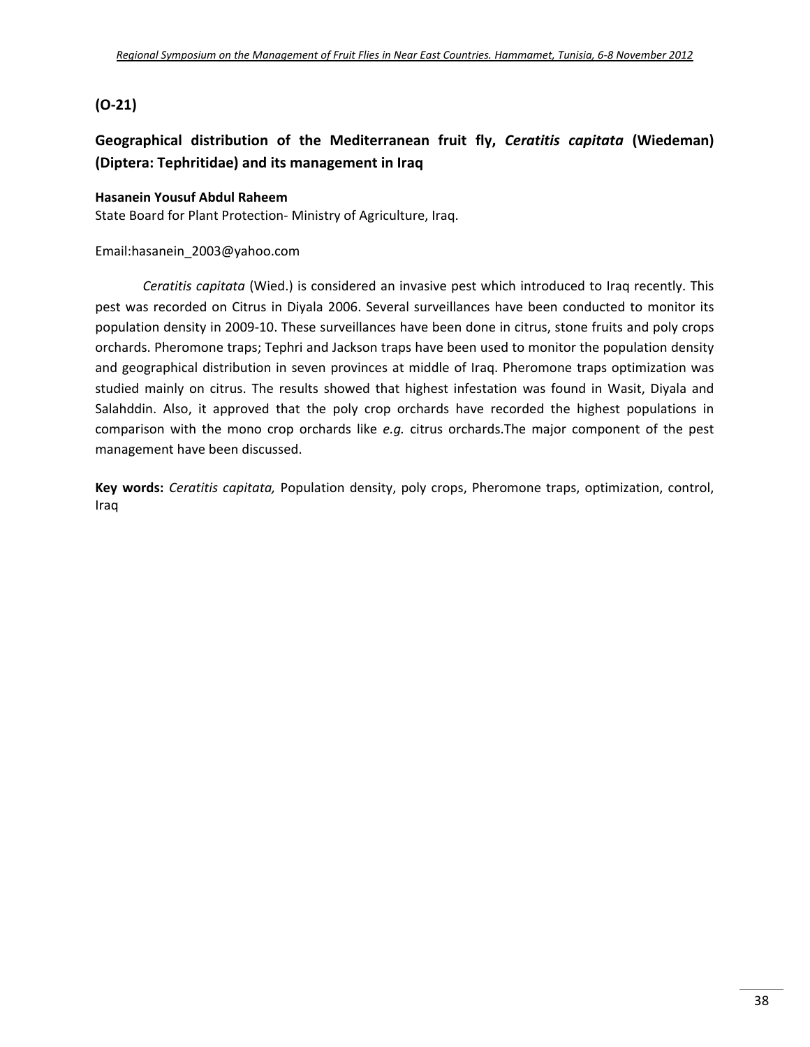## (O-21)

## Geographical distribution of the Mediterranean fruit fly, *Ceratitis capitata* (Wiedeman) (Diptera: Tephritidae) and its management in Iraq

**Hasanein Yousuf Abdul Raheem**
State Board for Plant Protection- Ministry of Agriculture, Iraq.

Email:hasanein_2003@yahoo.com

*Ceratitis capitata* (Wied.) is considered an invasive pest which introduced to Iraq recently. This pest was recorded on Citrus in Diyala 2006. Several surveillances have been conducted to monitor its population density in 2009-10. These surveillances have been done in citrus, stone fruits and poly crops orchards. Pheromone traps; Tephri and Jackson traps have been used to monitor the population density and geographical distribution in seven provinces at middle of Iraq. Pheromone traps optimization was studied mainly on citrus. The results showed that highest infestation was found in Wasit, Diyala and Salahddin. Also, it approved that the poly crop orchards have recorded the highest populations in comparison with the mono crop orchards like *e.g.* citrus orchards.The major component of the pest management have been discussed.

**Key words:** *Ceratitis capitata,* Population density, poly crops, Pheromone traps, optimization, control, Iraq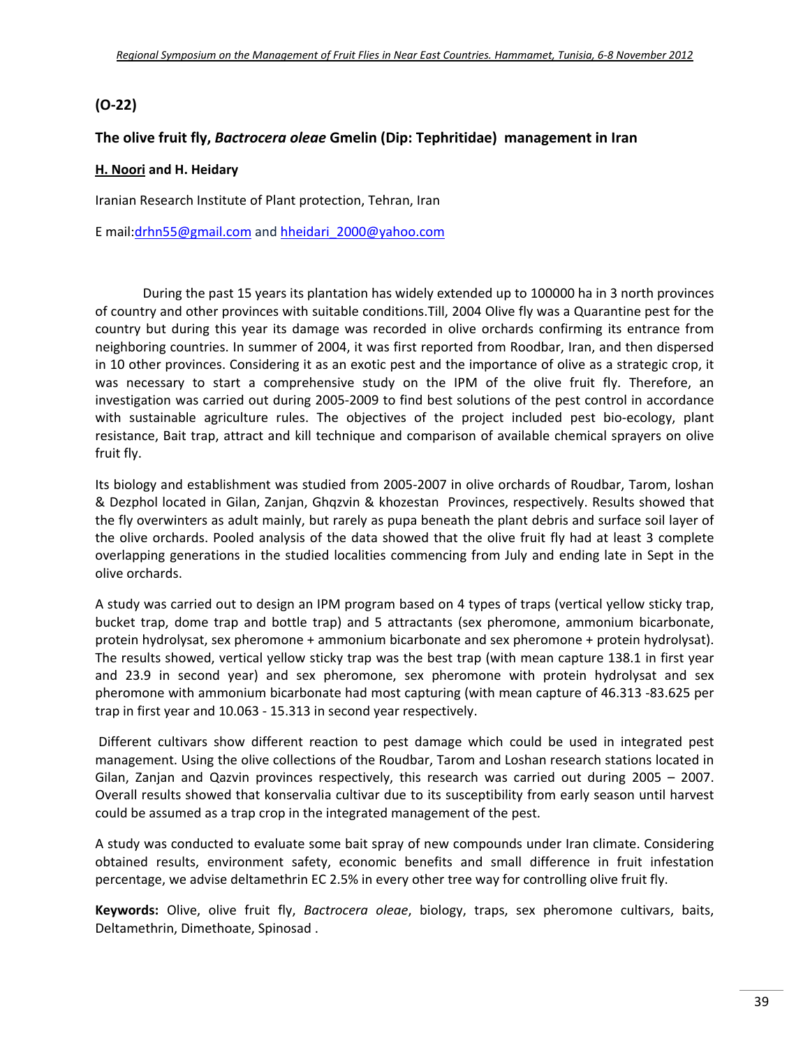## (O-22)

### The olive fruit fly, *Bactrocera oleae* Gmelin (Dip: Tephritidae) management in Iran

**H. Noori** and **H. Heidary**

Iranian Research Institute of Plant protection, Tehran, Iran

E mail:drhn55@gmail.com and hheidari_2000@yahoo.com

During the past 15 years its plantation has widely extended up to 100000 ha in 3 north provinces of country and other provinces with suitable conditions.Till, 2004 Olive fly was a Quarantine pest for the country but during this year its damage was recorded in olive orchards confirming its entrance from neighboring countries. In summer of 2004, it was first reported from Roodbar, Iran, and then dispersed in 10 other provinces. Considering it as an exotic pest and the importance of olive as a strategic crop, it was necessary to start a comprehensive study on the IPM of the olive fruit fly. Therefore, an investigation was carried out during 2005-2009 to find best solutions of the pest control in accordance with sustainable agriculture rules. The objectives of the project included pest bio-ecology, plant resistance, Bait trap, attract and kill technique and comparison of available chemical sprayers on olive fruit fly.

Its biology and establishment was studied from 2005-2007 in olive orchards of Roudbar, Tarom, loshan & Dezphol located in Gilan, Zanjan, Ghqzvin & khozestan Provinces, respectively. Results showed that the fly overwinters as adult mainly, but rarely as pupa beneath the plant debris and surface soil layer of the olive orchards. Pooled analysis of the data showed that the olive fruit fly had at least 3 complete overlapping generations in the studied localities commencing from July and ending late in Sept in the olive orchards.

A study was carried out to design an IPM program based on 4 types of traps (vertical yellow sticky trap, bucket trap, dome trap and bottle trap) and 5 attractants (sex pheromone, ammonium bicarbonate, protein hydrolysat, sex pheromone + ammonium bicarbonate and sex pheromone + protein hydrolysat). The results showed, vertical yellow sticky trap was the best trap (with mean capture 138.1 in first year and 23.9 in second year) and sex pheromone, sex pheromone with protein hydrolysat and sex pheromone with ammonium bicarbonate had most capturing (with mean capture of 46.313 -83.625 per trap in first year and 10.063 - 15.313 in second year respectively.

Different cultivars show different reaction to pest damage which could be used in integrated pest management. Using the olive collections of the Roudbar, Tarom and Loshan research stations located in Gilan, Zanjan and Qazvin provinces respectively, this research was carried out during 2005 – 2007. Overall results showed that konservalia cultivar due to its susceptibility from early season until harvest could be assumed as a trap crop in the integrated management of the pest.

A study was conducted to evaluate some bait spray of new compounds under Iran climate. Considering obtained results, environment safety, economic benefits and small difference in fruit infestation percentage, we advise deltamethrin EC 2.5% in every other tree way for controlling olive fruit fly.

**Keywords:** Olive, olive fruit fly, *Bactrocera oleae*, biology, traps, sex pheromone cultivars, baits, Deltamethrin, Dimethoate, Spinosad .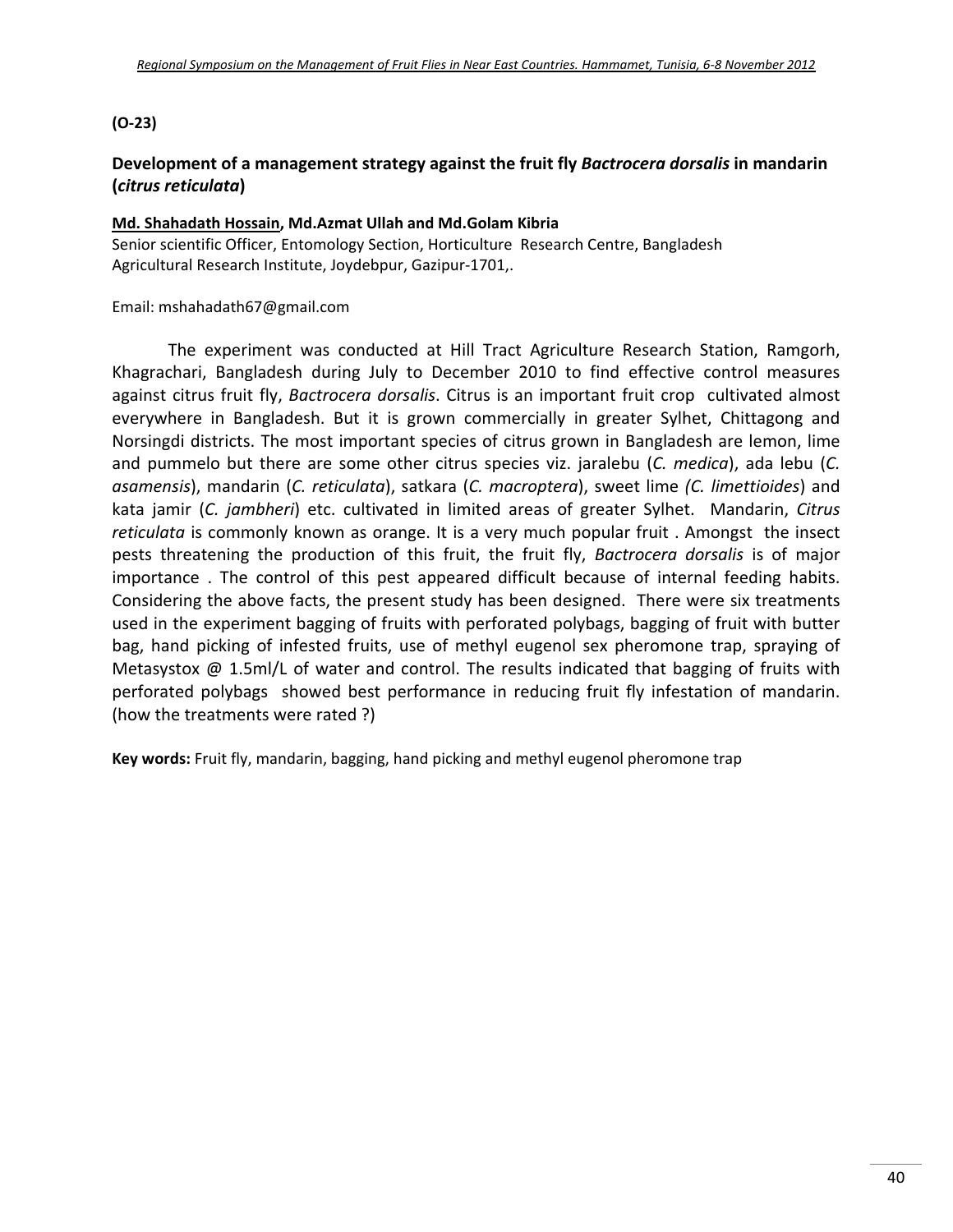**(O-23)**

## Development of a management strategy against the fruit fly *Bactrocera dorsalis* in mandarin (*citrus reticulata*)

**Md. Shahadath Hossain, Md.Azmat Ullah and Md.Golam Kibria**
Senior scientific Officer, Entomology Section, Horticulture Research Centre, Bangladesh Agricultural Research Institute, Joydebpur, Gazipur-1701,.

Email: mshahadath67@gmail.com

The experiment was conducted at Hill Tract Agriculture Research Station, Ramgorh, Khagrachari, Bangladesh during July to December 2010 to find effective control measures against citrus fruit fly, *Bactrocera dorsalis*. Citrus is an important fruit crop cultivated almost everywhere in Bangladesh. But it is grown commercially in greater Sylhet, Chittagong and Norsingdi districts. The most important species of citrus grown in Bangladesh are lemon, lime and pummelo but there are some other citrus species viz. jaralebu (*C. medica*), ada lebu (*C. asamensis*), mandarin (*C. reticulata*), satkara (*C. macroptera*), sweet lime *(C. limettioides*) and kata jamir (*C. jambheri*) etc. cultivated in limited areas of greater Sylhet. Mandarin, *Citrus reticulata* is commonly known as orange. It is a very much popular fruit . Amongst the insect pests threatening the production of this fruit, the fruit fly, *Bactrocera dorsalis* is of major importance . The control of this pest appeared difficult because of internal feeding habits. Considering the above facts, the present study has been designed. There were six treatments used in the experiment bagging of fruits with perforated polybags, bagging of fruit with butter bag, hand picking of infested fruits, use of methyl eugenol sex pheromone trap, spraying of Metasystox @ 1.5ml/L of water and control. The results indicated that bagging of fruits with perforated polybags showed best performance in reducing fruit fly infestation of mandarin. (how the treatments were rated ?)

**Key words:** Fruit fly, mandarin, bagging, hand picking and methyl eugenol pheromone trap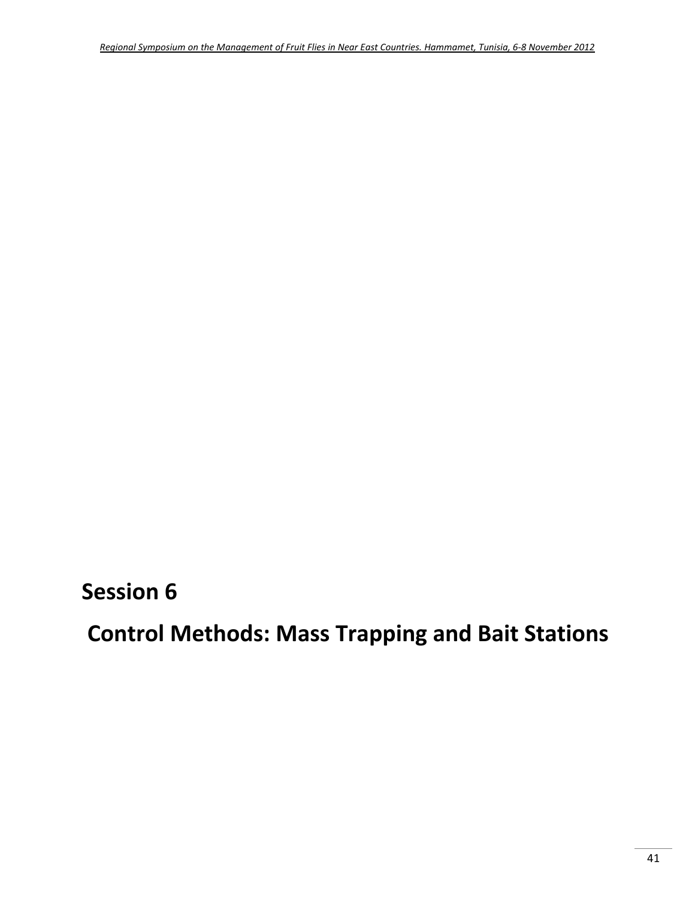# Session 6

# Control Methods: Mass Trapping and Bait Stations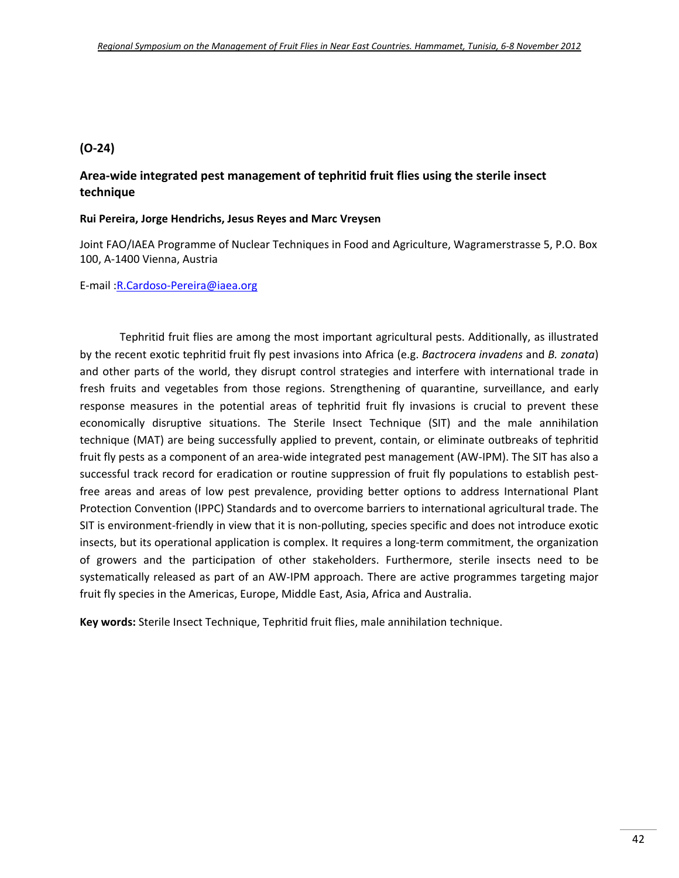**(O-24)**

## Area-wide integrated pest management of tephritid fruit flies using the sterile insect technique

**Rui Pereira, Jorge Hendrichs, Jesus Reyes and Marc Vreysen**

Joint FAO/IAEA Programme of Nuclear Techniques in Food and Agriculture, Wagramerstrasse 5, P.O. Box 100, A-1400 Vienna, Austria

E-mail :R.Cardoso-Pereira@iaea.org

Tephritid fruit flies are among the most important agricultural pests. Additionally, as illustrated by the recent exotic tephritid fruit fly pest invasions into Africa (e.g. *Bactrocera invadens* and *B. zonata*) and other parts of the world, they disrupt control strategies and interfere with international trade in fresh fruits and vegetables from those regions. Strengthening of quarantine, surveillance, and early response measures in the potential areas of tephritid fruit fly invasions is crucial to prevent these economically disruptive situations. The Sterile Insect Technique (SIT) and the male annihilation technique (MAT) are being successfully applied to prevent, contain, or eliminate outbreaks of tephritid fruit fly pests as a component of an area-wide integrated pest management (AW-IPM). The SIT has also a successful track record for eradication or routine suppression of fruit fly populations to establish pest-free areas and areas of low pest prevalence, providing better options to address International Plant Protection Convention (IPPC) Standards and to overcome barriers to international agricultural trade. The SIT is environment-friendly in view that it is non-polluting, species specific and does not introduce exotic insects, but its operational application is complex. It requires a long-term commitment, the organization of growers and the participation of other stakeholders. Furthermore, sterile insects need to be systematically released as part of an AW-IPM approach. There are active programmes targeting major fruit fly species in the Americas, Europe, Middle East, Asia, Africa and Australia.

**Key words:** Sterile Insect Technique, Tephritid fruit flies, male annihilation technique.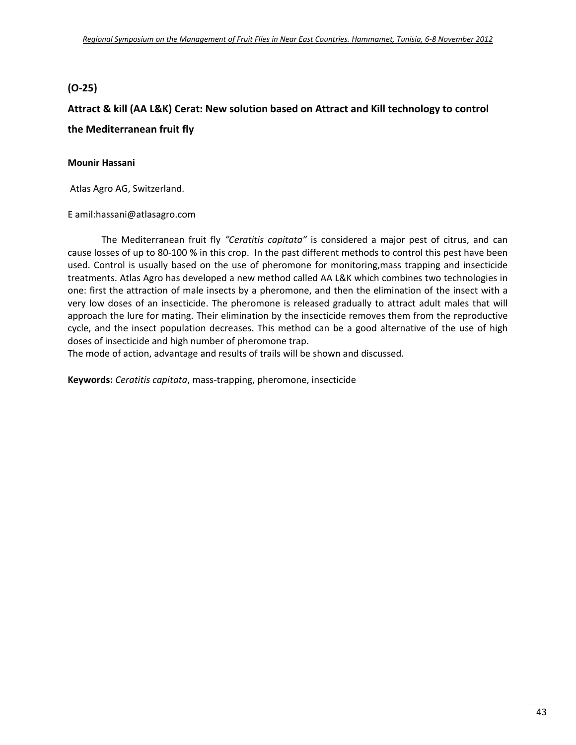**(O-25)**

## Attract & kill (AA L&K) Cerat: New solution based on Attract and Kill technology to control the Mediterranean fruit fly

**Mounir Hassani**

Atlas Agro AG, Switzerland.

E amil:hassani@atlasagro.com

The Mediterranean fruit fly *"Ceratitis capitata"* is considered a major pest of citrus, and can cause losses of up to 80-100 % in this crop. In the past different methods to control this pest have been used. Control is usually based on the use of pheromone for monitoring,mass trapping and insecticide treatments. Atlas Agro has developed a new method called AA L&K which combines two technologies in one: first the attraction of male insects by a pheromone, and then the elimination of the insect with a very low doses of an insecticide. The pheromone is released gradually to attract adult males that will approach the lure for mating. Their elimination by the insecticide removes them from the reproductive cycle, and the insect population decreases. This method can be a good alternative of the use of high doses of insecticide and high number of pheromone trap.
The mode of action, advantage and results of trails will be shown and discussed.

**Keywords:** *Ceratitis capitata*, mass-trapping, pheromone, insecticide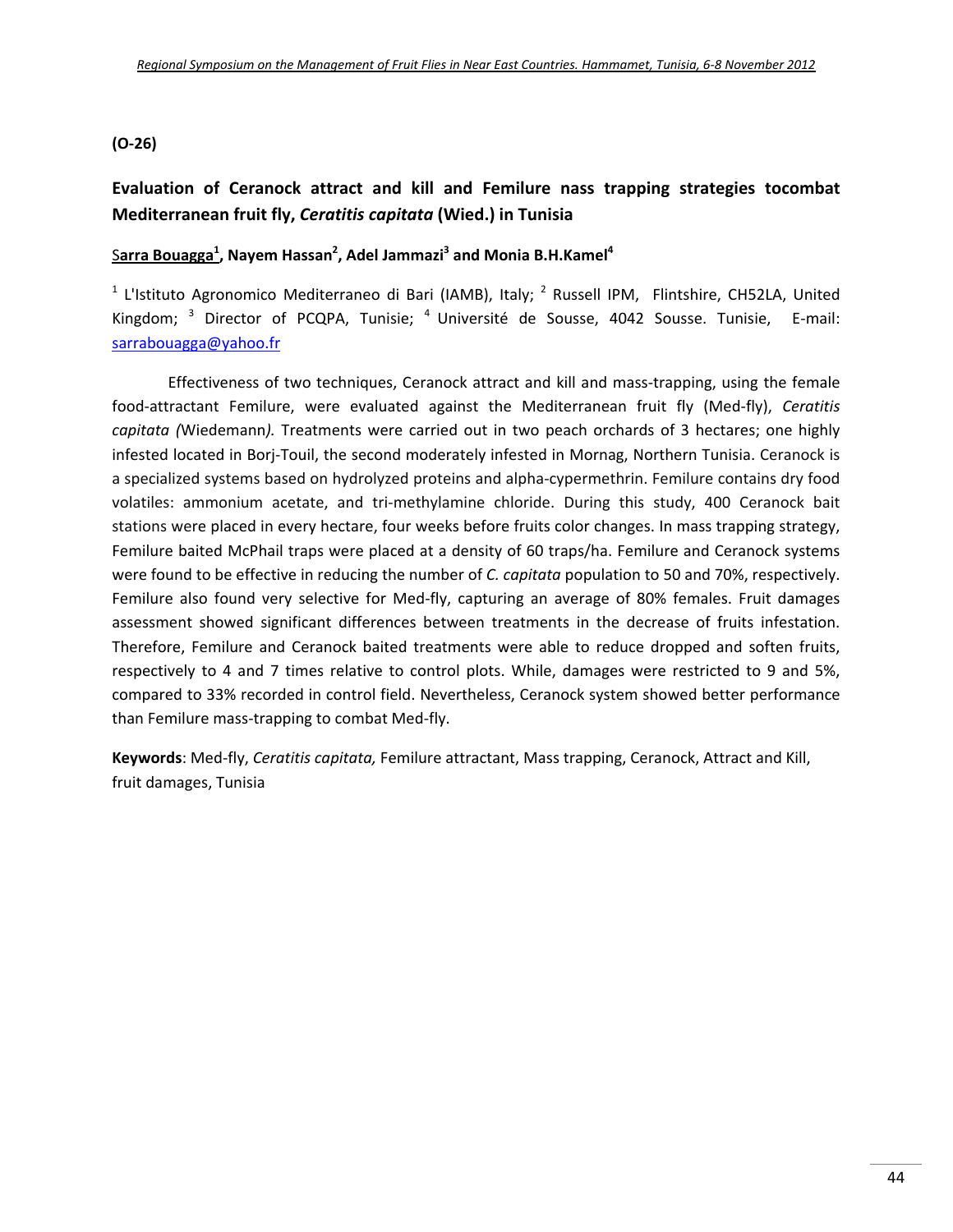**(O-26)**

## Evaluation of Ceranock attract and kill and Femilure nass trapping strategies tocombat Mediterranean fruit fly, *Ceratitis capitata* (Wied.) in Tunisia

**Sarra Bouagga[1], Nayem Hassan[2], Adel Jammazi[3] and Monia B.H.Kamel[4]**

[1] L'Istituto Agronomico Mediterraneo di Bari (IAMB), Italy; [2] Russell IPM, Flintshire, CH52LA, United Kingdom; [3] Director of PCQPA, Tunisie; [4] Université de Sousse, 4042 Sousse. Tunisie, E-mail: sarrabouagga@yahoo.fr

Effectiveness of two techniques, Ceranock attract and kill and mass-trapping, using the female food-attractant Femilure, were evaluated against the Mediterranean fruit fly (Med-fly), *Ceratitis capitata (*Wiedemann*).* Treatments were carried out in two peach orchards of 3 hectares; one highly infested located in Borj-Touil, the second moderately infested in Mornag, Northern Tunisia. Ceranock is a specialized systems based on hydrolyzed proteins and alpha-cypermethrin. Femilure contains dry food volatiles: ammonium acetate, and tri-methylamine chloride. During this study, 400 Ceranock bait stations were placed in every hectare, four weeks before fruits color changes. In mass trapping strategy, Femilure baited McPhail traps were placed at a density of 60 traps/ha. Femilure and Ceranock systems were found to be effective in reducing the number of *C. capitata* population to 50 and 70%, respectively. Femilure also found very selective for Med-fly, capturing an average of 80% females. Fruit damages assessment showed significant differences between treatments in the decrease of fruits infestation. Therefore, Femilure and Ceranock baited treatments were able to reduce dropped and soften fruits, respectively to 4 and 7 times relative to control plots. While, damages were restricted to 9 and 5%, compared to 33% recorded in control field. Nevertheless, Ceranock system showed better performance than Femilure mass-trapping to combat Med-fly.

**Keywords**: Med-fly, *Ceratitis capitata,* Femilure attractant, Mass trapping, Ceranock, Attract and Kill, fruit damages, Tunisia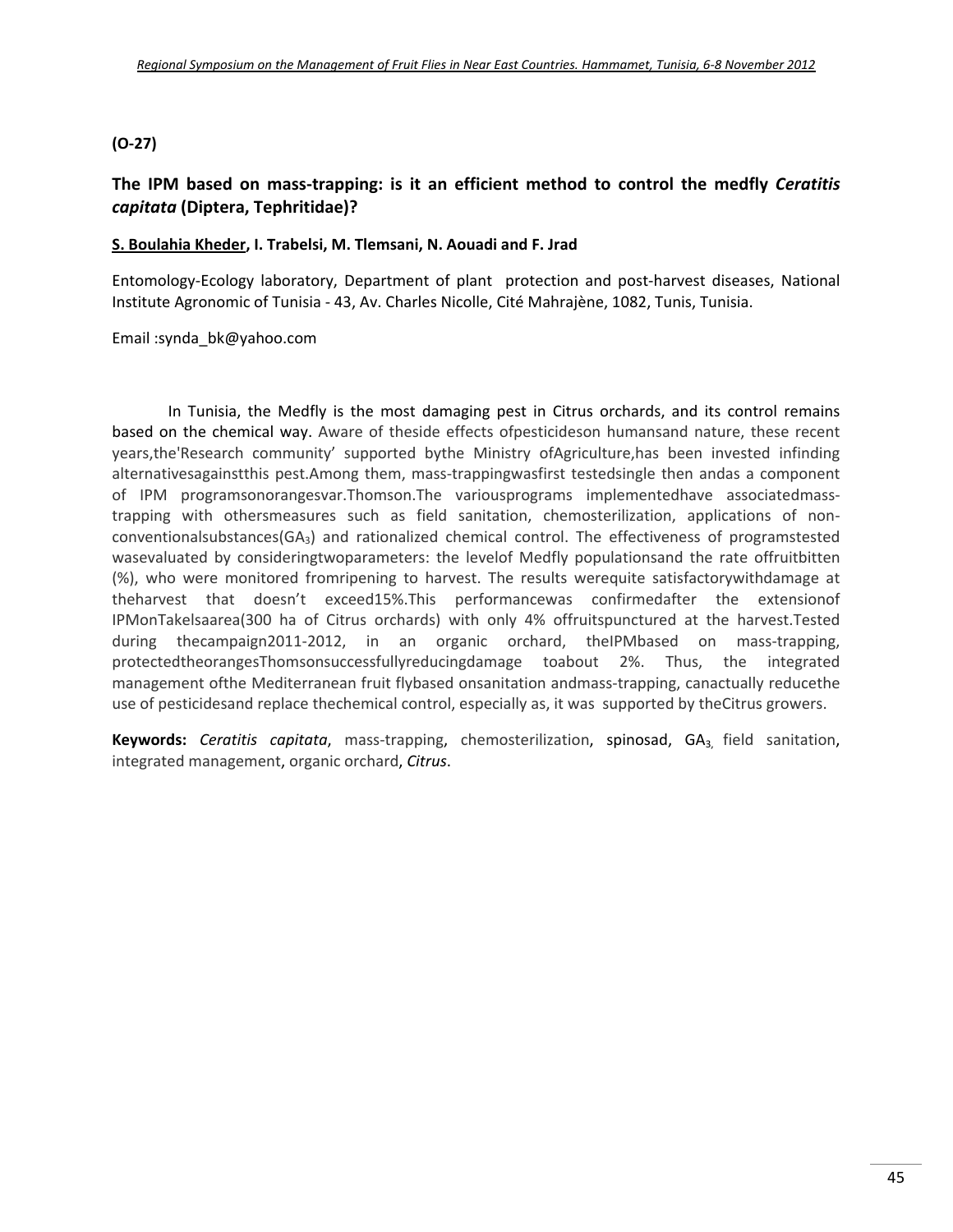**(O-27)**

## The IPM based on mass-trapping: is it an efficient method to control the medfly *Ceratitis capitata* (Diptera, Tephritidae)?

**S. Boulahia Kheder, I. Trabelsi, M. Tlemsani, N. Aouadi and F. Jrad**

Entomology-Ecology laboratory, Department of plant protection and post-harvest diseases, National Institute Agronomic of Tunisia - 43, Av. Charles Nicolle, Cité Mahrajène, 1082, Tunis, Tunisia.

Email :synda_bk@yahoo.com

In Tunisia, the Medfly is the most damaging pest in Citrus orchards, and its control remains based on the chemical way. Aware of theside effects ofpesticideson humansand nature, these recent years,the'Research community' supported bythe Ministry ofAgriculture,has been invested infinding alternativesagainstthis pest.Among them, mass-trappingwasfirst testedsingle then andas a component of IPM programsonorangesvar.Thomson.The variousprograms implementedhave associatedmass-trapping with othersmeasures such as field sanitation, chemosterilization, applications of non-conventionalsubstances($GA_3$) and rationalized chemical control. The effectiveness of programstested wasevaluated by consideringtwoparameters: the levelof Medfly populationsand the rate offruitbitten (%), who were monitored fromripening to harvest. The results werequite satisfactorywithdamage at theharvest that doesn't exceed15%.This performancewas confirmedafter the extensionof IPMonTakelsaarea(300 ha of Citrus orchards) with only 4% offruitspunctured at the harvest.Tested during thecampaign2011-2012, in an organic orchard, theIPMbased on mass-trapping, protectedtheorangesThomsonsuccessfullyreducingdamage toabout 2%. Thus, the integrated management ofthe Mediterranean fruit flybased onsanitation andmass-trapping, canactually reducethe use of pesticidesand replace thechemical control, especially as, it was supported by theCitrus growers.

**Keywords:** *Ceratitis capitata*, mass-trapping, chemosterilization, spinosad, $GA_3$, field sanitation, integrated management, organic orchard, *Citrus*.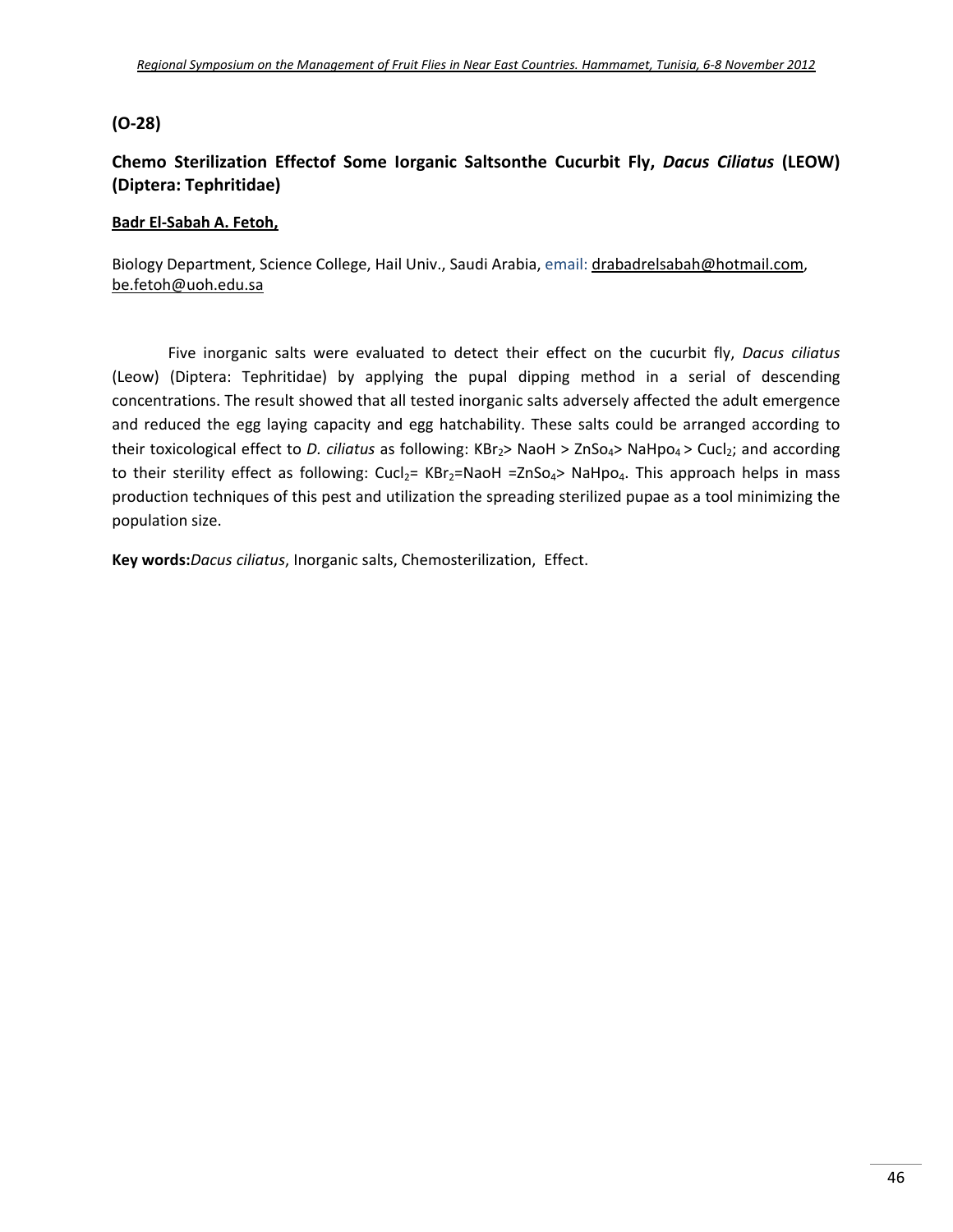**(O-28)**

## Chemo Sterilization Effectof Some Iorganic Saltsonthe Cucurbit Fly, *Dacus Ciliatus* (LEOW) (Diptera: Tephritidae)

**Badr El-Sabah A. Fetoh,**

Biology Department, Science College, Hail Univ., Saudi Arabia, email: drabadrelsabah@hotmail.com, be.fetoh@uoh.edu.sa

Five inorganic salts were evaluated to detect their effect on the cucurbit fly, *Dacus ciliatus* (Leow) (Diptera: Tephritidae) by applying the pupal dipping method in a serial of descending concentrations. The result showed that all tested inorganic salts adversely affected the adult emergence and reduced the egg laying capacity and egg hatchability. These salts could be arranged according to their toxicological effect to *D. ciliatus* as following: $KBr_2$> NaoH > $ZnSo_4$> $NaHpo_4$ > $Cucl_2$; and according to their sterility effect as following: $Cucl_2$= $KBr_2$=NaoH =$ZnSo_4$> $NaHpo_4$. This approach helps in mass production techniques of this pest and utilization the spreading sterilized pupae as a tool minimizing the population size.

**Key words:** *Dacus ciliatus*, Inorganic salts, Chemosterilization, Effect.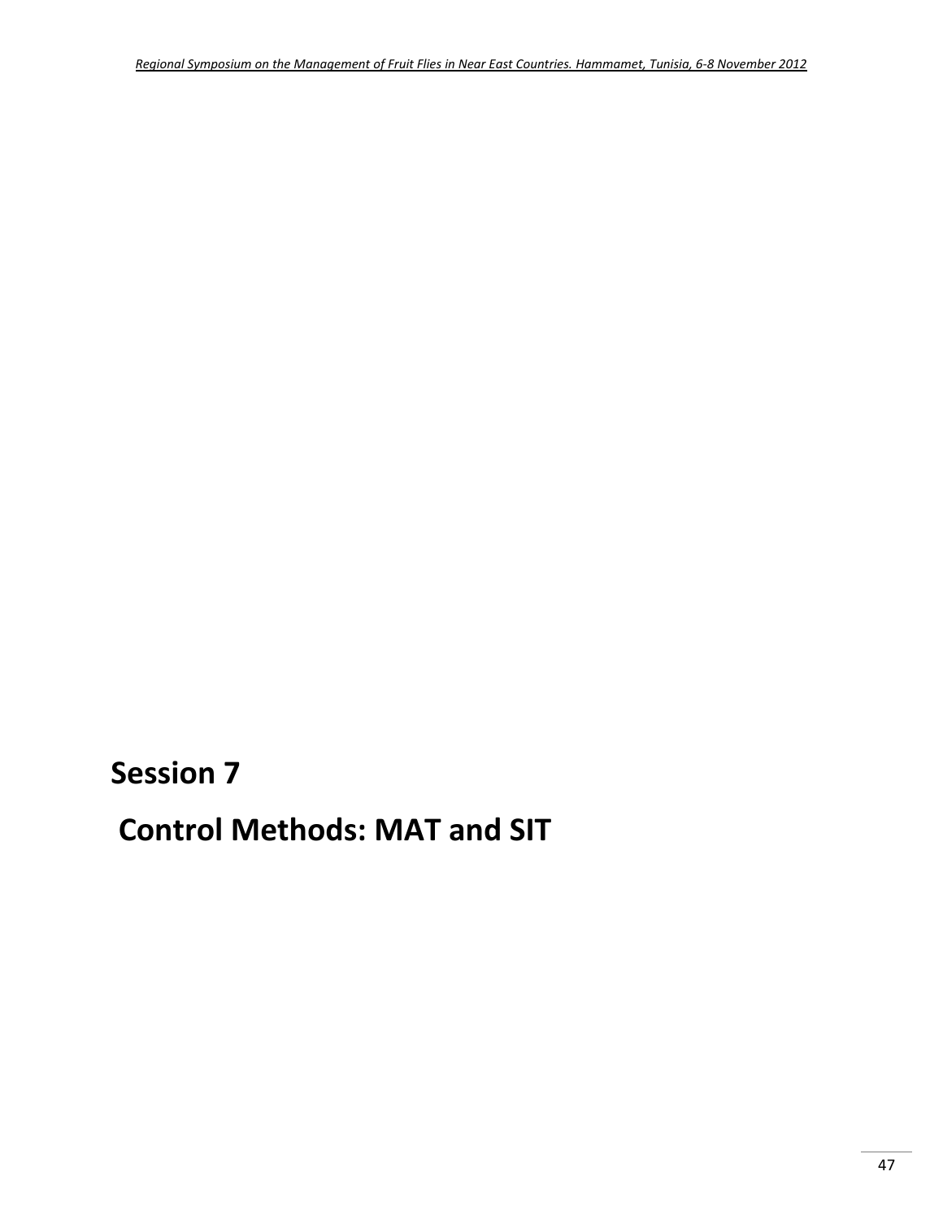# Session 7

# Control Methods: MAT and SIT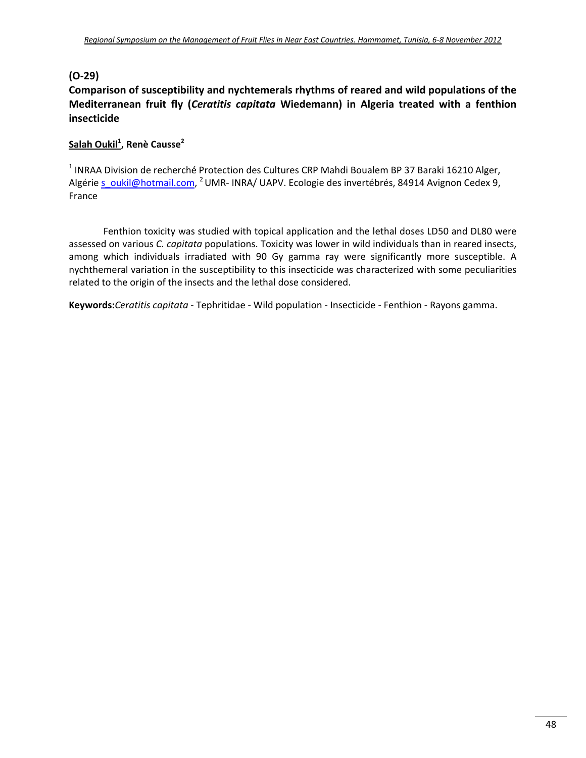**(O-29)**

## Comparison of susceptibility and nychtemerals rhythms of reared and wild populations of the Mediterranean fruit fly (*Ceratitis capitata* Wiedemann) in Algeria treated with a fenthion insecticide

**Salah Oukil[1], Renè Causse[2]**

[1] INRAA Division de recherché Protection des Cultures CRP Mahdi Boualem BP 37 Baraki 16210 Alger, Algérie s_oukil@hotmail.com, [2] UMR- INRA/ UAPV. Ecologie des invertébrés, 84914 Avignon Cedex 9, France

Fenthion toxicity was studied with topical application and the lethal doses LD50 and DL80 were assessed on various *C. capitata* populations. Toxicity was lower in wild individuals than in reared insects, among which individuals irradiated with 90 Gy gamma ray were significantly more susceptible. A nychthemeral variation in the susceptibility to this insecticide was characterized with some peculiarities related to the origin of the insects and the lethal dose considered.

**Keywords:***Ceratitis capitata* - Tephritidae - Wild population - Insecticide - Fenthion - Rayons gamma.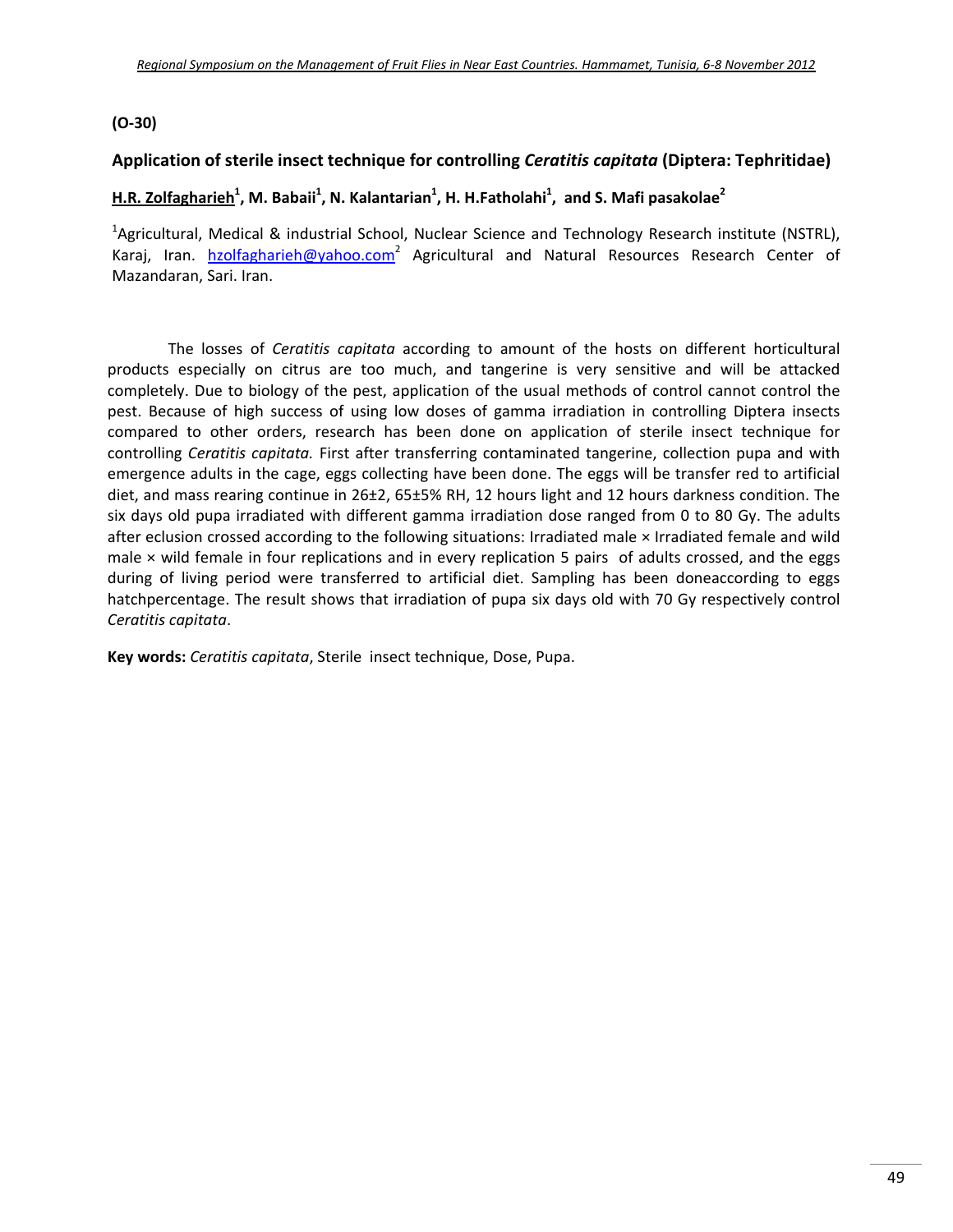**(O-30)**

## Application of sterile insect technique for controlling *Ceratitis capitata* (Diptera: Tephritidae)

**H.R. Zolfagharieh[1], M. Babaii[1], N. Kalantarian[1], H. H.Fatholahi[1], and S. Mafi pasakolae[2]**

[1]Agricultural, Medical & industrial School, Nuclear Science and Technology Research institute (NSTRL), Karaj, Iran. hzolfagharieh@yahoo.com [2] Agricultural and Natural Resources Research Center of Mazandaran, Sari. Iran.

The losses of *Ceratitis capitata* according to amount of the hosts on different horticultural products especially on citrus are too much, and tangerine is very sensitive and will be attacked completely. Due to biology of the pest, application of the usual methods of control cannot control the pest. Because of high success of using low doses of gamma irradiation in controlling Diptera insects compared to other orders, research has been done on application of sterile insect technique for controlling *Ceratitis capitata.* First after transferring contaminated tangerine, collection pupa and with emergence adults in the cage, eggs collecting have been done. The eggs will be transfer red to artificial diet, and mass rearing continue in 26±2, 65±5% RH, 12 hours light and 12 hours darkness condition. The six days old pupa irradiated with different gamma irradiation dose ranged from 0 to 80 Gy. The adults after eclusion crossed according to the following situations: Irradiated male × Irradiated female and wild male × wild female in four replications and in every replication 5 pairs of adults crossed, and the eggs during of living period were transferred to artificial diet. Sampling has been doneaccording to eggs hatchpercentage. The result shows that irradiation of pupa six days old with 70 Gy respectively control *Ceratitis capitata*.

**Key words:** *Ceratitis capitata*, Sterile insect technique, Dose, Pupa.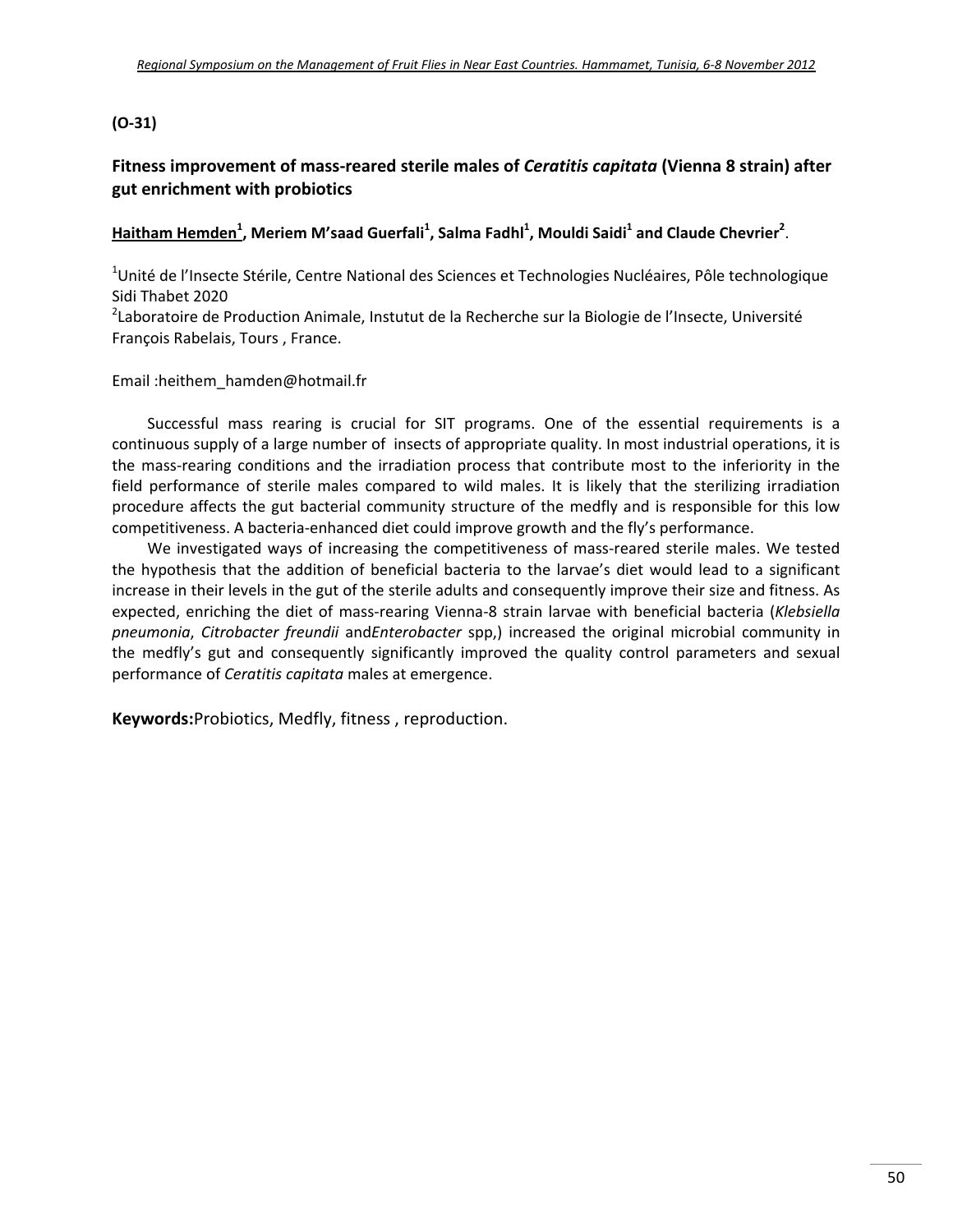**(O-31)**

## Fitness improvement of mass-reared sterile males of *Ceratitis capitata* (Vienna 8 strain) after gut enrichment with probiotics

**Haitham Hemden[1], Meriem M'saad Guerfali[1], Salma Fadhl[1], Mouldi Saidi[1] and Claude Chevrier[2]**.

[1]Unité de l'Insecte Stérile, Centre National des Sciences et Technologies Nucléaires, Pôle technologique Sidi Thabet 2020

[2]Laboratoire de Production Animale, Instutut de la Recherche sur la Biologie de l'Insecte, Université François Rabelais, Tours , France.

Email :heithem_hamden@hotmail.fr

Successful mass rearing is crucial for SIT programs. One of the essential requirements is a continuous supply of a large number of insects of appropriate quality. In most industrial operations, it is the mass-rearing conditions and the irradiation process that contribute most to the inferiority in the field performance of sterile males compared to wild males. It is likely that the sterilizing irradiation procedure affects the gut bacterial community structure of the medfly and is responsible for this low competitiveness. A bacteria-enhanced diet could improve growth and the fly's performance.

We investigated ways of increasing the competitiveness of mass-reared sterile males. We tested the hypothesis that the addition of beneficial bacteria to the larvae's diet would lead to a significant increase in their levels in the gut of the sterile adults and consequently improve their size and fitness. As expected, enriching the diet of mass-rearing Vienna-8 strain larvae with beneficial bacteria (*Klebsiella pneumonia*, *Citrobacter freundii* and*Enterobacter* spp,) increased the original microbial community in the medfly's gut and consequently significantly improved the quality control parameters and sexual performance of *Ceratitis capitata* males at emergence.

**Keywords:**Probiotics, Medfly, fitness , reproduction.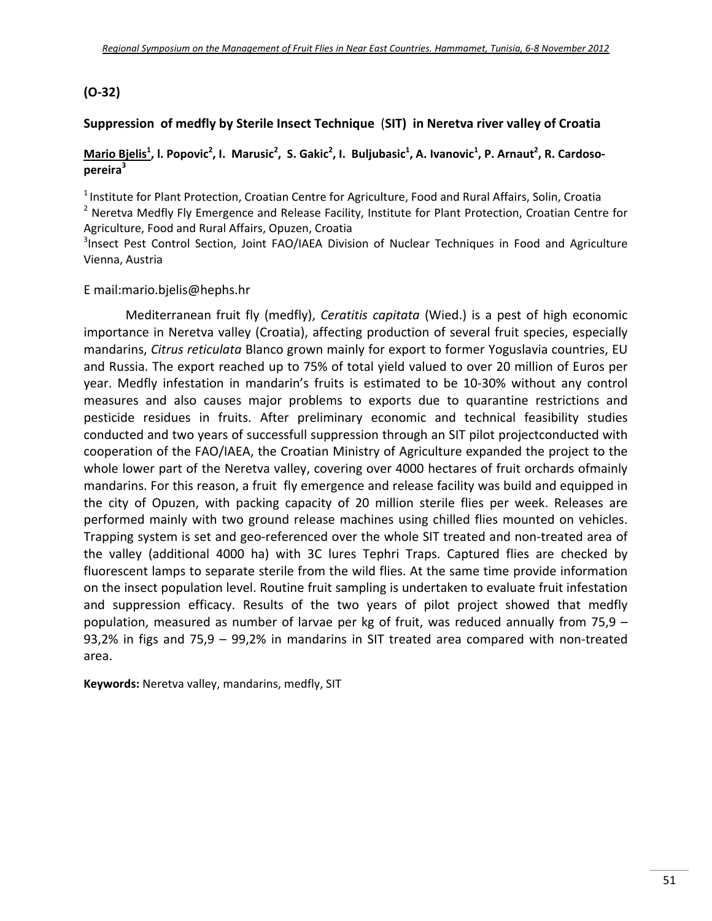## (O-32)

### Suppression of medfly by Sterile Insect Technique (SIT) in Neretva river valley of Croatia

**Mario Bjelis[1], I. Popovic[2], I. Marusic[2], S. Gakic[2], I. Buljubasic[1], A. Ivanovic[1], P. Arnaut[2], R. Cardoso-pereira[3]**

[1] Institute for Plant Protection, Croatian Centre for Agriculture, Food and Rural Affairs, Solin, Croatia
[2] Neretva Medfly Fly Emergence and Release Facility, Institute for Plant Protection, Croatian Centre for Agriculture, Food and Rural Affairs, Opuzen, Croatia
[3] Insect Pest Control Section, Joint FAO/IAEA Division of Nuclear Techniques in Food and Agriculture Vienna, Austria

E mail:mario.bjelis@hephs.hr

Mediterranean fruit fly (medfly), *Ceratitis capitata* (Wied.) is a pest of high economic importance in Neretva valley (Croatia), affecting production of several fruit species, especially mandarins, *Citrus reticulata* Blanco grown mainly for export to former Yoguslavia countries, EU and Russia. The export reached up to 75% of total yield valued to over 20 million of Euros per year. Medfly infestation in mandarin's fruits is estimated to be 10-30% without any control measures and also causes major problems to exports due to quarantine restrictions and pesticide residues in fruits. After preliminary economic and technical feasibility studies conducted and two years of successfull suppression through an SIT pilot projectconducted with cooperation of the FAO/IAEA, the Croatian Ministry of Agriculture expanded the project to the whole lower part of the Neretva valley, covering over 4000 hectares of fruit orchards ofmainly mandarins. For this reason, a fruit fly emergence and release facility was build and equipped in the city of Opuzen, with packing capacity of 20 million sterile flies per week. Releases are performed mainly with two ground release machines using chilled flies mounted on vehicles. Trapping system is set and geo-referenced over the whole SIT treated and non-treated area of the valley (additional 4000 ha) with 3C lures Tephri Traps. Captured flies are checked by fluorescent lamps to separate sterile from the wild flies. At the same time provide information on the insect population level. Routine fruit sampling is undertaken to evaluate fruit infestation and suppression efficacy. Results of the two years of pilot project showed that medfly population, measured as number of larvae per kg of fruit, was reduced annually from 75,9 – 93,2% in figs and 75,9 – 99,2% in mandarins in SIT treated area compared with non-treated area.

**Keywords:** Neretva valley, mandarins, medfly, SIT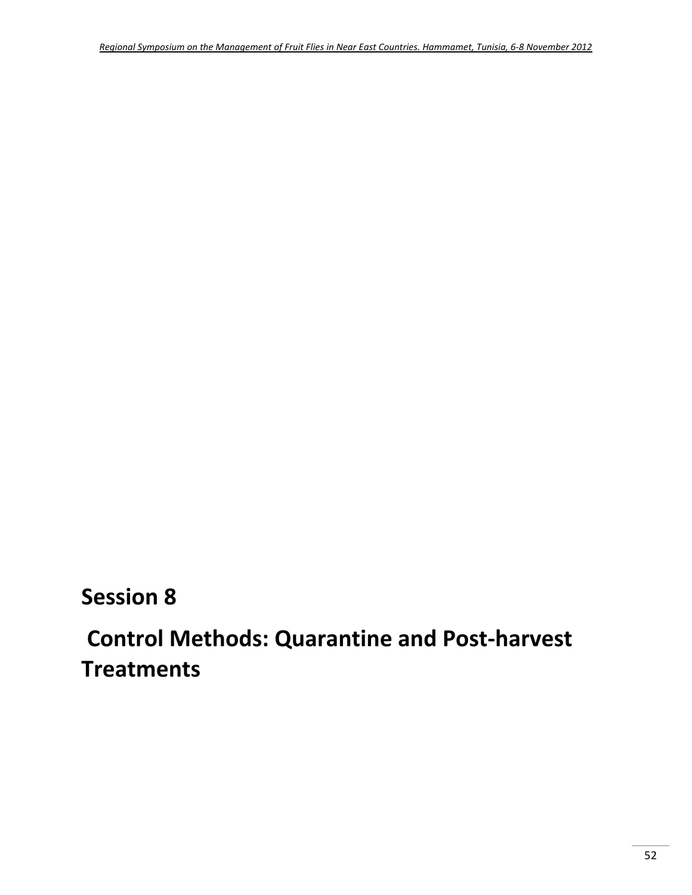# Session 8

# Control Methods: Quarantine and Post-harvest Treatments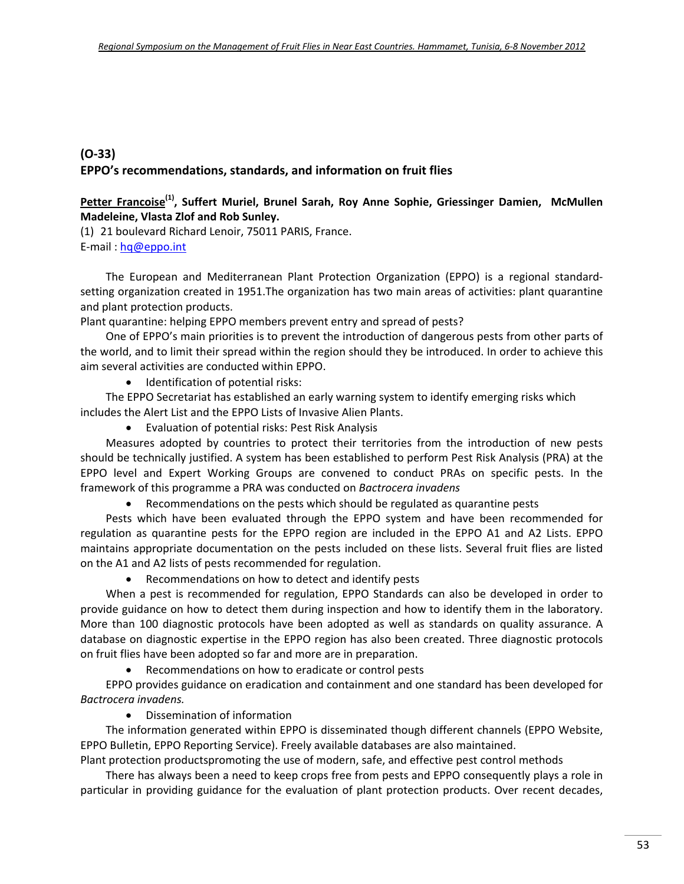## (O-33)
## EPPO's recommendations, standards, and information on fruit flies

**<u>Petter Francoise</u>[(1)], Suffert Muriel, Brunel Sarah, Roy Anne Sophie, Griessinger Damien, McMullen Madeleine, Vlasta Zlof and Rob Sunley.**

(1) 21 boulevard Richard Lenoir, 75011 PARIS, France.
E-mail : hq@eppo.int

The European and Mediterranean Plant Protection Organization (EPPO) is a regional standard-setting organization created in 1951.The organization has two main areas of activities: plant quarantine and plant protection products.

Plant quarantine: helping EPPO members prevent entry and spread of pests?

One of EPPO's main priorities is to prevent the introduction of dangerous pests from other parts of the world, and to limit their spread within the region should they be introduced. In order to achieve this aim several activities are conducted within EPPO.

- Identification of potential risks:

The EPPO Secretariat has established an early warning system to identify emerging risks which includes the Alert List and the EPPO Lists of Invasive Alien Plants.

- Evaluation of potential risks: Pest Risk Analysis

Measures adopted by countries to protect their territories from the introduction of new pests should be technically justified. A system has been established to perform Pest Risk Analysis (PRA) at the EPPO level and Expert Working Groups are convened to conduct PRAs on specific pests. In the framework of this programme a PRA was conducted on *Bactrocera invadens*

- Recommendations on the pests which should be regulated as quarantine pests

Pests which have been evaluated through the EPPO system and have been recommended for regulation as quarantine pests for the EPPO region are included in the EPPO A1 and A2 Lists. EPPO maintains appropriate documentation on the pests included on these lists. Several fruit flies are listed on the A1 and A2 lists of pests recommended for regulation.

- Recommendations on how to detect and identify pests

When a pest is recommended for regulation, EPPO Standards can also be developed in order to provide guidance on how to detect them during inspection and how to identify them in the laboratory. More than 100 diagnostic protocols have been adopted as well as standards on quality assurance. A database on diagnostic expertise in the EPPO region has also been created. Three diagnostic protocols on fruit flies have been adopted so far and more are in preparation.

- Recommendations on how to eradicate or control pests

EPPO provides guidance on eradication and containment and one standard has been developed for *Bactrocera invadens.*

- Dissemination of information

The information generated within EPPO is disseminated though different channels (EPPO Website, EPPO Bulletin, EPPO Reporting Service). Freely available databases are also maintained.

Plant protection productspromoting the use of modern, safe, and effective pest control methods

There has always been a need to keep crops free from pests and EPPO consequently plays a role in particular in providing guidance for the evaluation of plant protection products. Over recent decades,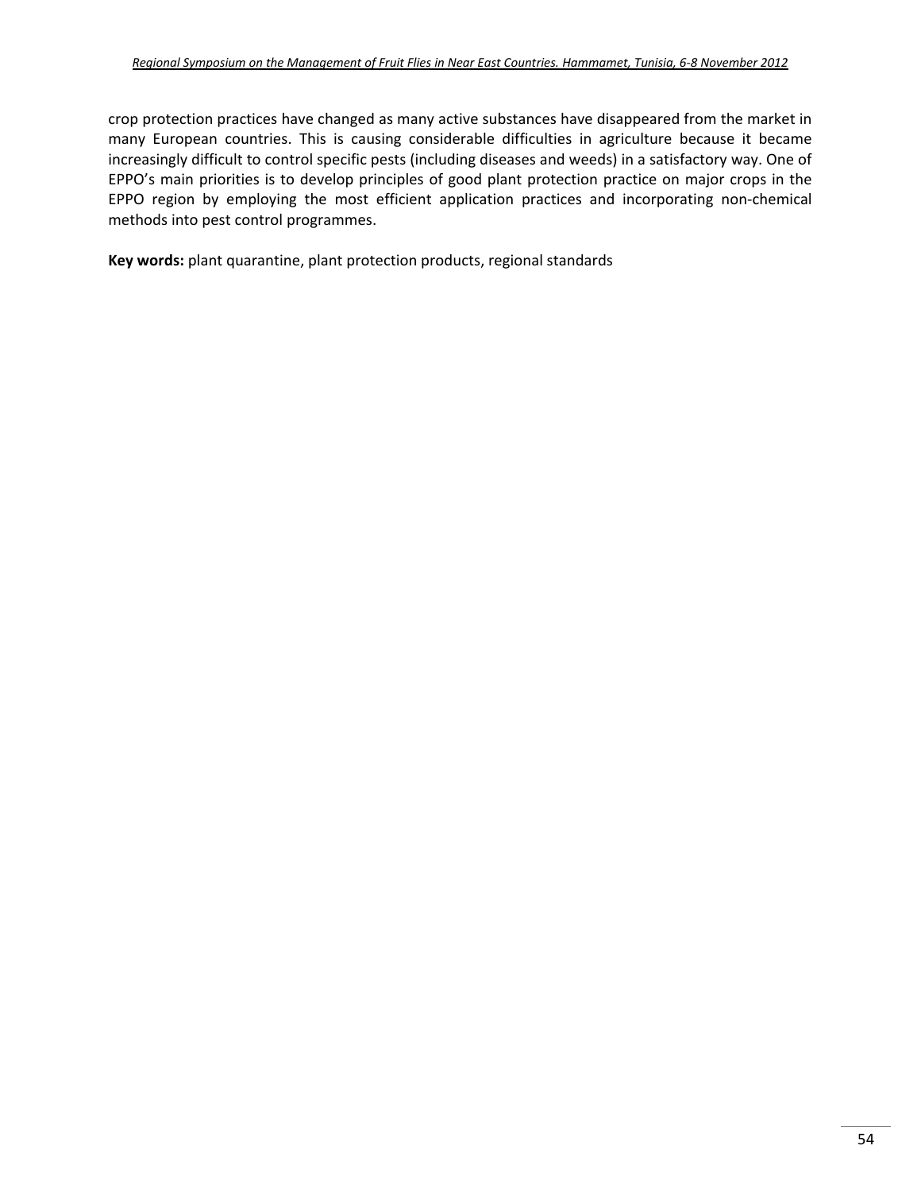crop protection practices have changed as many active substances have disappeared from the market in many European countries. This is causing considerable difficulties in agriculture because it became increasingly difficult to control specific pests (including diseases and weeds) in a satisfactory way. One of EPPO's main priorities is to develop principles of good plant protection practice on major crops in the EPPO region by employing the most efficient application practices and incorporating non-chemical methods into pest control programmes.

**Key words:** plant quarantine, plant protection products, regional standards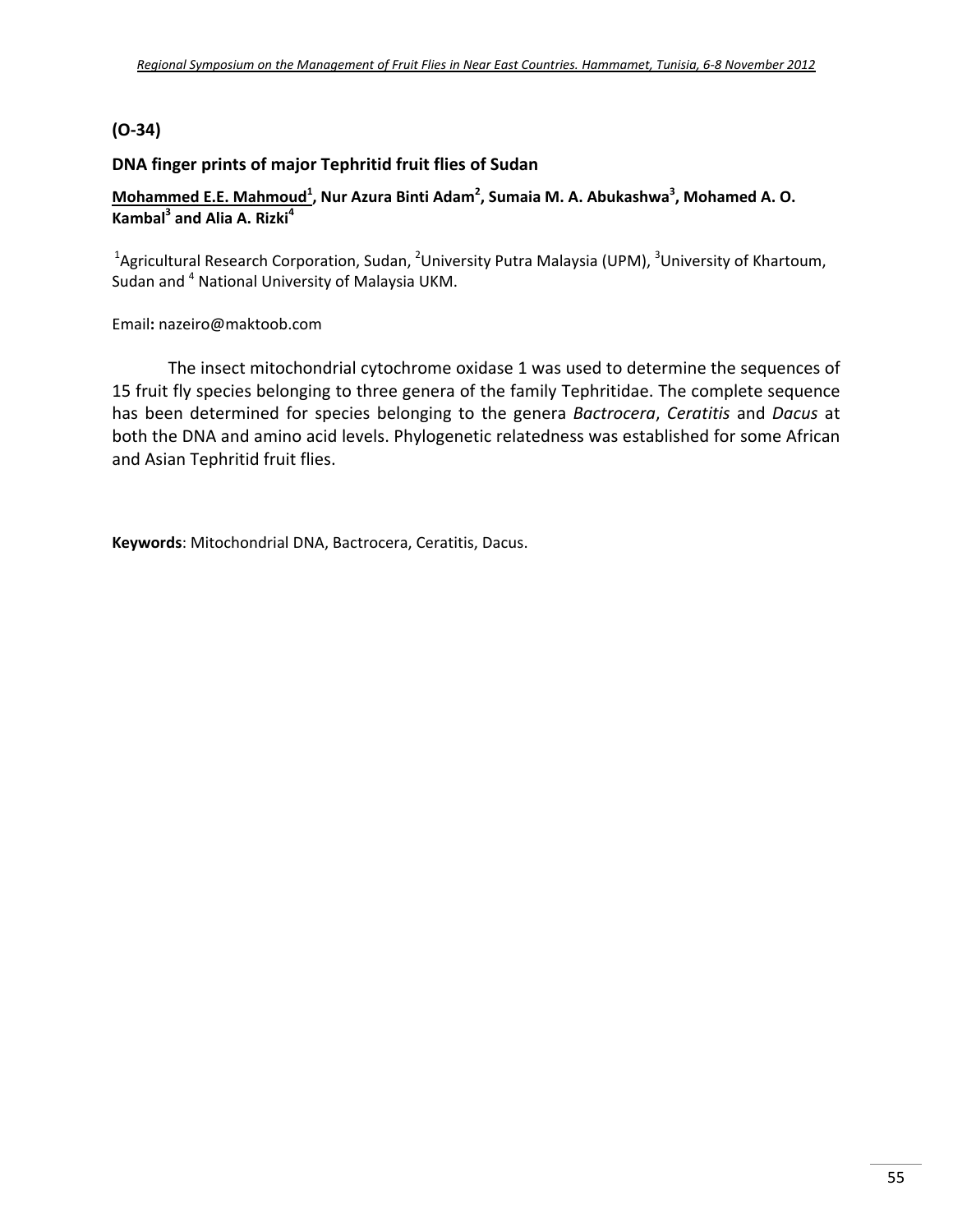**(O-34)**

## DNA finger prints of major Tephritid fruit flies of Sudan

**Mohammed E.E. Mahmoud[1], Nur Azura Binti Adam[2], Sumaia M. A. Abukashwa[3], Mohamed A. O. Kambal[3] and Alia A. Rizki[4]**

[1]Agricultural Research Corporation, Sudan, [2]University Putra Malaysia (UPM), [3]University of Khartoum, Sudan and [4] National University of Malaysia UKM.

Email**:** nazeiro@maktoob.com

The insect mitochondrial cytochrome oxidase 1 was used to determine the sequences of 15 fruit fly species belonging to three genera of the family Tephritidae. The complete sequence has been determined for species belonging to the genera *Bactrocera*, *Ceratitis* and *Dacus* at both the DNA and amino acid levels. Phylogenetic relatedness was established for some African and Asian Tephritid fruit flies.

**Keywords**: Mitochondrial DNA, Bactrocera, Ceratitis, Dacus.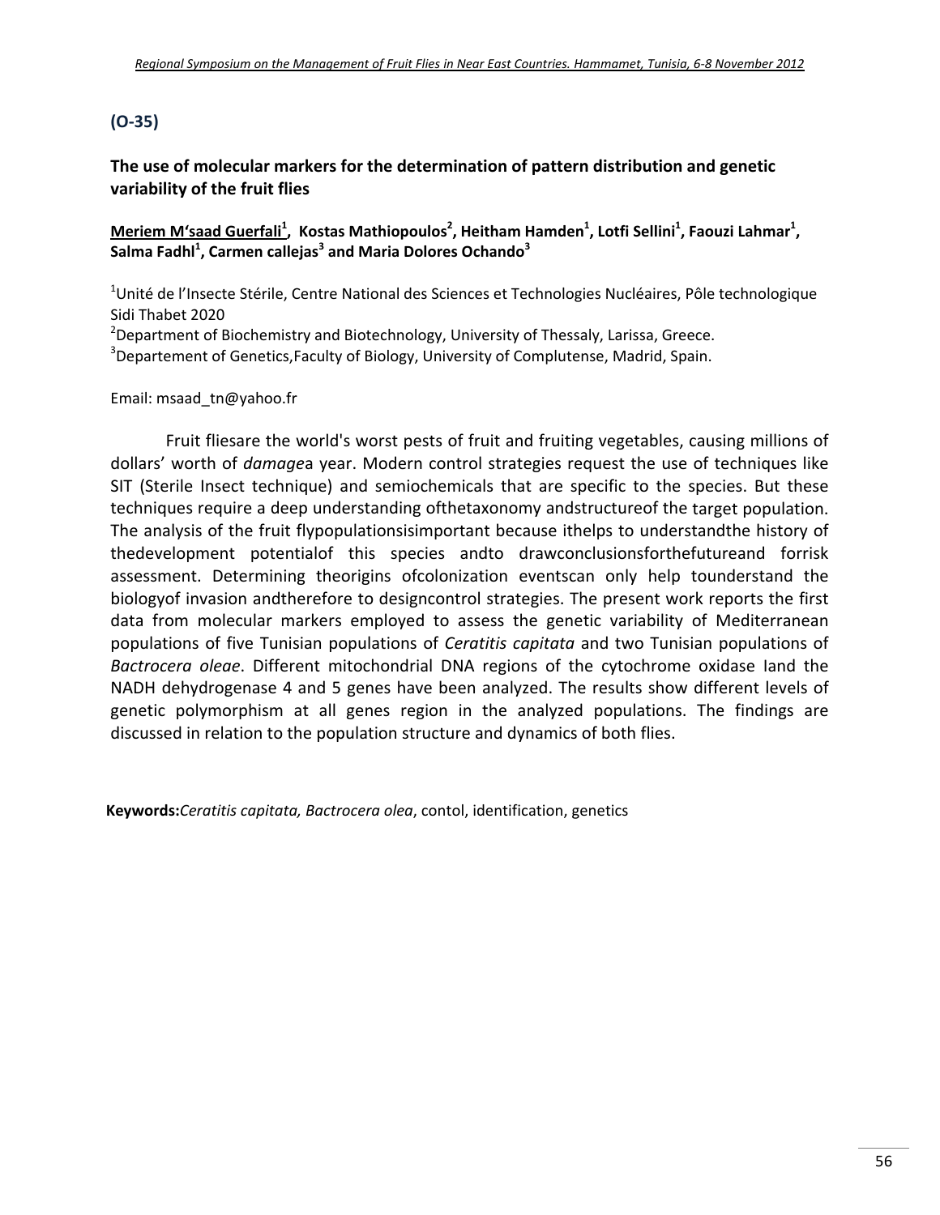## (O-35)

### The use of molecular markers for the determination of pattern distribution and genetic variability of the fruit flies

**<u>Meriem M'saad Guerfali</u>[1], Kostas Mathiopoulos[2], Heitham Hamden[1], Lotfi Sellini[1], Faouzi Lahmar[1], Salma Fadhl[1], Carmen callejas[3] and Maria Dolores Ochando[3]**

[1]Unité de l'Insecte Stérile, Centre National des Sciences et Technologies Nucléaires, Pôle technologique Sidi Thabet 2020

[2]Department of Biochemistry and Biotechnology, University of Thessaly, Larissa, Greece.

[3]Departement of Genetics,Faculty of Biology, University of Complutense, Madrid, Spain.

Email: msaad_tn@yahoo.fr

Fruit fliesare the world's worst pests of fruit and fruiting vegetables, causing millions of dollars' worth of *damage*a year. Modern control strategies request the use of techniques like SIT (Sterile Insect technique) and semiochemicals that are specific to the species. But these techniques require a deep understanding ofthetaxonomy andstructureof the target population. The analysis of the fruit flypopulationsisimportant because ithelps to understandthe history of thedevelopment potentialof this species andto drawconclusionsforthefutureand forrisk assessment. Determining theorigins ofcolonization eventscan only help tounderstand the biologyof invasion andtherefore to designcontrol strategies. The present work reports the first data from molecular markers employed to assess the genetic variability of Mediterranean populations of five Tunisian populations of *Ceratitis capitata* and two Tunisian populations of *Bactrocera oleae*. Different mitochondrial DNA regions of the cytochrome oxidase Iand the NADH dehydrogenase 4 and 5 genes have been analyzed. The results show different levels of genetic polymorphism at all genes region in the analyzed populations. The findings are discussed in relation to the population structure and dynamics of both flies.

**Keywords:***Ceratitis capitata, Bactrocera olea*, contol, identification, genetics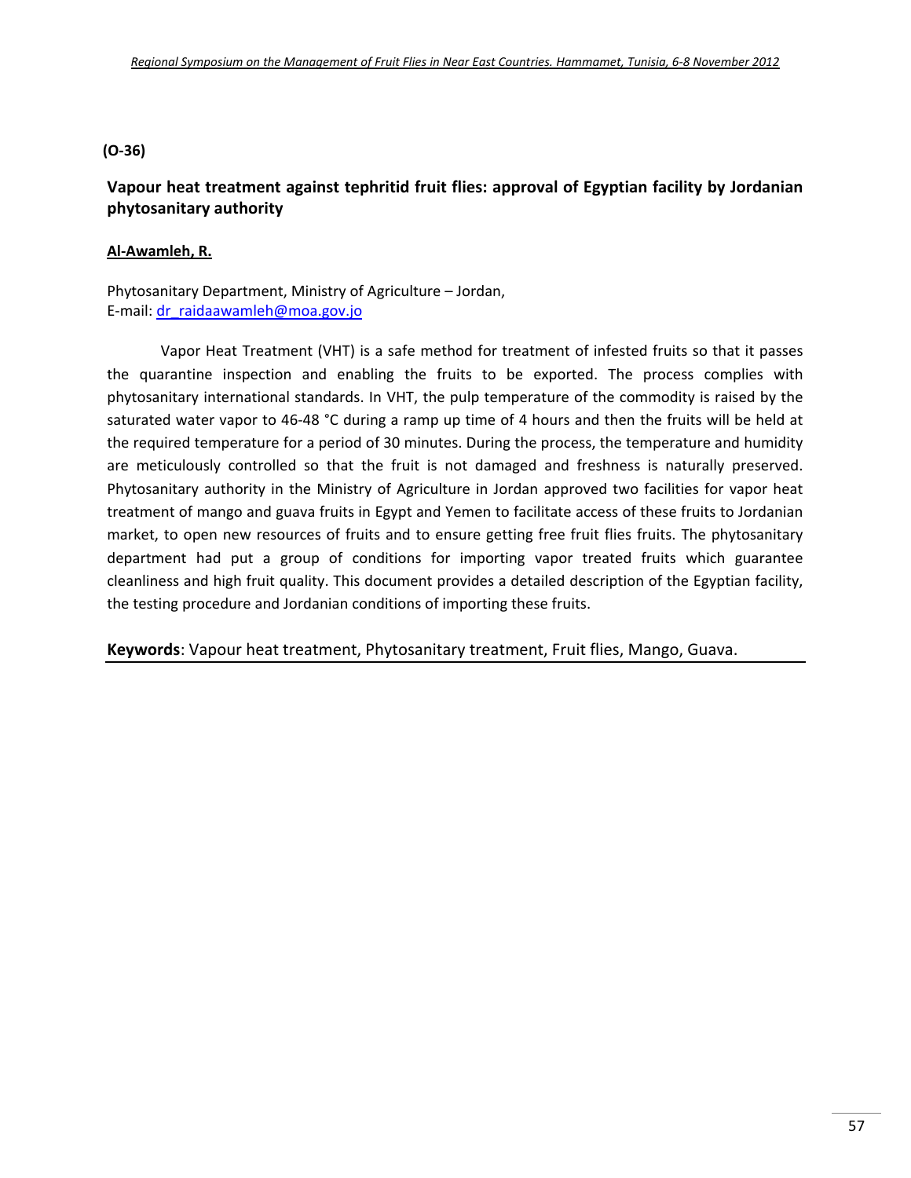**(O-36)**

## Vapour heat treatment against tephritid fruit flies: approval of Egyptian facility by Jordanian phytosanitary authority

**Al-Awamleh, R.**

Phytosanitary Department, Ministry of Agriculture – Jordan,
E-mail: dr_raidaawamleh@moa.gov.jo

Vapor Heat Treatment (VHT) is a safe method for treatment of infested fruits so that it passes the quarantine inspection and enabling the fruits to be exported. The process complies with phytosanitary international standards. In VHT, the pulp temperature of the commodity is raised by the saturated water vapor to 46-48 °C during a ramp up time of 4 hours and then the fruits will be held at the required temperature for a period of 30 minutes. During the process, the temperature and humidity are meticulously controlled so that the fruit is not damaged and freshness is naturally preserved. Phytosanitary authority in the Ministry of Agriculture in Jordan approved two facilities for vapor heat treatment of mango and guava fruits in Egypt and Yemen to facilitate access of these fruits to Jordanian market, to open new resources of fruits and to ensure getting free fruit flies fruits. The phytosanitary department had put a group of conditions for importing vapor treated fruits which guarantee cleanliness and high fruit quality. This document provides a detailed description of the Egyptian facility, the testing procedure and Jordanian conditions of importing these fruits.

**Keywords**: Vapour heat treatment, Phytosanitary treatment, Fruit flies, Mango, Guava.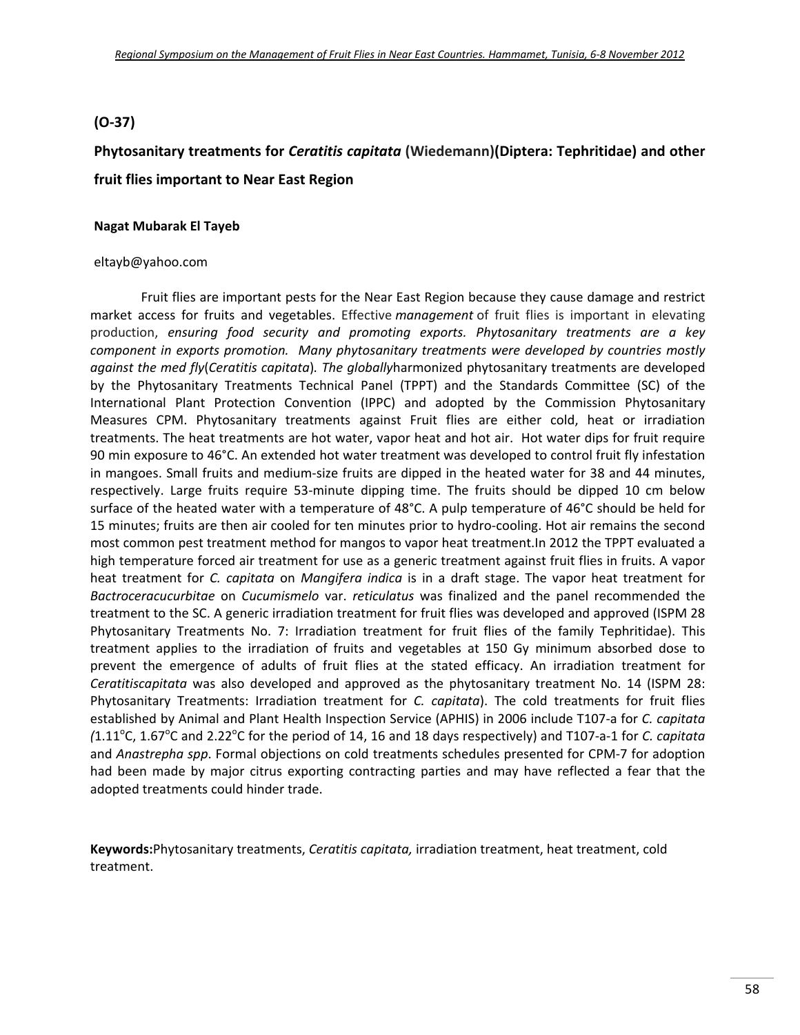## (O-37)

## Phytosanitary treatments for *Ceratitis capitata* (Wiedemann)(Diptera: Tephritidae) and other fruit flies important to Near East Region

**Nagat Mubarak El Tayeb**

eltayb@yahoo.com

Fruit flies are important pests for the Near East Region because they cause damage and restrict market access for fruits and vegetables. Effective *management* of fruit flies is important in elevating production, *ensuring food security and promoting exports. Phytosanitary treatments are a key component in exports promotion. Many phytosanitary treatments were developed by countries mostly against the med fly*(*Ceratitis capitata*)*. The globally*harmonized phytosanitary treatments are developed by the Phytosanitary Treatments Technical Panel (TPPT) and the Standards Committee (SC) of the International Plant Protection Convention (IPPC) and adopted by the Commission Phytosanitary Measures CPM. Phytosanitary treatments against Fruit flies are either cold, heat or irradiation treatments. The heat treatments are hot water, vapor heat and hot air. Hot water dips for fruit require 90 min exposure to 46°C. An extended hot water treatment was developed to control fruit fly infestation in mangoes. Small fruits and medium-size fruits are dipped in the heated water for 38 and 44 minutes, respectively. Large fruits require 53-minute dipping time. The fruits should be dipped 10 cm below surface of the heated water with a temperature of 48°C. A pulp temperature of 46°C should be held for 15 minutes; fruits are then air cooled for ten minutes prior to hydro-cooling. Hot air remains the second most common pest treatment method for mangos to vapor heat treatment.In 2012 the TPPT evaluated a high temperature forced air treatment for use as a generic treatment against fruit flies in fruits. A vapor heat treatment for *C. capitata* on *Mangifera indica* is in a draft stage. The vapor heat treatment for *Bactroceracucurbitae* on *Cucumismelo* var. *reticulatus* was finalized and the panel recommended the treatment to the SC. A generic irradiation treatment for fruit flies was developed and approved (ISPM 28 Phytosanitary Treatments No. 7: Irradiation treatment for fruit flies of the family Tephritidae). This treatment applies to the irradiation of fruits and vegetables at 150 Gy minimum absorbed dose to prevent the emergence of adults of fruit flies at the stated efficacy. An irradiation treatment for *Ceratitiscapitata* was also developed and approved as the phytosanitary treatment No. 14 (ISPM 28: Phytosanitary Treatments: Irradiation treatment for *C. capitata*). The cold treatments for fruit flies established by Animal and Plant Health Inspection Service (APHIS) in 2006 include T107-a for *C. capitata (*1.11°C, 1.67°C and 2.22°C for the period of 14, 16 and 18 days respectively) and T107-a-1 for *C. capitata* and *Anastrepha spp*. Formal objections on cold treatments schedules presented for CPM-7 for adoption had been made by major citrus exporting contracting parties and may have reflected a fear that the adopted treatments could hinder trade.

**Keywords:**Phytosanitary treatments, *Ceratitis capitata,* irradiation treatment, heat treatment, cold treatment.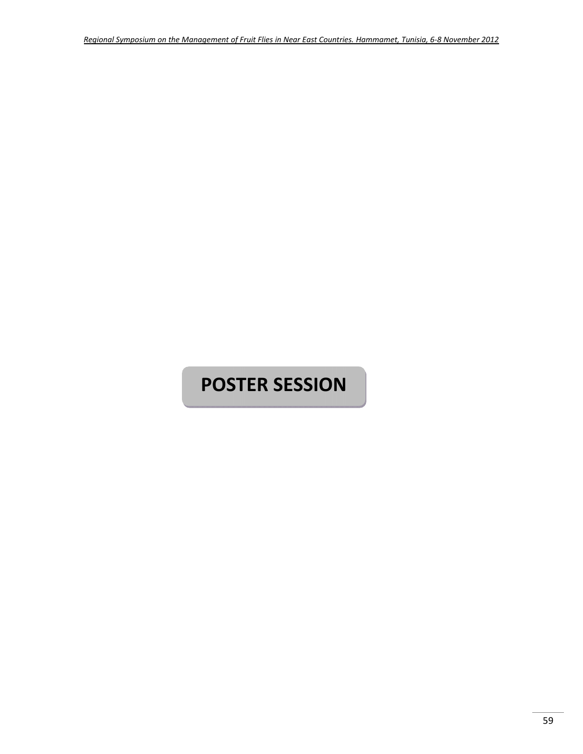# POSTER SESSION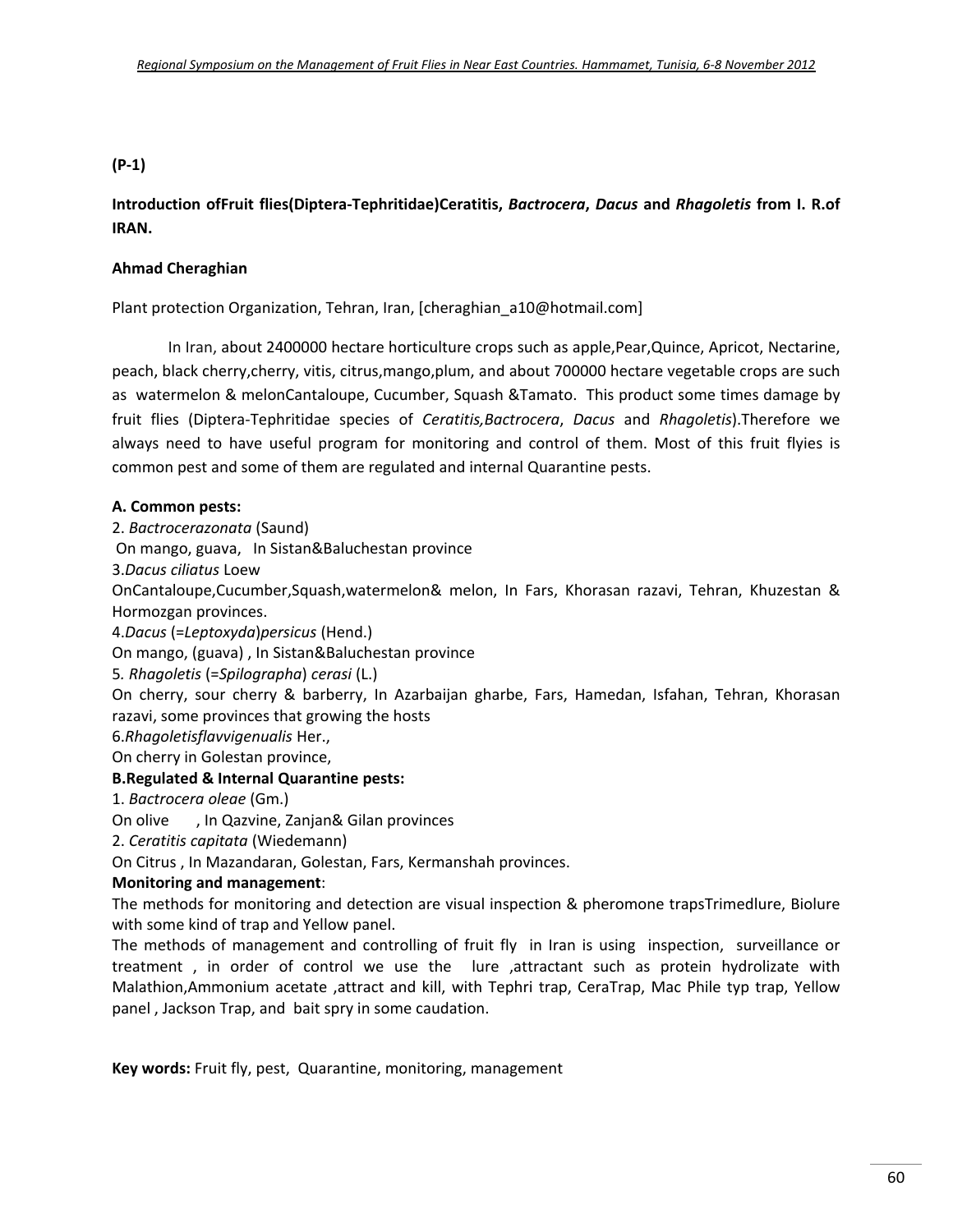**(P-1)**

**Introduction ofFruit flies(Diptera-Tephritidae)Ceratitis, *Bactrocera*, *Dacus* and *Rhagoletis* from I. R.of IRAN.**

**Ahmad Cheraghian**

Plant protection Organization, Tehran, Iran, [cheraghian_a10@hotmail.com]

In Iran, about 2400000 hectare horticulture crops such as apple,Pear,Quince, Apricot, Nectarine, peach, black cherry,cherry, vitis, citrus,mango,plum, and about 700000 hectare vegetable crops are such as watermelon & melonCantaloupe, Cucumber, Squash &Tamato. This product some times damage by fruit flies (Diptera-Tephritidae species of *Ceratitis,Bactrocera*, *Dacus* and *Rhagoletis*).Therefore we always need to have useful program for monitoring and control of them. Most of this fruit flyies is common pest and some of them are regulated and internal Quarantine pests.

**A. Common pests:**

2. *Bactrocerazonata* (Saund)
On mango, guava, In Sistan&Baluchestan province

3.*Dacus ciliatus* Loew
OnCantaloupe,Cucumber,Squash,watermelon& melon, In Fars, Khorasan razavi, Tehran, Khuzestan & Hormozgan provinces.

4.*Dacus* (=*Leptoxyda*)*persicus* (Hend.)
On mango, (guava) , In Sistan&Baluchestan province

5. *Rhagoletis* (=*Spilographa*) *cerasi* (L.)
On cherry, sour cherry & barberry, In Azarbaijan gharbe, Fars, Hamedan, Isfahan, Tehran, Khorasan razavi, some provinces that growing the hosts

6.*Rhagoletisflavvigenualis* Her.,
On cherry in Golestan province,

**B.Regulated & Internal Quarantine pests:**

1. *Bactrocera oleae* (Gm.)
On olive , In Qazvine, Zanjan& Gilan provinces

2. *Ceratitis capitata* (Wiedemann)
On Citrus , In Mazandaran, Golestan, Fars, Kermanshah provinces.

**Monitoring and management**:

The methods for monitoring and detection are visual inspection & pheromone trapsTrimedlure, Biolure with some kind of trap and Yellow panel.

The methods of management and controlling of fruit fly in Iran is using inspection, surveillance or treatment , in order of control we use the lure ,attractant such as protein hydrolizate with Malathion,Ammonium acetate ,attract and kill, with Tephri trap, CeraTrap, Mac Phile typ trap, Yellow panel , Jackson Trap, and bait spry in some caudation.

**Key words:** Fruit fly, pest, Quarantine, monitoring, management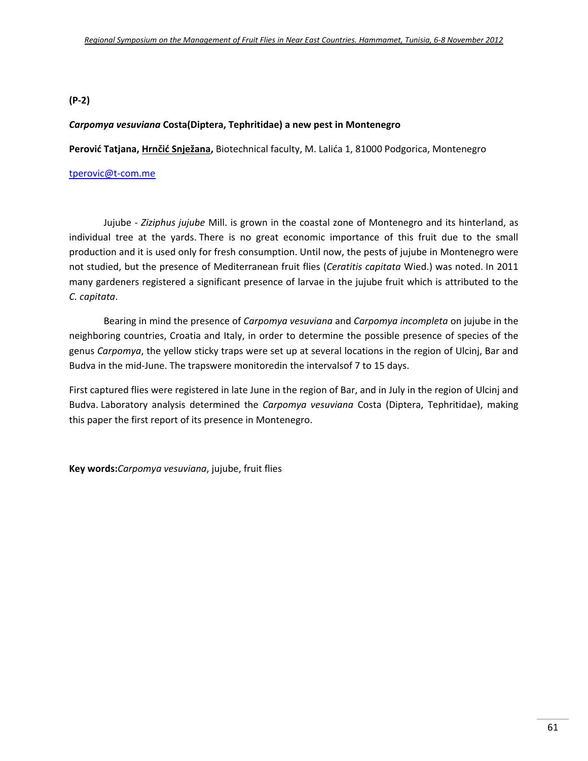**(P-2)**

***Carpomya vesuviana* Costa(Diptera, Tephritidae) a new pest in Montenegro**

**Perović Tatjana, <u>Hrnčić Snježana</u>,** Biotechnical faculty, M. Lalića 1, 81000 Podgorica, Montenegro

tperovic@t-com.me

Jujube - *Ziziphus jujube* Mill. is grown in the coastal zone of Montenegro and its hinterland, as individual tree at the yards. There is no great economic importance of this fruit due to the small production and it is used only for fresh consumption. Until now, the pests of jujube in Montenegro were not studied, but the presence of Mediterranean fruit flies (*Ceratitis capitata* Wied.) was noted. In 2011 many gardeners registered a significant presence of larvae in the jujube fruit which is attributed to the *C. capitata*.

Bearing in mind the presence of *Carpomya vesuviana* and *Carpomya incompleta* on jujube in the neighboring countries, Croatia and Italy, in order to determine the possible presence of species of the genus *Carpomya*, the yellow sticky traps were set up at several locations in the region of Ulcinj, Bar and Budva in the mid-June. The trapswere monitoredin the intervalsof 7 to 15 days.

First captured flies were registered in late June in the region of Bar, and in July in the region of Ulcinj and Budva. Laboratory analysis determined the *Carpomya vesuviana* Costa (Diptera, Tephritidae), making this paper the first report of its presence in Montenegro.

**Key words:***Carpomya vesuviana*, jujube, fruit flies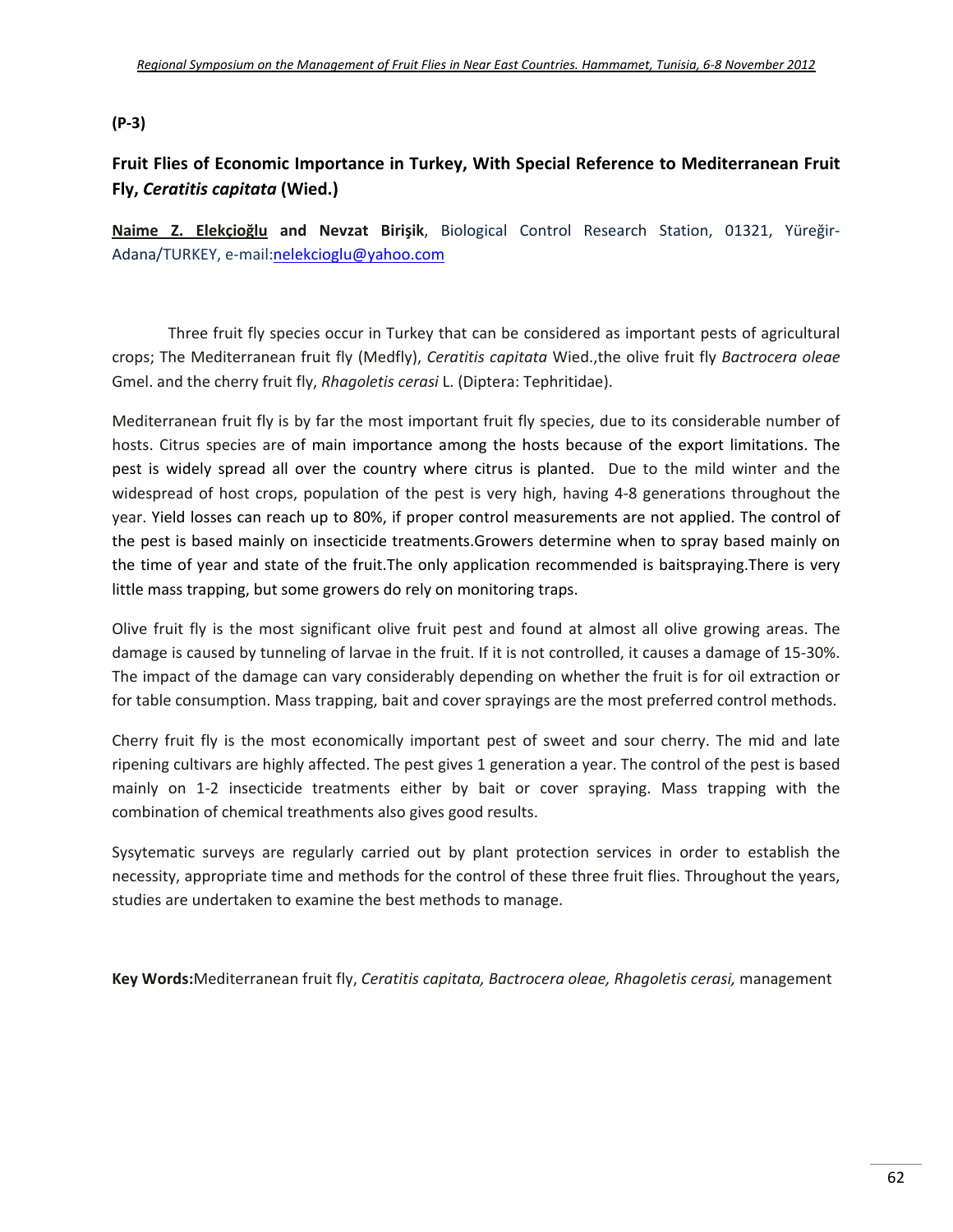**(P-3)**

## Fruit Flies of Economic Importance in Turkey, With Special Reference to Mediterranean Fruit Fly, *Ceratitis capitata* (Wied.)

**Naime Z. Elekçioğlu and Nevzat Birişik**, Biological Control Research Station, 01321, Yüreğir-Adana/TURKEY, e-mail:nelekcioglu@yahoo.com

Three fruit fly species occur in Turkey that can be considered as important pests of agricultural crops; The Mediterranean fruit fly (Medfly), *Ceratitis capitata* Wied.,the olive fruit fly *Bactrocera oleae* Gmel. and the cherry fruit fly, *Rhagoletis cerasi* L. (Diptera: Tephritidae).

Mediterranean fruit fly is by far the most important fruit fly species, due to its considerable number of hosts. Citrus species are of main importance among the hosts because of the export limitations. The pest is widely spread all over the country where citrus is planted. Due to the mild winter and the widespread of host crops, population of the pest is very high, having 4-8 generations throughout the year. Yield losses can reach up to 80%, if proper control measurements are not applied. The control of the pest is based mainly on insecticide treatments.Growers determine when to spray based mainly on the time of year and state of the fruit.The only application recommended is baitspraying.There is very little mass trapping, but some growers do rely on monitoring traps.

Olive fruit fly is the most significant olive fruit pest and found at almost all olive growing areas. The damage is caused by tunneling of larvae in the fruit. If it is not controlled, it causes a damage of 15-30%. The impact of the damage can vary considerably depending on whether the fruit is for oil extraction or for table consumption. Mass trapping, bait and cover sprayings are the most preferred control methods.

Cherry fruit fly is the most economically important pest of sweet and sour cherry. The mid and late ripening cultivars are highly affected. The pest gives 1 generation a year. The control of the pest is based mainly on 1-2 insecticide treatments either by bait or cover spraying. Mass trapping with the combination of chemical treathments also gives good results.

Sysytematic surveys are regularly carried out by plant protection services in order to establish the necessity, appropriate time and methods for the control of these three fruit flies. Throughout the years, studies are undertaken to examine the best methods to manage.

**Key Words:**Mediterranean fruit fly, *Ceratitis capitata, Bactrocera oleae, Rhagoletis cerasi,* management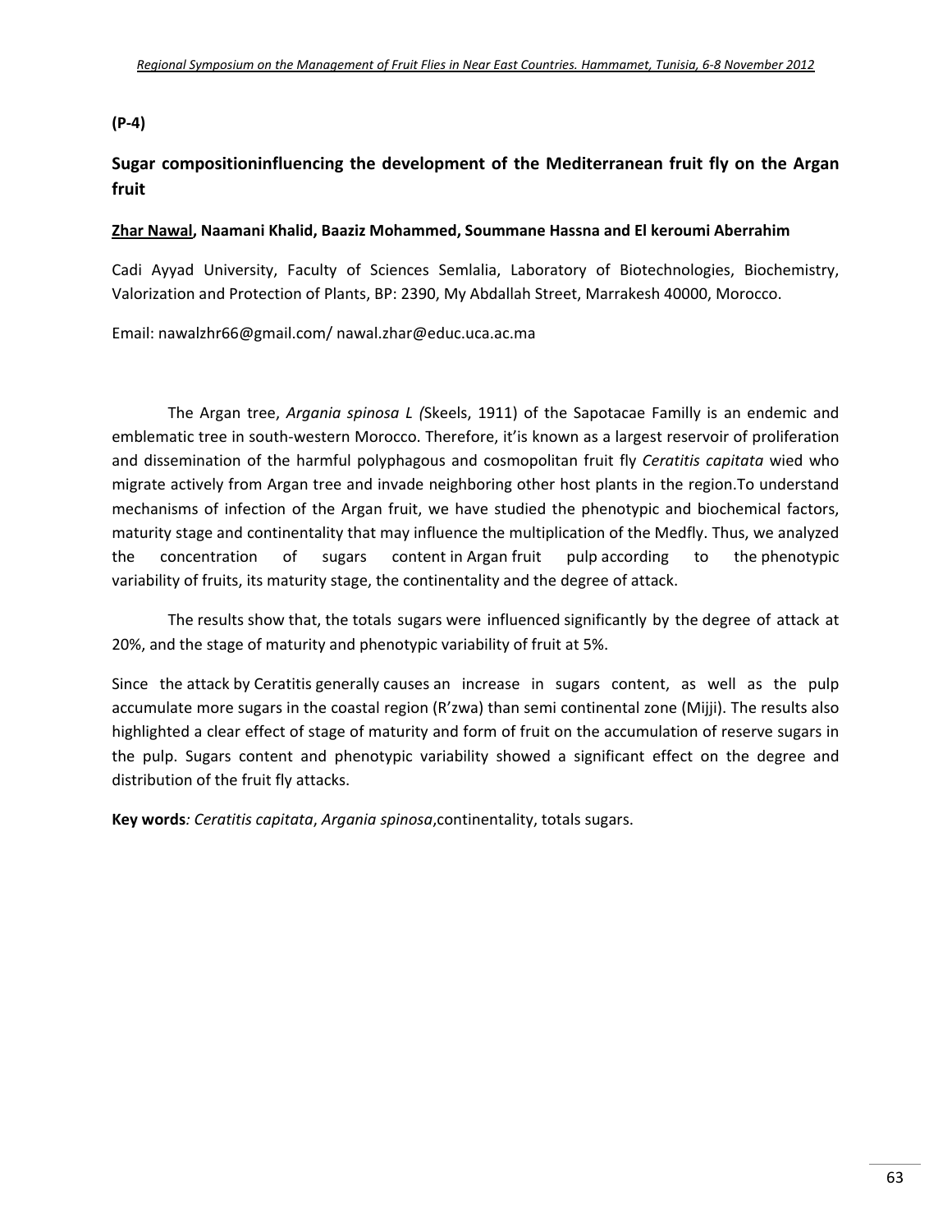**(P-4)**

## Sugar compositioninfluencing the development of the Mediterranean fruit fly on the Argan fruit

**<u>Zhar Nawal</u>, Naamani Khalid, Baaziz Mohammed, Soummane Hassna and El keroumi Aberrahim**

Cadi Ayyad University, Faculty of Sciences Semlalia, Laboratory of Biotechnologies, Biochemistry, Valorization and Protection of Plants, BP: 2390, My Abdallah Street, Marrakesh 40000, Morocco.

Email: nawalzhr66@gmail.com/ nawal.zhar@educ.uca.ac.ma

The Argan tree, *Argania spinosa L (*Skeels, 1911) of the Sapotacae Familly is an endemic and emblematic tree in south-western Morocco. Therefore, it'is known as a largest reservoir of proliferation and dissemination of the harmful polyphagous and cosmopolitan fruit fly *Ceratitis capitata* wied who migrate actively from Argan tree and invade neighboring other host plants in the region.To understand mechanisms of infection of the Argan fruit, we have studied the phenotypic and biochemical factors, maturity stage and continentality that may influence the multiplication of the Medfly. Thus, we analyzed the concentration of sugars content in Argan fruit pulp according to the phenotypic variability of fruits, its maturity stage, the continentality and the degree of attack.

The results show that, the totals sugars were influenced significantly by the degree of attack at 20%, and the stage of maturity and phenotypic variability of fruit at 5%.

Since the attack by Ceratitis generally causes an increase in sugars content, as well as the pulp accumulate more sugars in the coastal region (R'zwa) than semi continental zone (Mijji). The results also highlighted a clear effect of stage of maturity and form of fruit on the accumulation of reserve sugars in the pulp. Sugars content and phenotypic variability showed a significant effect on the degree and distribution of the fruit fly attacks.

**Key words***:* *Ceratitis capitata*, *Argania spinosa*,continentality, totals sugars.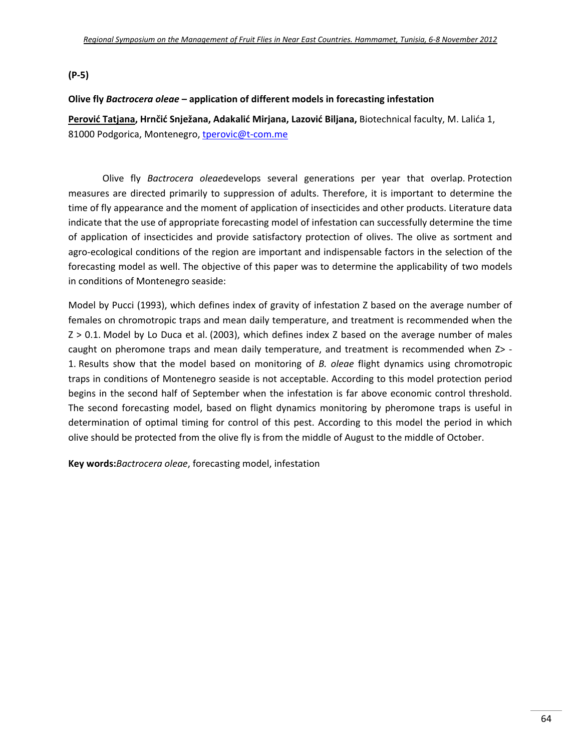**(P-5)**

**Olive fly *Bactrocera oleae* – application of different models in forecasting infestation**

**<u>Perović Tatjana</u>, Hrnčić Snježana, Adakalić Mirjana, Lazović Biljana,** Biotechnical faculty, M. Lalića 1, 81000 Podgorica, Montenegro, tperovic@t-com.me

Olive fly *Bactrocera oleae*develops several generations per year that overlap. Protection measures are directed primarily to suppression of adults. Therefore, it is important to determine the time of fly appearance and the moment of application of insecticides and other products. Literature data indicate that the use of appropriate forecasting model of infestation can successfully determine the time of application of insecticides and provide satisfactory protection of olives. The olive assortment and agro-ecological conditions of the region are important and indispensable factors in the selection of the forecasting model as well. The objective of this paper was to determine the applicability of two models in conditions of Montenegro seaside:

Model by Pucci (1993), which defines index of gravity of infestation Z based on the average number of females on chromotropic traps and mean daily temperature, and treatment is recommended when the $Z > 0.1$. Model by Lo Duca et al. (2003), which defines index Z based on the average number of males caught on pheromone traps and mean daily temperature, and treatment is recommended when $Z > -1$. Results show that the model based on monitoring of *B. oleae* flight dynamics using chromotropic traps in conditions of Montenegro seaside is not acceptable. According to this model protection period begins in the second half of September when the infestation is far above economic control threshold. The second forecasting model, based on flight dynamics monitoring by pheromone traps is useful in determination of optimal timing for control of this pest. According to this model the period in which olive should be protected from the olive fly is from the middle of August to the middle of October.

**Key words:***Bactrocera oleae*, forecasting model, infestation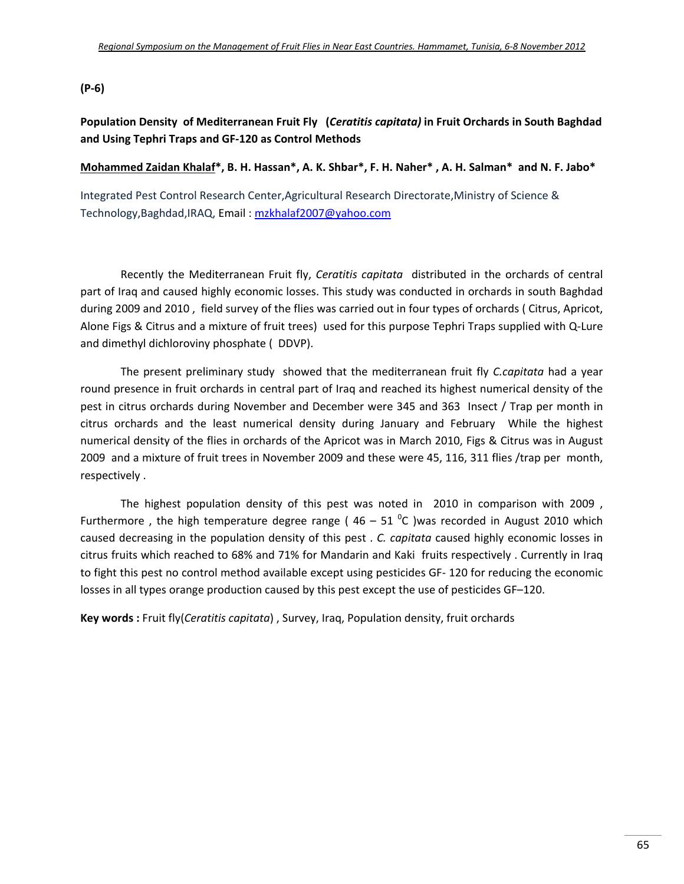**(P-6)**

## Population Density of Mediterranean Fruit Fly (*Ceratitis capitata)* in Fruit Orchards in South Baghdad and Using Tephri Traps and GF-120 as Control Methods

**Mohammed Zaidan Khalaf\*, B. H. Hassan\*, A. K. Shbar\*, F. H. Naher\* , A. H. Salman\* and N. F. Jabo\***

Integrated Pest Control Research Center,Agricultural Research Directorate,Ministry of Science & Technology,Baghdad,IRAQ, Email : mzkhalaf2007@yahoo.com

Recently the Mediterranean Fruit fly, *Ceratitis capitata* distributed in the orchards of central part of Iraq and caused highly economic losses. This study was conducted in orchards in south Baghdad during 2009 and 2010 , field survey of the flies was carried out in four types of orchards ( Citrus, Apricot, Alone Figs & Citrus and a mixture of fruit trees) used for this purpose Tephri Traps supplied with Q-Lure and dimethyl dichloroviny phosphate ( DDVP).

The present preliminary study showed that the mediterranean fruit fly *C.capitata* had a year round presence in fruit orchards in central part of Iraq and reached its highest numerical density of the pest in citrus orchards during November and December were 345 and 363 Insect / Trap per month in citrus orchards and the least numerical density during January and February While the highest numerical density of the flies in orchards of the Apricot was in March 2010, Figs & Citrus was in August 2009 and a mixture of fruit trees in November 2009 and these were 45, 116, 311 flies /trap per month, respectively .

The highest population density of this pest was noted in 2010 in comparison with 2009 , Furthermore , the high temperature degree range ( 46 – 51 $^{0}$C )was recorded in August 2010 which caused decreasing in the population density of this pest . *C. capitata* caused highly economic losses in citrus fruits which reached to 68% and 71% for Mandarin and Kaki fruits respectively . Currently in Iraq to fight this pest no control method available except using pesticides GF- 120 for reducing the economic losses in all types orange production caused by this pest except the use of pesticides GF–120.

**Key words :** Fruit fly(*Ceratitis capitata*) , Survey, Iraq, Population density, fruit orchards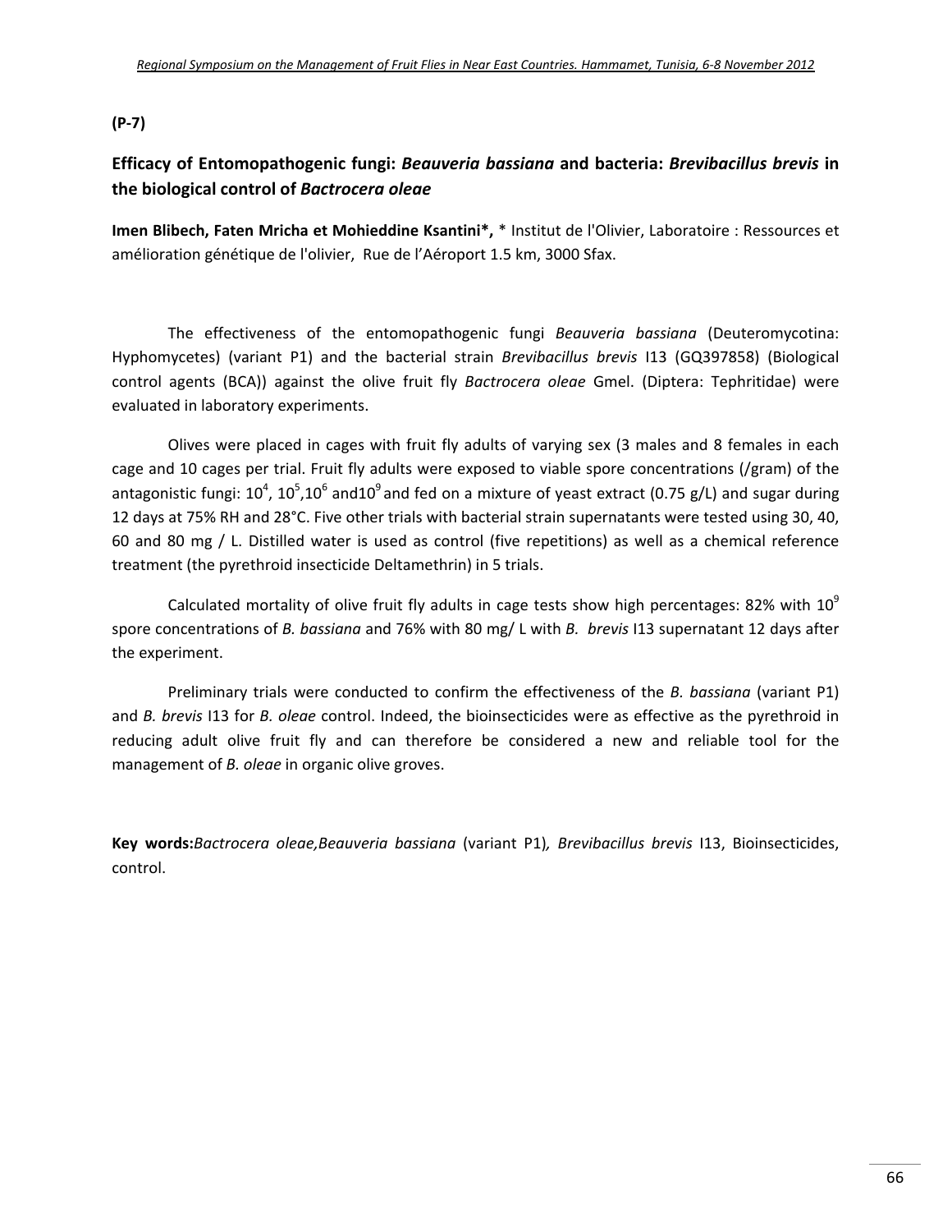**(P-7)**

## Efficacy of Entomopathogenic fungi: *Beauveria bassiana* and bacteria: *Brevibacillus brevis* in the biological control of *Bactrocera oleae*

**Imen Blibech, Faten Mricha et Mohieddine Ksantini\*,** \* Institut de l'Olivier, Laboratoire : Ressources et amélioration génétique de l'olivier, Rue de l'Aéroport 1.5 km, 3000 Sfax.

The effectiveness of the entomopathogenic fungi *Beauveria bassiana* (Deuteromycotina: Hyphomycetes) (variant P1) and the bacterial strain *Brevibacillus brevis* I13 (GQ397858) (Biological control agents (BCA)) against the olive fruit fly *Bactrocera oleae* Gmel. (Diptera: Tephritidae) were evaluated in laboratory experiments.

Olives were placed in cages with fruit fly adults of varying sex (3 males and 8 females in each cage and 10 cages per trial. Fruit fly adults were exposed to viable spore concentrations (/gram) of the antagonistic fungi: $10^4$, $10^5$,$10^6$ and$10^9$ and fed on a mixture of yeast extract (0.75 g/L) and sugar during 12 days at 75% RH and 28°C. Five other trials with bacterial strain supernatants were tested using 30, 40, 60 and 80 mg / L. Distilled water is used as control (five repetitions) as well as a chemical reference treatment (the pyrethroid insecticide Deltamethrin) in 5 trials.

Calculated mortality of olive fruit fly adults in cage tests show high percentages: 82% with $10^9$ spore concentrations of *B. bassiana* and 76% with 80 mg/ L with *B. brevis* I13 supernatant 12 days after the experiment.

Preliminary trials were conducted to confirm the effectiveness of the *B. bassiana* (variant P1) and *B. brevis* I13 for *B. oleae* control. Indeed, the bioinsecticides were as effective as the pyrethroid in reducing adult olive fruit fly and can therefore be considered a new and reliable tool for the management of *B. oleae* in organic olive groves.

**Key words:***Bactrocera oleae,Beauveria bassiana* (variant P1)*, Brevibacillus brevis* I13, Bioinsecticides, control.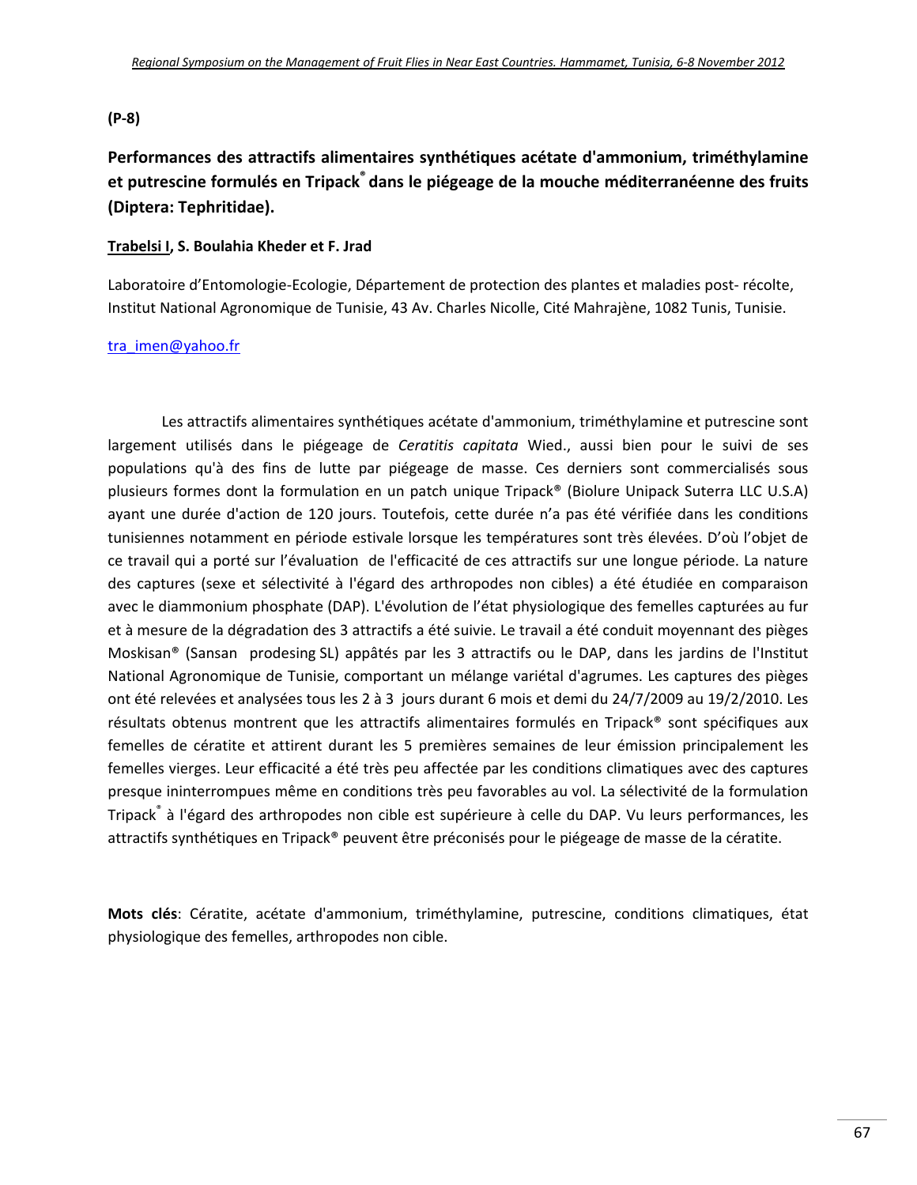**(P-8)**

## Performances des attractifs alimentaires synthétiques acétate d'ammonium, triméthylamine et putrescine formulés en Tripack® dans le piégeage de la mouche méditerranéenne des fruits (Diptera: Tephritidae).

**Trabelsi I, S. Boulahia Kheder et F. Jrad**

Laboratoire d'Entomologie-Ecologie, Département de protection des plantes et maladies post- récolte, Institut National Agronomique de Tunisie, 43 Av. Charles Nicolle, Cité Mahrajène, 1082 Tunis, Tunisie.

tra_imen@yahoo.fr

Les attractifs alimentaires synthétiques acétate d'ammonium, triméthylamine et putrescine sont largement utilisés dans le piégeage de *Ceratitis capitata* Wied., aussi bien pour le suivi de ses populations qu'à des fins de lutte par piégeage de masse. Ces derniers sont commercialisés sous plusieurs formes dont la formulation en un patch unique Tripack® (Biolure Unipack Suterra LLC U.S.A) ayant une durée d'action de 120 jours. Toutefois, cette durée n'a pas été vérifiée dans les conditions tunisiennes notamment en période estivale lorsque les températures sont très élevées. D'où l'objet de ce travail qui a porté sur l'évaluation de l'efficacité de ces attractifs sur une longue période. La nature des captures (sexe et sélectivité à l'égard des arthropodes non cibles) a été étudiée en comparaison avec le diammonium phosphate (DAP). L'évolution de l'état physiologique des femelles capturées au fur et à mesure de la dégradation des 3 attractifs a été suivie. Le travail a été conduit moyennant des pièges Moskisan® (Sansan prodesing SL) appâtés par les 3 attractifs ou le DAP, dans les jardins de l'Institut National Agronomique de Tunisie, comportant un mélange variétal d'agrumes. Les captures des pièges ont été relevées et analysées tous les 2 à 3 jours durant 6 mois et demi du 24/7/2009 au 19/2/2010. Les résultats obtenus montrent que les attractifs alimentaires formulés en Tripack® sont spécifiques aux femelles de cératite et attirent durant les 5 premières semaines de leur émission principalement les femelles vierges. Leur efficacité a été très peu affectée par les conditions climatiques avec des captures presque ininterrompues même en conditions très peu favorables au vol. La sélectivité de la formulation Tripack® à l'égard des arthropodes non cible est supérieure à celle du DAP. Vu leurs performances, les attractifs synthétiques en Tripack® peuvent être préconisés pour le piégeage de masse de la cératite.

**Mots clés**: Cératite, acétate d'ammonium, triméthylamine, putrescine, conditions climatiques, état physiologique des femelles, arthropodes non cible.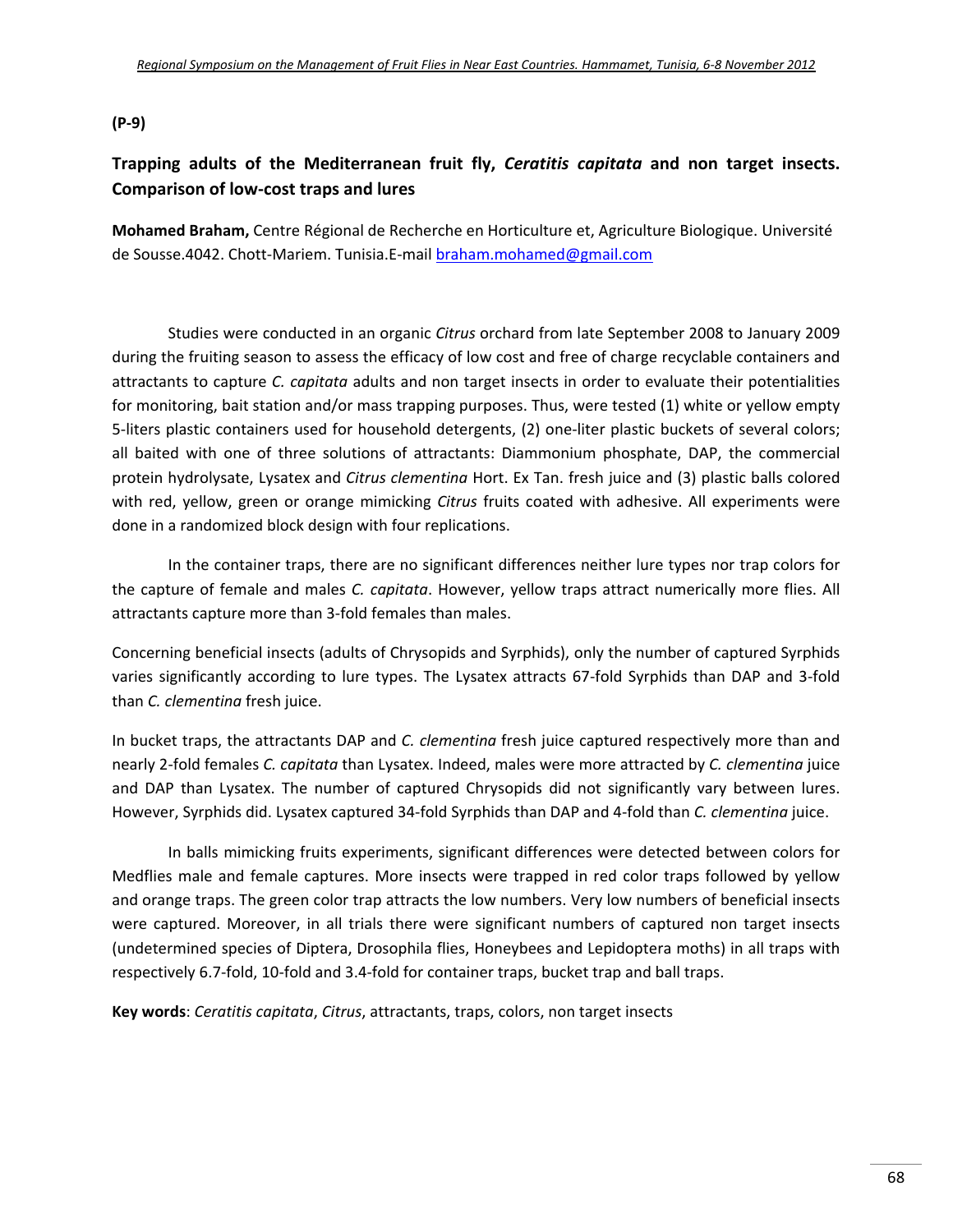**(P-9)**

## Trapping adults of the Mediterranean fruit fly, *Ceratitis capitata* and non target insects. Comparison of low-cost traps and lures

**Mohamed Braham,** Centre Régional de Recherche en Horticulture et, Agriculture Biologique. Université de Sousse.4042. Chott-Mariem. Tunisia.E-mail braham.mohamed@gmail.com

Studies were conducted in an organic *Citrus* orchard from late September 2008 to January 2009 during the fruiting season to assess the efficacy of low cost and free of charge recyclable containers and attractants to capture *C. capitata* adults and non target insects in order to evaluate their potentialities for monitoring, bait station and/or mass trapping purposes. Thus, were tested (1) white or yellow empty 5-liters plastic containers used for household detergents, (2) one-liter plastic buckets of several colors; all baited with one of three solutions of attractants: Diammonium phosphate, DAP, the commercial protein hydrolysate, Lysatex and *Citrus clementina* Hort. Ex Tan. fresh juice and (3) plastic balls colored with red, yellow, green or orange mimicking *Citrus* fruits coated with adhesive. All experiments were done in a randomized block design with four replications.

In the container traps, there are no significant differences neither lure types nor trap colors for the capture of female and males *C. capitata*. However, yellow traps attract numerically more flies. All attractants capture more than 3-fold females than males.

Concerning beneficial insects (adults of Chrysopids and Syrphids), only the number of captured Syrphids varies significantly according to lure types. The Lysatex attracts 67-fold Syrphids than DAP and 3-fold than *C. clementina* fresh juice.

In bucket traps, the attractants DAP and *C. clementina* fresh juice captured respectively more than and nearly 2-fold females *C. capitata* than Lysatex. Indeed, males were more attracted by *C. clementina* juice and DAP than Lysatex. The number of captured Chrysopids did not significantly vary between lures. However, Syrphids did. Lysatex captured 34-fold Syrphids than DAP and 4-fold than *C. clementina* juice.

In balls mimicking fruits experiments, significant differences were detected between colors for Medflies male and female captures. More insects were trapped in red color traps followed by yellow and orange traps. The green color trap attracts the low numbers. Very low numbers of beneficial insects were captured. Moreover, in all trials there were significant numbers of captured non target insects (undetermined species of Diptera, Drosophila flies, Honeybees and Lepidoptera moths) in all traps with respectively 6.7-fold, 10-fold and 3.4-fold for container traps, bucket trap and ball traps.

**Key words**: *Ceratitis capitata*, *Citrus*, attractants, traps, colors, non target insects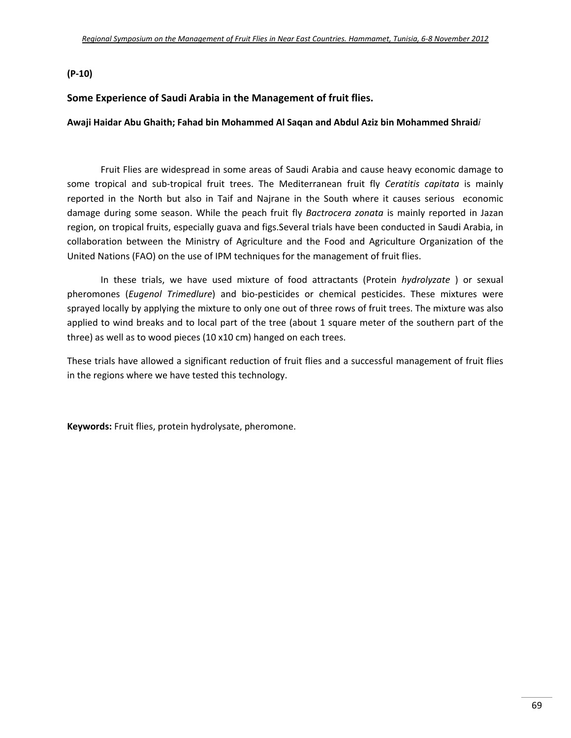**(P-10)**

## Some Experience of Saudi Arabia in the Management of fruit flies.

**Awaji Haidar Abu Ghaith; Fahad bin Mohammed Al Saqan and Abdul Aziz bin Mohammed Shraid*i***

Fruit Flies are widespread in some areas of Saudi Arabia and cause heavy economic damage to some tropical and sub-tropical fruit trees. The Mediterranean fruit fly *Ceratitis capitata* is mainly reported in the North but also in Taif and Najrane in the South where it causes serious economic damage during some season. While the peach fruit fly *Bactrocera zonata* is mainly reported in Jazan region, on tropical fruits, especially guava and figs.Several trials have been conducted in Saudi Arabia, in collaboration between the Ministry of Agriculture and the Food and Agriculture Organization of the United Nations (FAO) on the use of IPM techniques for the management of fruit flies.

In these trials, we have used mixture of food attractants (Protein *hydrolyzate* ) or sexual pheromones (*Eugenol Trimedlure*) and bio-pesticides or chemical pesticides. These mixtures were sprayed locally by applying the mixture to only one out of three rows of fruit trees. The mixture was also applied to wind breaks and to local part of the tree (about 1 square meter of the southern part of the three) as well as to wood pieces (10 x10 cm) hanged on each trees.

These trials have allowed a significant reduction of fruit flies and a successful management of fruit flies in the regions where we have tested this technology.

**Keywords:** Fruit flies, protein hydrolysate, pheromone.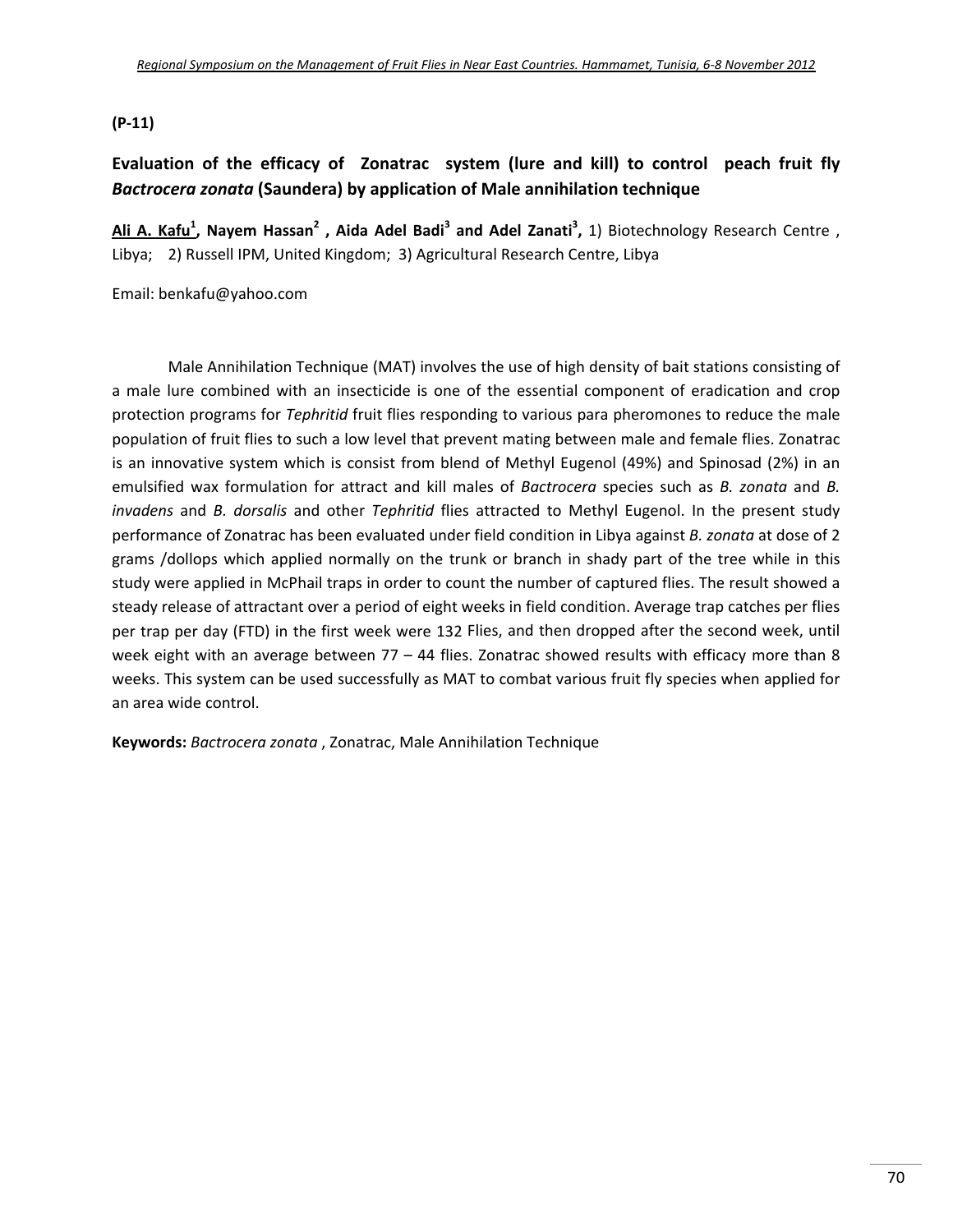**(P-11)**

## Evaluation of the efficacy of Zonatrac system (lure and kill) to control peach fruit fly *Bactrocera zonata* (Saundera) by application of Male annihilation technique

**<u>Ali A. Kafu</u>[1], Nayem Hassan[2] , Aida Adel Badi[3] and Adel Zanati[3],** 1) Biotechnology Research Centre , Libya; 2) Russell IPM, United Kingdom; 3) Agricultural Research Centre, Libya

Email: benkafu@yahoo.com

Male Annihilation Technique (MAT) involves the use of high density of bait stations consisting of a male lure combined with an insecticide is one of the essential component of eradication and crop protection programs for *Tephritid* fruit flies responding to various para pheromones to reduce the male population of fruit flies to such a low level that prevent mating between male and female flies. Zonatrac is an innovative system which is consist from blend of Methyl Eugenol (49%) and Spinosad (2%) in an emulsified wax formulation for attract and kill males of *Bactrocera* species such as *B. zonata* and *B. invadens* and *B. dorsalis* and other *Tephritid* flies attracted to Methyl Eugenol. In the present study performance of Zonatrac has been evaluated under field condition in Libya against *B. zonata* at dose of 2 grams /dollops which applied normally on the trunk or branch in shady part of the tree while in this study were applied in McPhail traps in order to count the number of captured flies. The result showed a steady release of attractant over a period of eight weeks in field condition. Average trap catches per flies per trap per day (FTD) in the first week were 132 Flies, and then dropped after the second week, until week eight with an average between 77 – 44 flies. Zonatrac showed results with efficacy more than 8 weeks. This system can be used successfully as MAT to combat various fruit fly species when applied for an area wide control.

**Keywords:** *Bactrocera zonata* , Zonatrac, Male Annihilation Technique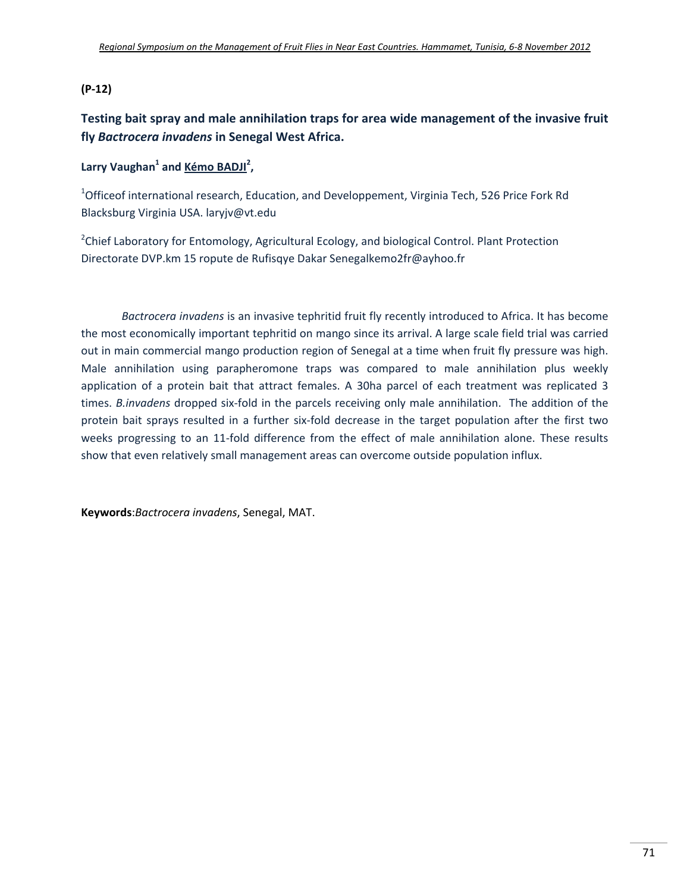**(P-12)**

## Testing bait spray and male annihilation traps for area wide management of the invasive fruit fly *Bactrocera invadens* in Senegal West Africa.

**Larry Vaughan[1] and <u>Kémo BADJI</u>[2],**

[1]Officeof international research, Education, and Developpement, Virginia Tech, 526 Price Fork Rd Blacksburg Virginia USA. laryjv@vt.edu

[2]Chief Laboratory for Entomology, Agricultural Ecology, and biological Control. Plant Protection Directorate DVP.km 15 ropute de Rufisqye Dakar Senegalkemo2fr@ayhoo.fr

*Bactrocera invadens* is an invasive tephritid fruit fly recently introduced to Africa. It has become the most economically important tephritid on mango since its arrival. A large scale field trial was carried out in main commercial mango production region of Senegal at a time when fruit fly pressure was high. Male annihilation using parapheromone traps was compared to male annihilation plus weekly application of a protein bait that attract females. A 30ha parcel of each treatment was replicated 3 times. *B.invadens* dropped six-fold in the parcels receiving only male annihilation. The addition of the protein bait sprays resulted in a further six-fold decrease in the target population after the first two weeks progressing to an 11-fold difference from the effect of male annihilation alone. These results show that even relatively small management areas can overcome outside population influx.

**Keywords**:*Bactrocera invadens*, Senegal, MAT.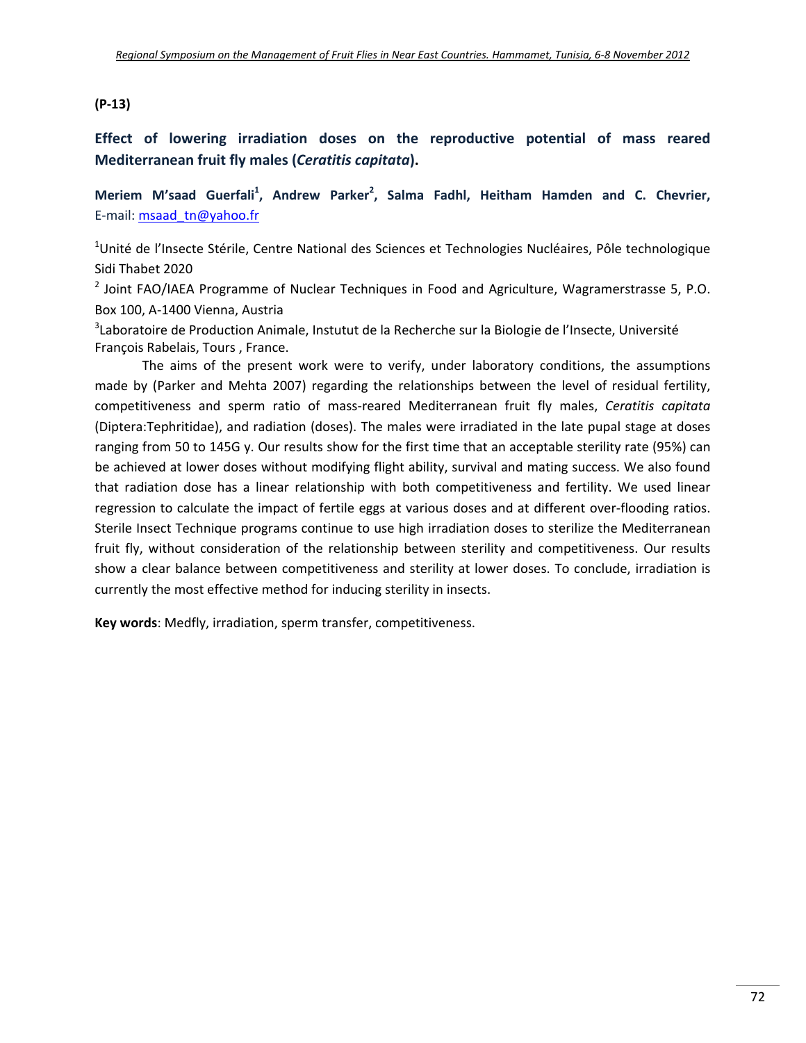**(P-13)**

## Effect of lowering irradiation doses on the reproductive potential of mass reared Mediterranean fruit fly males (*Ceratitis capitata*).

**Meriem M'saad Guerfali[1], Andrew Parker[2], Salma Fadhl, Heitham Hamden and C. Chevrier,**
E-mail: msaad_tn@yahoo.fr

[1]Unité de l'Insecte Stérile, Centre National des Sciences et Technologies Nucléaires, Pôle technologique Sidi Thabet 2020

[2] Joint FAO/IAEA Programme of Nuclear Techniques in Food and Agriculture, Wagramerstrasse 5, P.O. Box 100, A-1400 Vienna, Austria

[3]Laboratoire de Production Animale, Instutut de la Recherche sur la Biologie de l'Insecte, Université François Rabelais, Tours , France.

The aims of the present work were to verify, under laboratory conditions, the assumptions made by (Parker and Mehta 2007) regarding the relationships between the level of residual fertility, competitiveness and sperm ratio of mass-reared Mediterranean fruit fly males, *Ceratitis capitata* (Diptera:Tephritidae), and radiation (doses). The males were irradiated in the late pupal stage at doses ranging from 50 to 145G y. Our results show for the first time that an acceptable sterility rate (95%) can be achieved at lower doses without modifying flight ability, survival and mating success. We also found that radiation dose has a linear relationship with both competitiveness and fertility. We used linear regression to calculate the impact of fertile eggs at various doses and at different over-flooding ratios. Sterile Insect Technique programs continue to use high irradiation doses to sterilize the Mediterranean fruit fly, without consideration of the relationship between sterility and competitiveness. Our results show a clear balance between competitiveness and sterility at lower doses. To conclude, irradiation is currently the most effective method for inducing sterility in insects.

**Key words**: Medfly, irradiation, sperm transfer, competitiveness.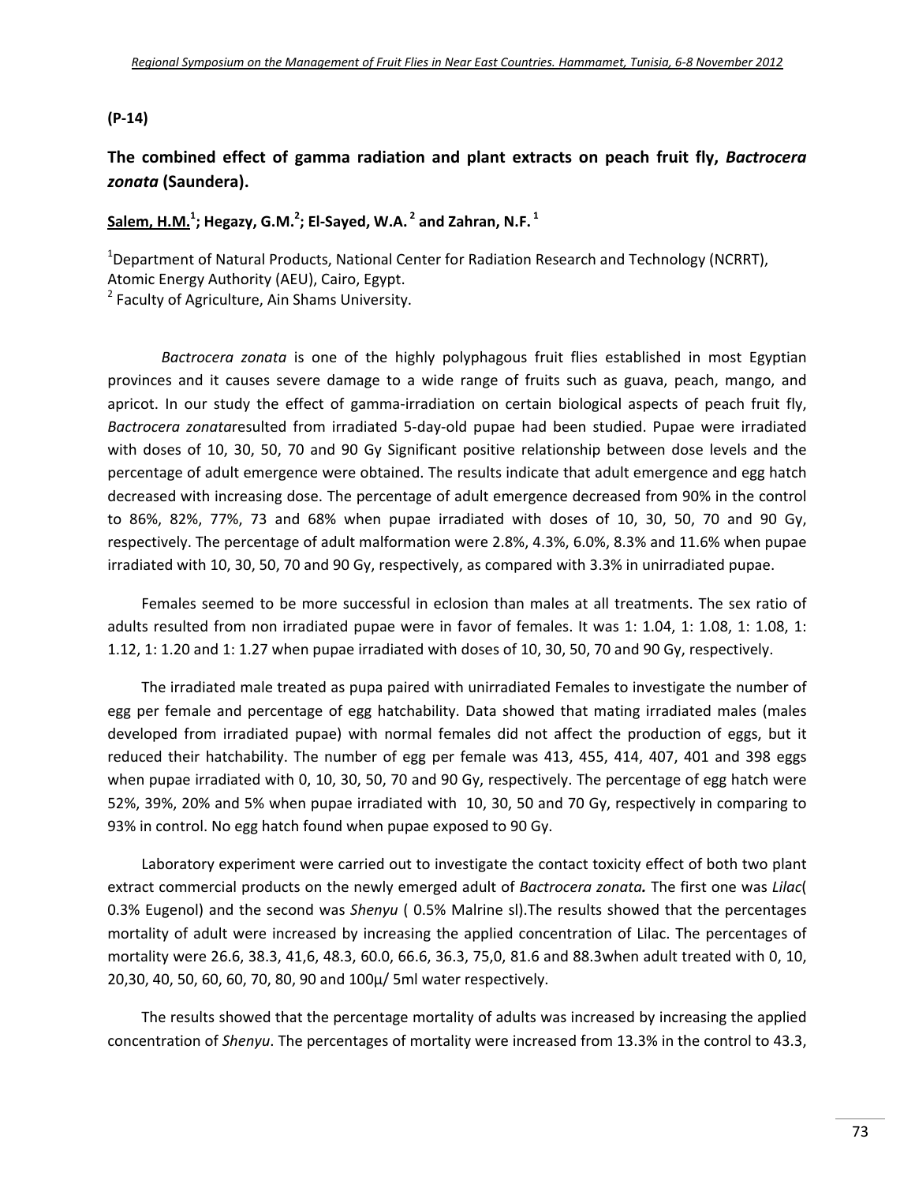**(P-14)**

## The combined effect of gamma radiation and plant extracts on peach fruit fly, *Bactrocera zonata* (Saundera).

**Salem, H.M.[1]; Hegazy, G.M.[2]; El-Sayed, W.A. [2] and Zahran, N.F. [1]**

[1]Department of Natural Products, National Center for Radiation Research and Technology (NCRRT), Atomic Energy Authority (AEU), Cairo, Egypt.
[2] Faculty of Agriculture, Ain Shams University.

*Bactrocera zonata* is one of the highly polyphagous fruit flies established in most Egyptian provinces and it causes severe damage to a wide range of fruits such as guava, peach, mango, and apricot. In our study the effect of gamma-irradiation on certain biological aspects of peach fruit fly, *Bactrocera zonata*resulted from irradiated 5-day-old pupae had been studied. Pupae were irradiated with doses of 10, 30, 50, 70 and 90 Gy Significant positive relationship between dose levels and the percentage of adult emergence were obtained. The results indicate that adult emergence and egg hatch decreased with increasing dose. The percentage of adult emergence decreased from 90% in the control to 86%, 82%, 77%, 73 and 68% when pupae irradiated with doses of 10, 30, 50, 70 and 90 Gy, respectively. The percentage of adult malformation were 2.8%, 4.3%, 6.0%, 8.3% and 11.6% when pupae irradiated with 10, 30, 50, 70 and 90 Gy, respectively, as compared with 3.3% in unirradiated pupae.

Females seemed to be more successful in eclosion than males at all treatments. The sex ratio of adults resulted from non irradiated pupae were in favor of females. It was 1: 1.04, 1: 1.08, 1: 1.08, 1: 1.12, 1: 1.20 and 1: 1.27 when pupae irradiated with doses of 10, 30, 50, 70 and 90 Gy, respectively.

The irradiated male treated as pupa paired with unirradiated Females to investigate the number of egg per female and percentage of egg hatchability. Data showed that mating irradiated males (males developed from irradiated pupae) with normal females did not affect the production of eggs, but it reduced their hatchability. The number of egg per female was 413, 455, 414, 407, 401 and 398 eggs when pupae irradiated with 0, 10, 30, 50, 70 and 90 Gy, respectively. The percentage of egg hatch were 52%, 39%, 20% and 5% when pupae irradiated with 10, 30, 50 and 70 Gy, respectively in comparing to 93% in control. No egg hatch found when pupae exposed to 90 Gy.

Laboratory experiment were carried out to investigate the contact toxicity effect of both two plant extract commercial products on the newly emerged adult of *Bactrocera zonata.* The first one was *Lilac*( 0.3% Eugenol) and the second was *Shenyu* ( 0.5% Malrine sl).The results showed that the percentages mortality of adult were increased by increasing the applied concentration of Lilac. The percentages of mortality were 26.6, 38.3, 41,6, 48.3, 60.0, 66.6, 36.3, 75,0, 81.6 and 88.3when adult treated with 0, 10, 20,30, 40, 50, 60, 60, 70, 80, 90 and 100µ/ 5ml water respectively.

The results showed that the percentage mortality of adults was increased by increasing the applied concentration of *Shenyu*. The percentages of mortality were increased from 13.3% in the control to 43.3,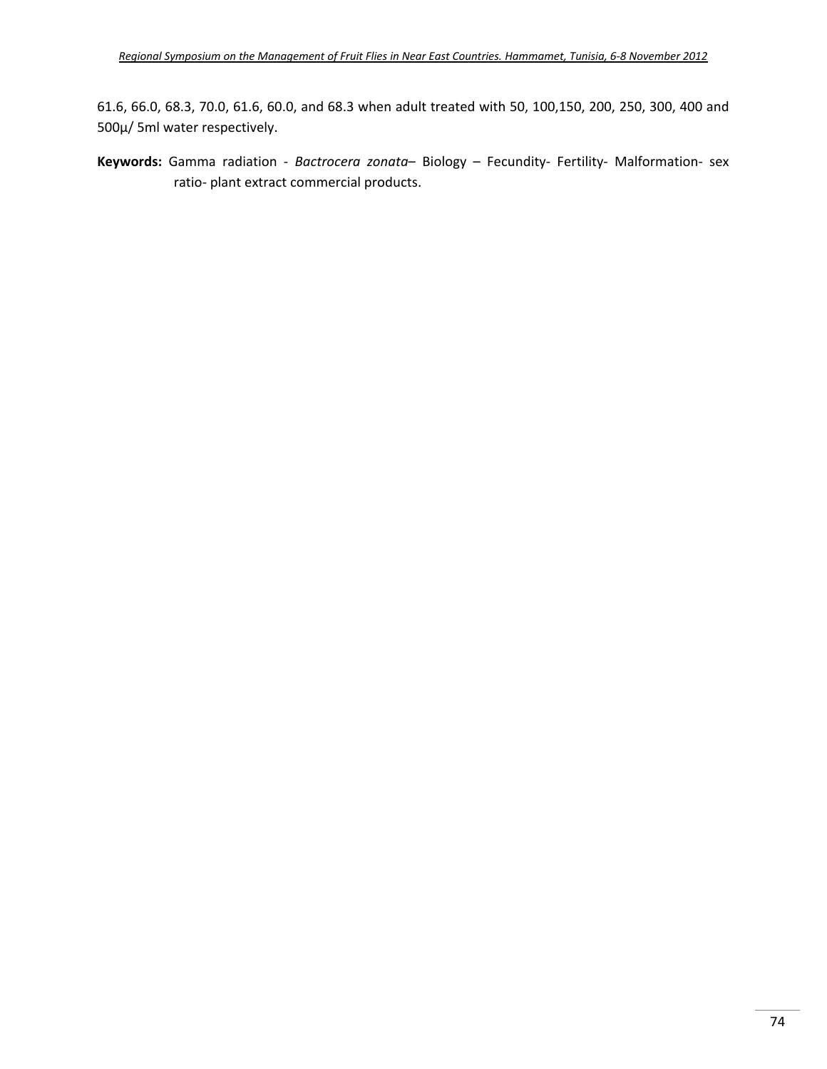61.6, 66.0, 68.3, 70.0, 61.6, 60.0, and 68.3 when adult treated with 50, 100,150, 200, 250, 300, 400 and 500µ/ 5ml water respectively.

**Keywords:** Gamma radiation - *Bactrocera zonata*– Biology – Fecundity- Fertility- Malformation- sex ratio- plant extract commercial products.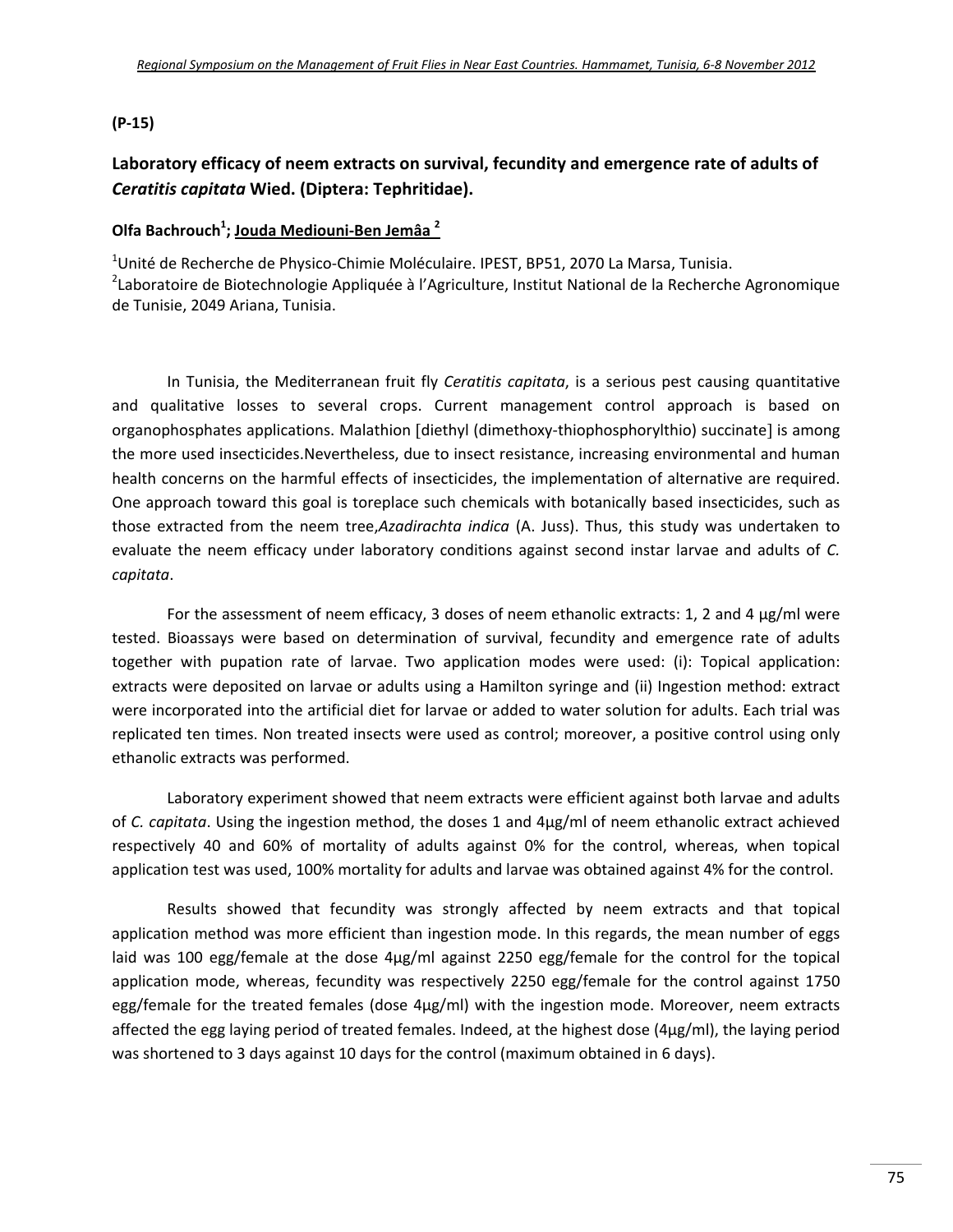**(P-15)**

## Laboratory efficacy of neem extracts on survival, fecundity and emergence rate of adults of *Ceratitis capitata* Wied. (Diptera: Tephritidae).

**Olfa Bachrouch[1]; Jouda Mediouni-Ben Jemâa [2]**

[1]Unité de Recherche de Physico-Chimie Moléculaire. IPEST, BP51, 2070 La Marsa, Tunisia.
[2]Laboratoire de Biotechnologie Appliquée à l'Agriculture, Institut National de la Recherche Agronomique de Tunisie, 2049 Ariana, Tunisia.

In Tunisia, the Mediterranean fruit fly *Ceratitis capitata*, is a serious pest causing quantitative and qualitative losses to several crops. Current management control approach is based on organophosphates applications. Malathion [diethyl (dimethoxy-thiophosphorylthio) succinate] is among the more used insecticides.Nevertheless, due to insect resistance, increasing environmental and human health concerns on the harmful effects of insecticides, the implementation of alternative are required. One approach toward this goal is toreplace such chemicals with botanically based insecticides, such as those extracted from the neem tree,*Azadirachta indica* (A. Juss). Thus, this study was undertaken to evaluate the neem efficacy under laboratory conditions against second instar larvae and adults of *C. capitata*.

For the assessment of neem efficacy, 3 doses of neem ethanolic extracts: 1, 2 and 4 µg/ml were tested. Bioassays were based on determination of survival, fecundity and emergence rate of adults together with pupation rate of larvae. Two application modes were used: (i): Topical application: extracts were deposited on larvae or adults using a Hamilton syringe and (ii) Ingestion method: extract were incorporated into the artificial diet for larvae or added to water solution for adults. Each trial was replicated ten times. Non treated insects were used as control; moreover, a positive control using only ethanolic extracts was performed.

Laboratory experiment showed that neem extracts were efficient against both larvae and adults of *C. capitata*. Using the ingestion method, the doses 1 and 4µg/ml of neem ethanolic extract achieved respectively 40 and 60% of mortality of adults against 0% for the control, whereas, when topical application test was used, 100% mortality for adults and larvae was obtained against 4% for the control.

Results showed that fecundity was strongly affected by neem extracts and that topical application method was more efficient than ingestion mode. In this regards, the mean number of eggs laid was 100 egg/female at the dose 4µg/ml against 2250 egg/female for the control for the topical application mode, whereas, fecundity was respectively 2250 egg/female for the control against 1750 egg/female for the treated females (dose 4µg/ml) with the ingestion mode. Moreover, neem extracts affected the egg laying period of treated females. Indeed, at the highest dose (4µg/ml), the laying period was shortened to 3 days against 10 days for the control (maximum obtained in 6 days).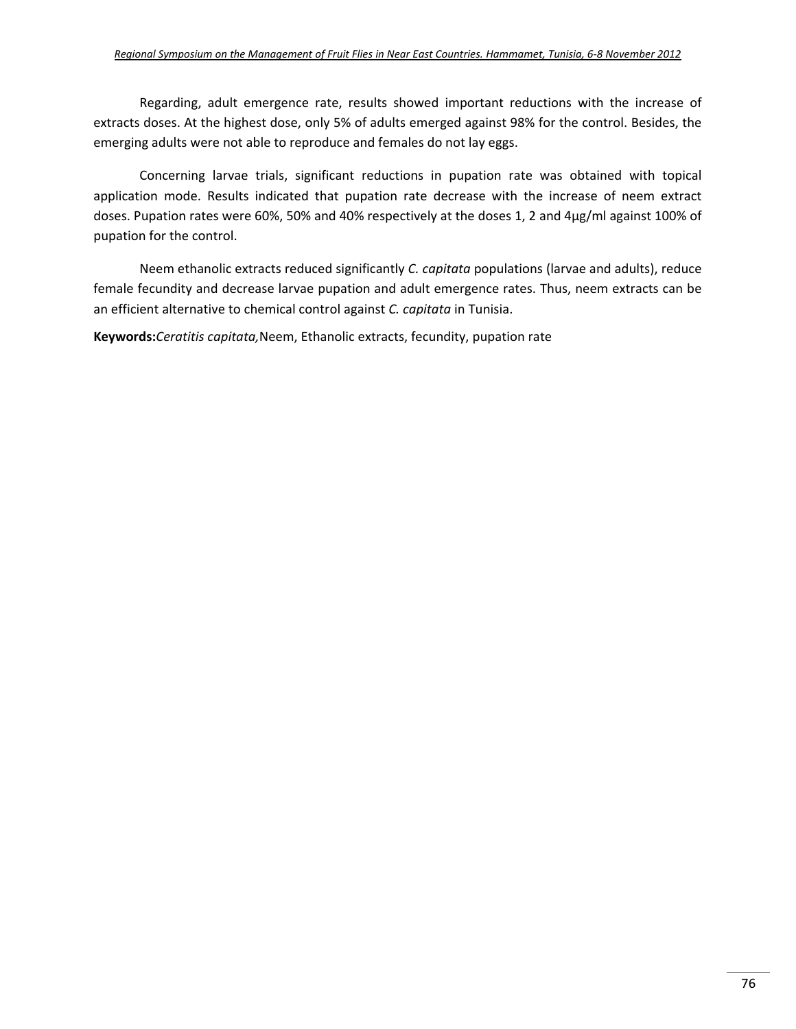Regarding, adult emergence rate, results showed important reductions with the increase of extracts doses. At the highest dose, only 5% of adults emerged against 98% for the control. Besides, the emerging adults were not able to reproduce and females do not lay eggs.

Concerning larvae trials, significant reductions in pupation rate was obtained with topical application mode. Results indicated that pupation rate decrease with the increase of neem extract doses. Pupation rates were 60%, 50% and 40% respectively at the doses 1, 2 and 4µg/ml against 100% of pupation for the control.

Neem ethanolic extracts reduced significantly *C. capitata* populations (larvae and adults), reduce female fecundity and decrease larvae pupation and adult emergence rates. Thus, neem extracts can be an efficient alternative to chemical control against *C. capitata* in Tunisia.

**Keywords:***Ceratitis capitata,*Neem, Ethanolic extracts, fecundity, pupation rate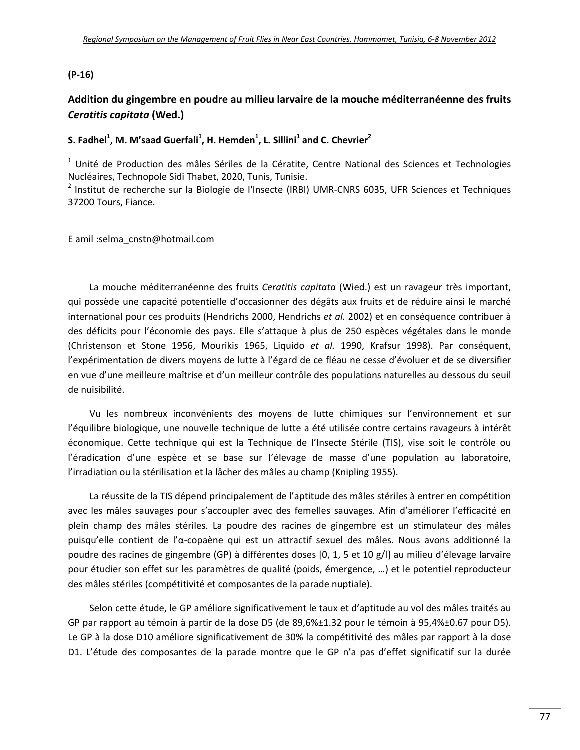(P-16)

## Addition du gingembre en poudre au milieu larvaire de la mouche méditerranéenne des fruits *Ceratitis capitata* (Wed.)

**S. Fadhel[1], M. M'saad Guerfali[1], H. Hemden[1], L. Sillini[1] and C. Chevrier[2]**

[1] Unité de Production des mâles Sériles de la Cératite, Centre National des Sciences et Technologies Nucléaires, Technopole Sidi Thabet, 2020, Tunis, Tunisie.
[2] Institut de recherche sur la Biologie de l'Insecte (IRBI) UMR-CNRS 6035, UFR Sciences et Techniques 37200 Tours, Fiance.

E amil :selma_cnstn@hotmail.com

La mouche méditerranéenne des fruits *Ceratitis capitata* (Wied.) est un ravageur très important, qui possède une capacité potentielle d'occasionner des dégâts aux fruits et de réduire ainsi le marché international pour ces produits (Hendrichs 2000, Hendrichs *et al.* 2002) et en conséquence contribuer à des déficits pour l'économie des pays. Elle s'attaque à plus de 250 espèces végétales dans le monde (Christenson et Stone 1956, Mourikis 1965, Liquido *et al.* 1990, Krafsur 1998). Par conséquent, l'expérimentation de divers moyens de lutte à l'égard de ce fléau ne cesse d'évoluer et de se diversifier en vue d'une meilleure maîtrise et d'un meilleur contrôle des populations naturelles au dessous du seuil de nuisibilité.

Vu les nombreux inconvénients des moyens de lutte chimiques sur l'environnement et sur l'équilibre biologique, une nouvelle technique de lutte a été utilisée contre certains ravageurs à intérêt économique. Cette technique qui est la Technique de l'Insecte Stérile (TIS), vise soit le contrôle ou l'éradication d'une espèce et se base sur l'élevage de masse d'une population au laboratoire, l'irradiation ou la stérilisation et la lâcher des mâles au champ (Knipling 1955).

La réussite de la TIS dépend principalement de l'aptitude des mâles stériles à entrer en compétition avec les mâles sauvages pour s'accoupler avec des femelles sauvages. Afin d'améliorer l'efficacité en plein champ des mâles stériles. La poudre des racines de gingembre est un stimulateur des mâles puisqu'elle contient de l'α-copaène qui est un attractif sexuel des mâles. Nous avons additionné la poudre des racines de gingembre (GP) à différentes doses [0, 1, 5 et 10 g/l] au milieu d'élevage larvaire pour étudier son effet sur les paramètres de qualité (poids, émergence, …) et le potentiel reproducteur des mâles stériles (compétitivité et composantes de la parade nuptiale).

Selon cette étude, le GP améliore significativement le taux et d'aptitude au vol des mâles traités au GP par rapport au témoin à partir de la dose D5 (de 89,6%±1.32 pour le témoin à 95,4%±0.67 pour D5). Le GP à la dose D10 améliore significativement de 30% la compétitivité des mâles par rapport à la dose D1. L'étude des composantes de la parade montre que le GP n'a pas d'effet significatif sur la durée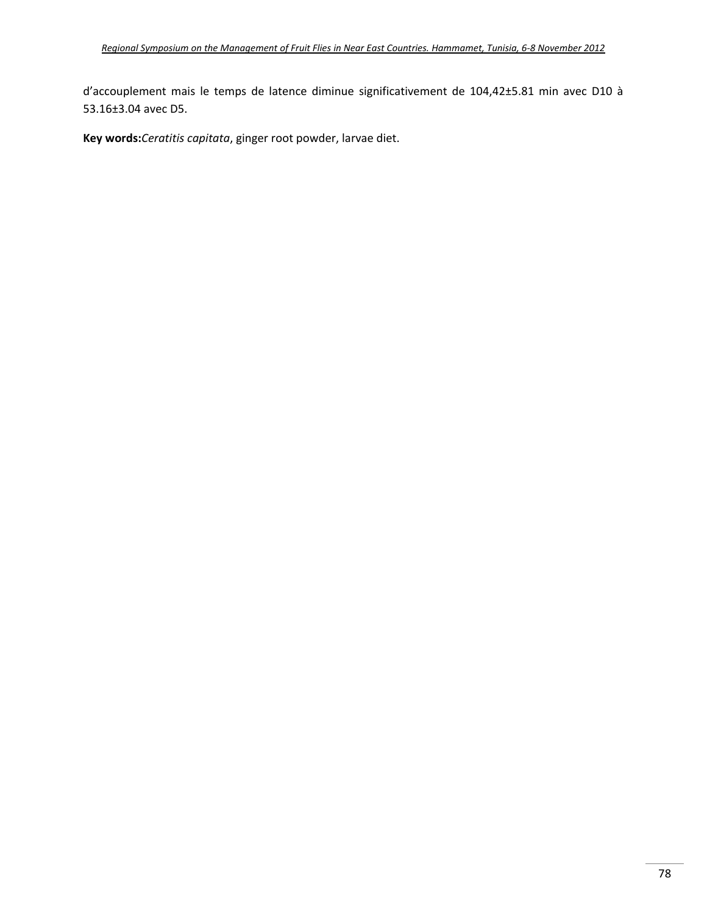d'accouplement mais le temps de latence diminue significativement de 104,42±5.81 min avec D10 à 53.16±3.04 avec D5.

**Key words:** *Ceratitis capitata*, ginger root powder, larvae diet.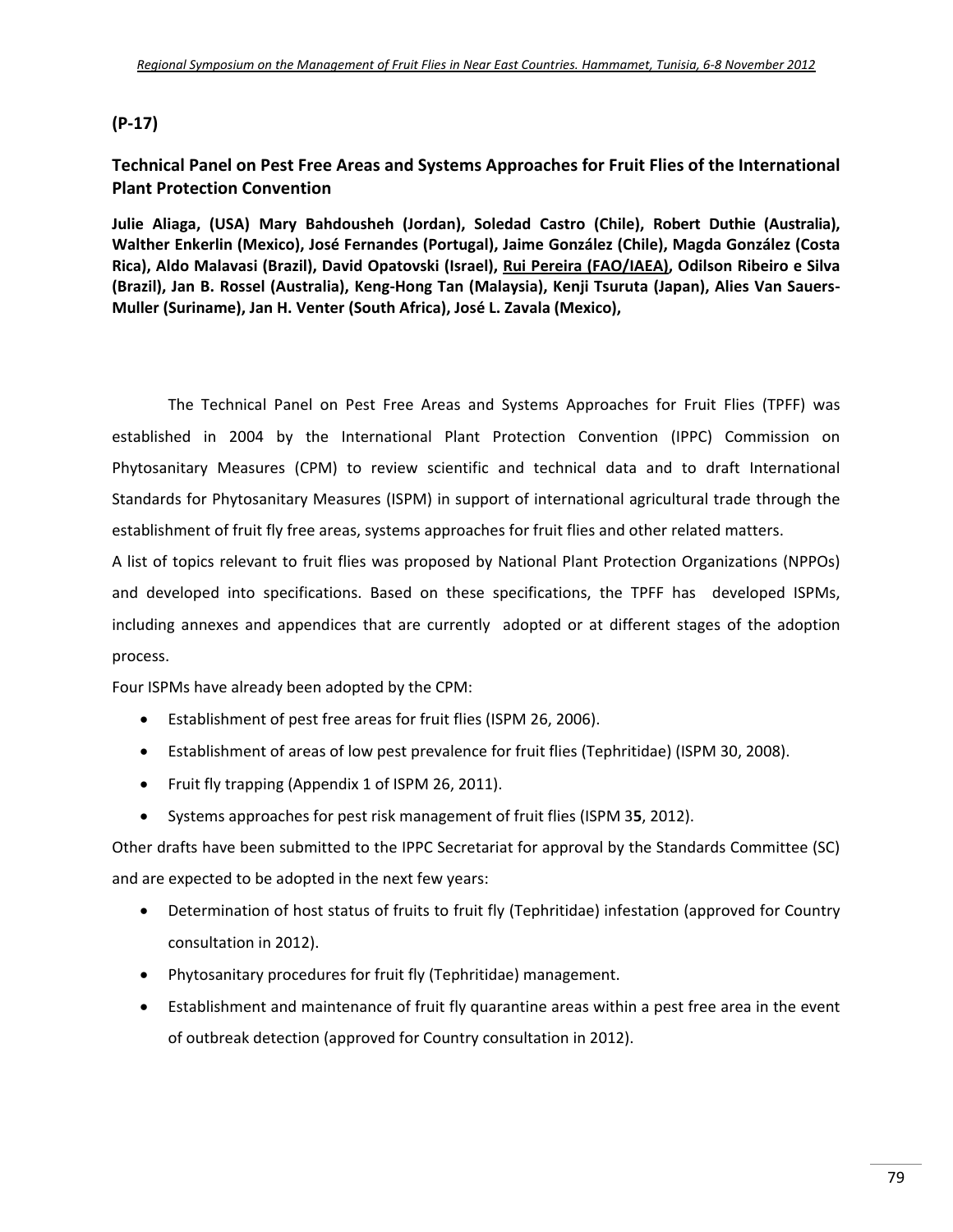**(P-17)**

## Technical Panel on Pest Free Areas and Systems Approaches for Fruit Flies of the International Plant Protection Convention

**Julie Aliaga, (USA) Mary Bahdousheh (Jordan), Soledad Castro (Chile), Robert Duthie (Australia), Walther Enkerlin (Mexico), José Fernandes (Portugal), Jaime González (Chile), Magda González (Costa Rica), Aldo Malavasi (Brazil), David Opatovski (Israel), Rui Pereira (FAO/IAEA), Odilson Ribeiro e Silva (Brazil), Jan B. Rossel (Australia), Keng-Hong Tan (Malaysia), Kenji Tsuruta (Japan), Alies Van Sauers-Muller (Suriname), Jan H. Venter (South Africa), José L. Zavala (Mexico),**

The Technical Panel on Pest Free Areas and Systems Approaches for Fruit Flies (TPFF) was established in 2004 by the International Plant Protection Convention (IPPC) Commission on Phytosanitary Measures (CPM) to review scientific and technical data and to draft International Standards for Phytosanitary Measures (ISPM) in support of international agricultural trade through the establishment of fruit fly free areas, systems approaches for fruit flies and other related matters.

A list of topics relevant to fruit flies was proposed by National Plant Protection Organizations (NPPOs) and developed into specifications. Based on these specifications, the TPFF has developed ISPMs, including annexes and appendices that are currently adopted or at different stages of the adoption process.

Four ISPMs have already been adopted by the CPM:

- Establishment of pest free areas for fruit flies (ISPM 26, 2006).
- Establishment of areas of low pest prevalence for fruit flies (Tephritidae) (ISPM 30, 2008).
- Fruit fly trapping (Appendix 1 of ISPM 26, 2011).
- Systems approaches for pest risk management of fruit flies (ISPM 3**5**, 2012).

Other drafts have been submitted to the IPPC Secretariat for approval by the Standards Committee (SC) and are expected to be adopted in the next few years:

- Determination of host status of fruits to fruit fly (Tephritidae) infestation (approved for Country consultation in 2012).
- Phytosanitary procedures for fruit fly (Tephritidae) management.
- Establishment and maintenance of fruit fly quarantine areas within a pest free area in the event of outbreak detection (approved for Country consultation in 2012).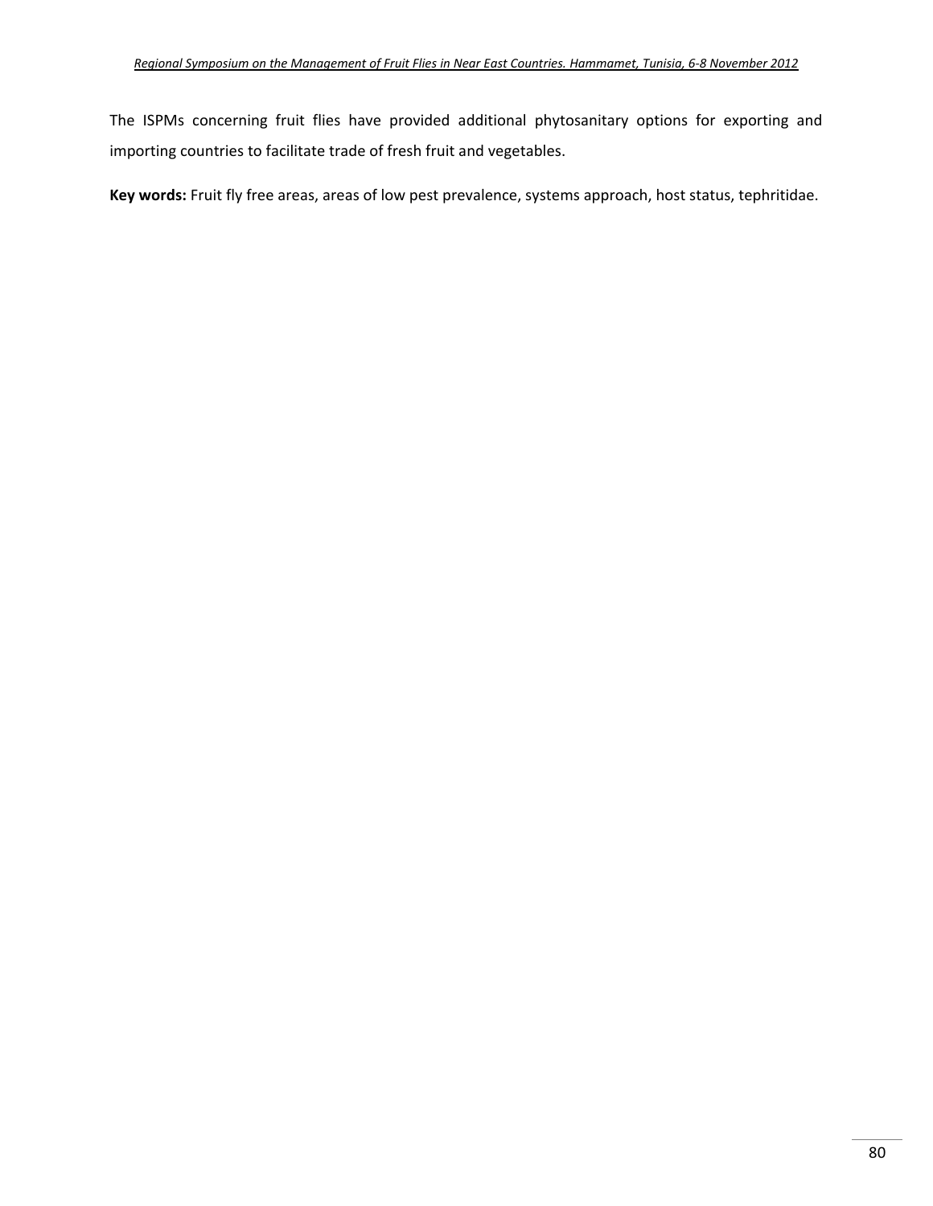The ISPMs concerning fruit flies have provided additional phytosanitary options for exporting and importing countries to facilitate trade of fresh fruit and vegetables.

**Key words:** Fruit fly free areas, areas of low pest prevalence, systems approach, host status, tephritidae.